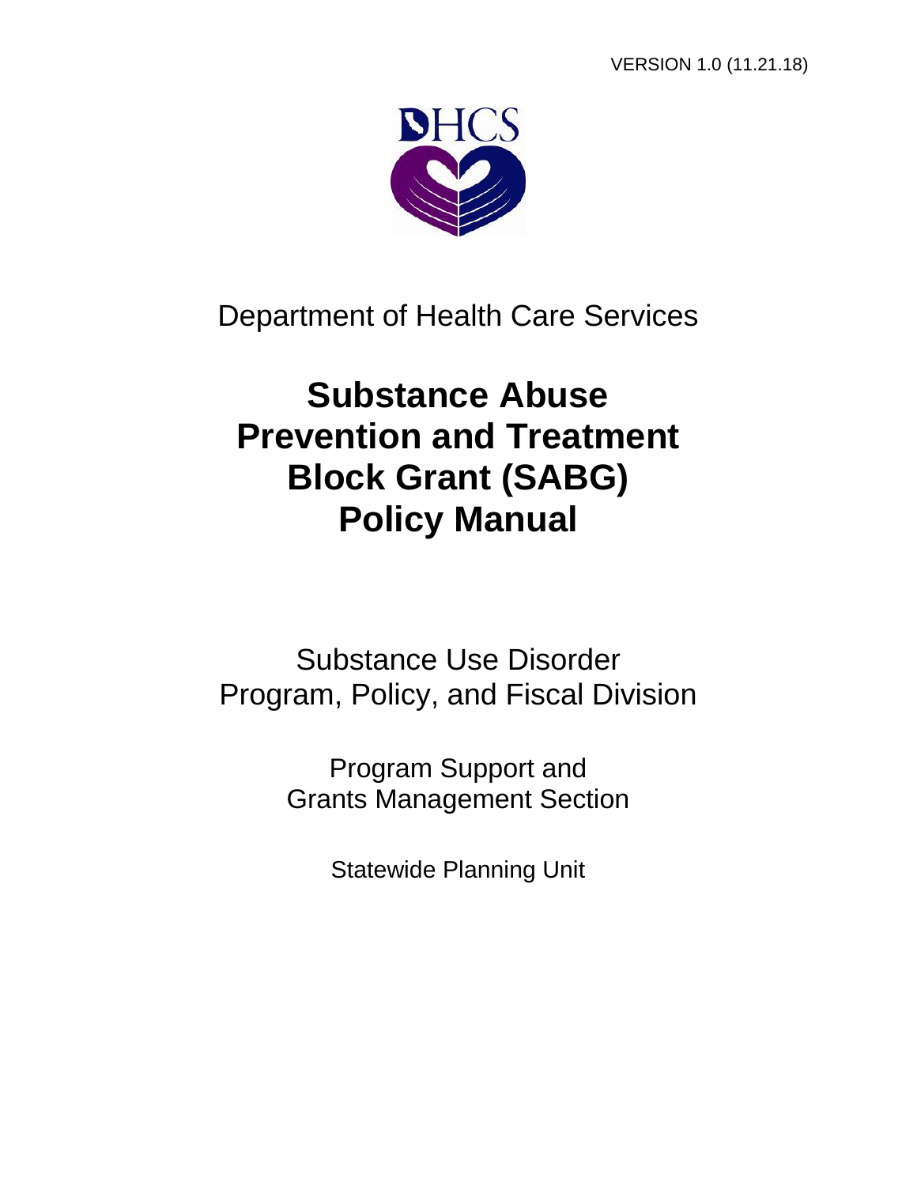VERSION 1.0 (11.21.18)

DHCS

Department of Health Care Services

# Substance Abuse Prevention and Treatment Block Grant (SABG) Policy Manual

Substance Use Disorder
Program, Policy, and Fiscal Division

Program Support and
Grants Management Section

Statewide Planning Unit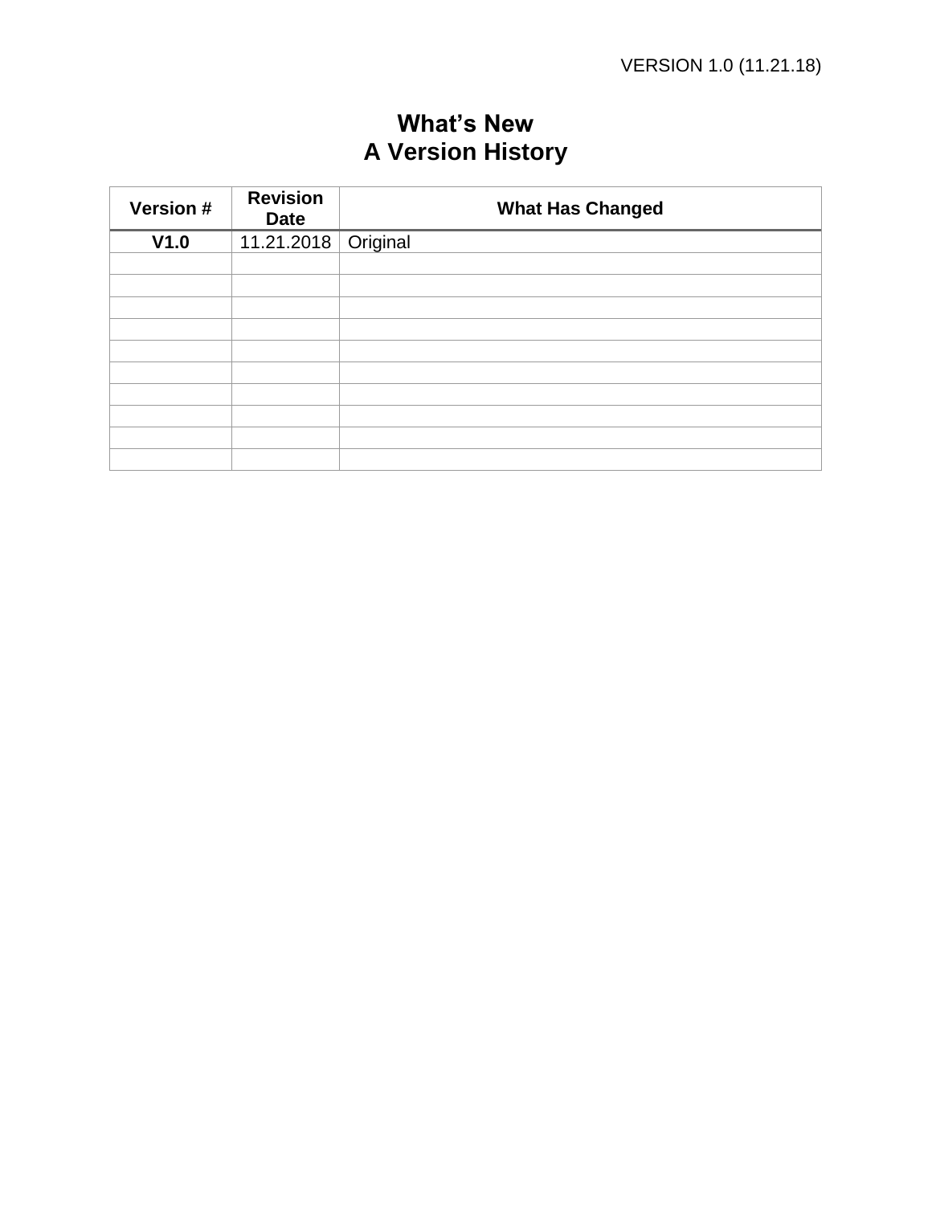# What's New
# A Version History

| Version # | Revision Date | What Has Changed |
|---|---|---|
| **V1.0** | 11.21.2018 | Original |
| | | |
| | | |
| | | |
| | | |
| | | |
| | | |
| | | |
| | | |
| | | |
| | | |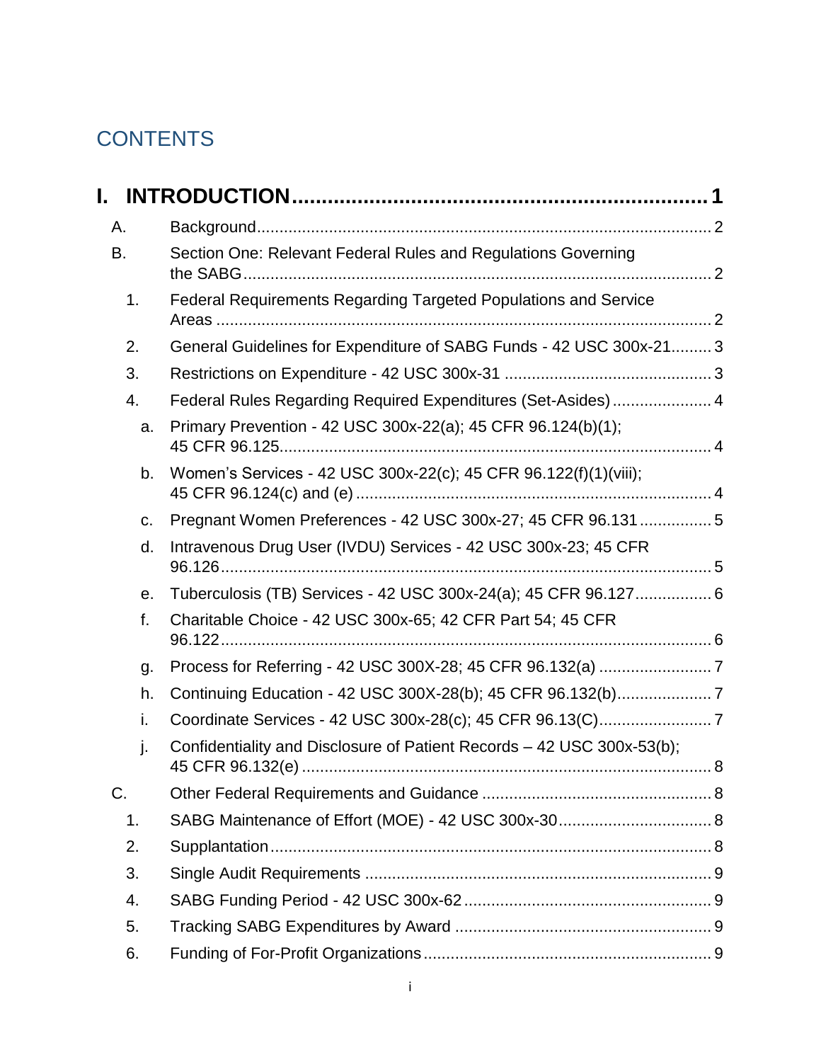## CONTENTS

**I. INTRODUCTION** .......... 1

- A. Background .......... 2
- B. Section One: Relevant Federal Rules and Regulations Governing the SABG .......... 2
  - 1. Federal Requirements Regarding Targeted Populations and Service Areas .......... 2
  - 2. General Guidelines for Expenditure of SABG Funds - 42 USC 300x-21 .......... 3
  - 3. Restrictions on Expenditure - 42 USC 300x-31 .......... 3
  - 4. Federal Rules Regarding Required Expenditures (Set-Asides) .......... 4
    - a. Primary Prevention - 42 USC 300x-22(a); 45 CFR 96.124(b)(1); 45 CFR 96.125 .......... 4
    - b. Women's Services - 42 USC 300x-22(c); 45 CFR 96.122(f)(1)(viii); 45 CFR 96.124(c) and (e) .......... 4
    - c. Pregnant Women Preferences - 42 USC 300x-27; 45 CFR 96.131 .......... 5
    - d. Intravenous Drug User (IVDU) Services - 42 USC 300x-23; 45 CFR 96.126 .......... 5
    - e. Tuberculosis (TB) Services - 42 USC 300x-24(a); 45 CFR 96.127 .......... 6
    - f. Charitable Choice - 42 USC 300x-65; 42 CFR Part 54; 45 CFR 96.122 .......... 6
    - g. Process for Referring - 42 USC 300X-28; 45 CFR 96.132(a) .......... 7
    - h. Continuing Education - 42 USC 300X-28(b); 45 CFR 96.132(b) .......... 7
    - i. Coordinate Services - 42 USC 300x-28(c); 45 CFR 96.13(C) .......... 7
    - j. Confidentiality and Disclosure of Patient Records – 42 USC 300x-53(b); 45 CFR 96.132(e) .......... 8
- C. Other Federal Requirements and Guidance .......... 8
  - 1. SABG Maintenance of Effort (MOE) - 42 USC 300x-30 .......... 8
  - 2. Supplantation .......... 8
  - 3. Single Audit Requirements .......... 9
  - 4. SABG Funding Period - 42 USC 300x-62 .......... 9
  - 5. Tracking SABG Expenditures by Award .......... 9
  - 6. Funding of For-Profit Organizations .......... 9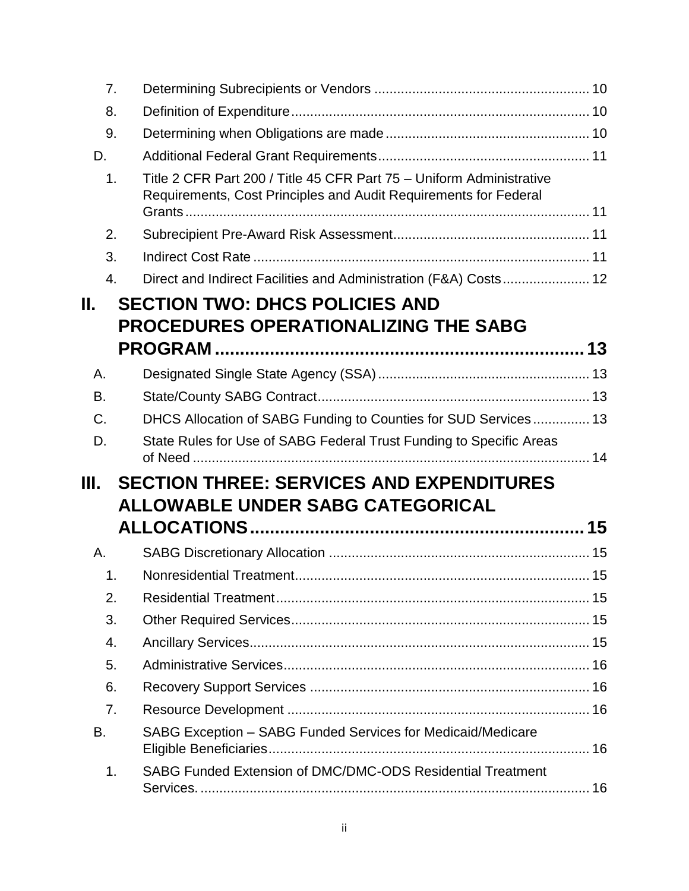7. Determining Subrecipients or Vendors ........................................................ 10

8. Definition of Expenditure.............................................................................. 10

9. Determining when Obligations are made..................................................... 10

D. Additional Federal Grant Requirements....................................................... 11

1. Title 2 CFR Part 200 / Title 45 CFR Part 75 – Uniform Administrative Requirements, Cost Principles and Audit Requirements for Federal Grants.......................................................................................................... 11

2. Subrecipient Pre-Award Risk Assessment.................................................... 11

3. Indirect Cost Rate ........................................................................................ 11

4. Direct and Indirect Facilities and Administration (F&A) Costs....................... 12

# II. SECTION TWO: DHCS POLICIES AND PROCEDURES OPERATIONALIZING THE SABG PROGRAM ........................................................................ 13

A. Designated Single State Agency (SSA)....................................................... 13

B. State/County SABG Contract....................................................................... 13

C. DHCS Allocation of SABG Funding to Counties for SUD Services............... 13

D. State Rules for Use of SABG Federal Trust Funding to Specific Areas of Need ....................................................................................................... 14

# III. SECTION THREE: SERVICES AND EXPENDITURES ALLOWABLE UNDER SABG CATEGORICAL ALLOCATIONS................................................................. 15

A. SABG Discretionary Allocation .................................................................... 15

1. Nonresidential Treatment............................................................................. 15

2. Residential Treatment.................................................................................. 15

3. Other Required Services.............................................................................. 15

4. Ancillary Services......................................................................................... 15

5. Administrative Services................................................................................ 16

6. Recovery Support Services ......................................................................... 16

7. Resource Development ............................................................................... 16

B. SABG Exception – SABG Funded Services for Medicaid/Medicare Eligible Beneficiaries..................................................................................... 16

1. SABG Funded Extension of DMC/DMC-ODS Residential Treatment Services. ...................................................................................................... 16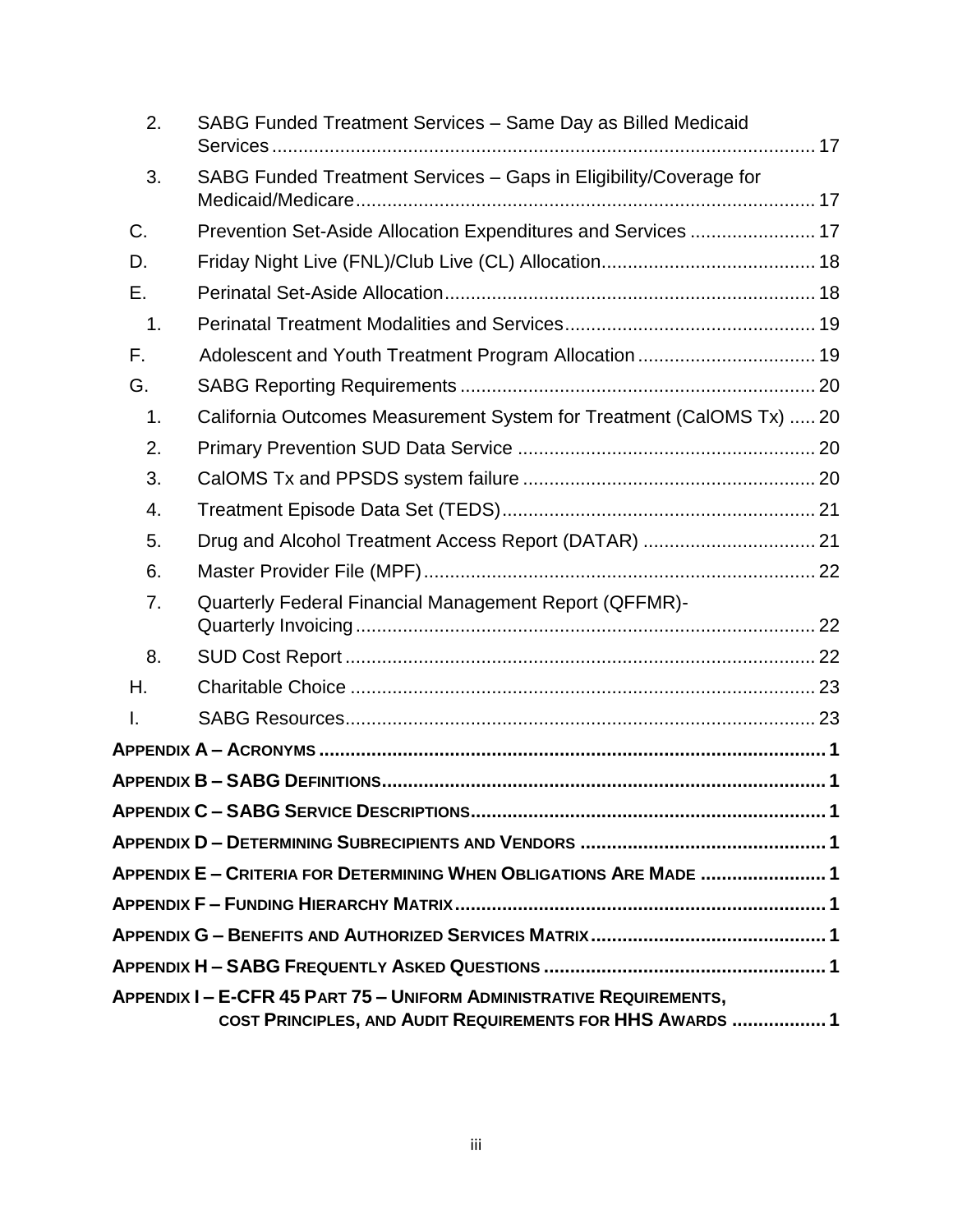2. SABG Funded Treatment Services – Same Day as Billed Medicaid Services ..... 17
3. SABG Funded Treatment Services – Gaps in Eligibility/Coverage for Medicaid/Medicare ..... 17

C. Prevention Set-Aside Allocation Expenditures and Services ..... 17

D. Friday Night Live (FNL)/Club Live (CL) Allocation ..... 18

E. Perinatal Set-Aside Allocation ..... 18

1. Perinatal Treatment Modalities and Services ..... 19

F. Adolescent and Youth Treatment Program Allocation ..... 19

G. SABG Reporting Requirements ..... 20

1. California Outcomes Measurement System for Treatment (CalOMS Tx) ..... 20
2. Primary Prevention SUD Data Service ..... 20
3. CalOMS Tx and PPSDS system failure ..... 20
4. Treatment Episode Data Set (TEDS) ..... 21
5. Drug and Alcohol Treatment Access Report (DATAR) ..... 21
6. Master Provider File (MPF) ..... 22
7. Quarterly Federal Financial Management Report (QFFMR)-Quarterly Invoicing ..... 22
8. SUD Cost Report ..... 22

H. Charitable Choice ..... 23

I. SABG Resources ..... 23

**APPENDIX A – ACRONYMS ..... 1**

**APPENDIX B – SABG DEFINITIONS ..... 1**

**APPENDIX C – SABG SERVICE DESCRIPTIONS ..... 1**

**APPENDIX D – DETERMINING SUBRECIPIENTS AND VENDORS ..... 1**

**APPENDIX E – CRITERIA FOR DETERMINING WHEN OBLIGATIONS ARE MADE ..... 1**

**APPENDIX F – FUNDING HIERARCHY MATRIX ..... 1**

**APPENDIX G – BENEFITS AND AUTHORIZED SERVICES MATRIX ..... 1**

**APPENDIX H – SABG FREQUENTLY ASKED QUESTIONS ..... 1**

**APPENDIX I – E-CFR 45 PART 75 – UNIFORM ADMINISTRATIVE REQUIREMENTS, COST PRINCIPLES, AND AUDIT REQUIREMENTS FOR HHS AWARDS ..... 1**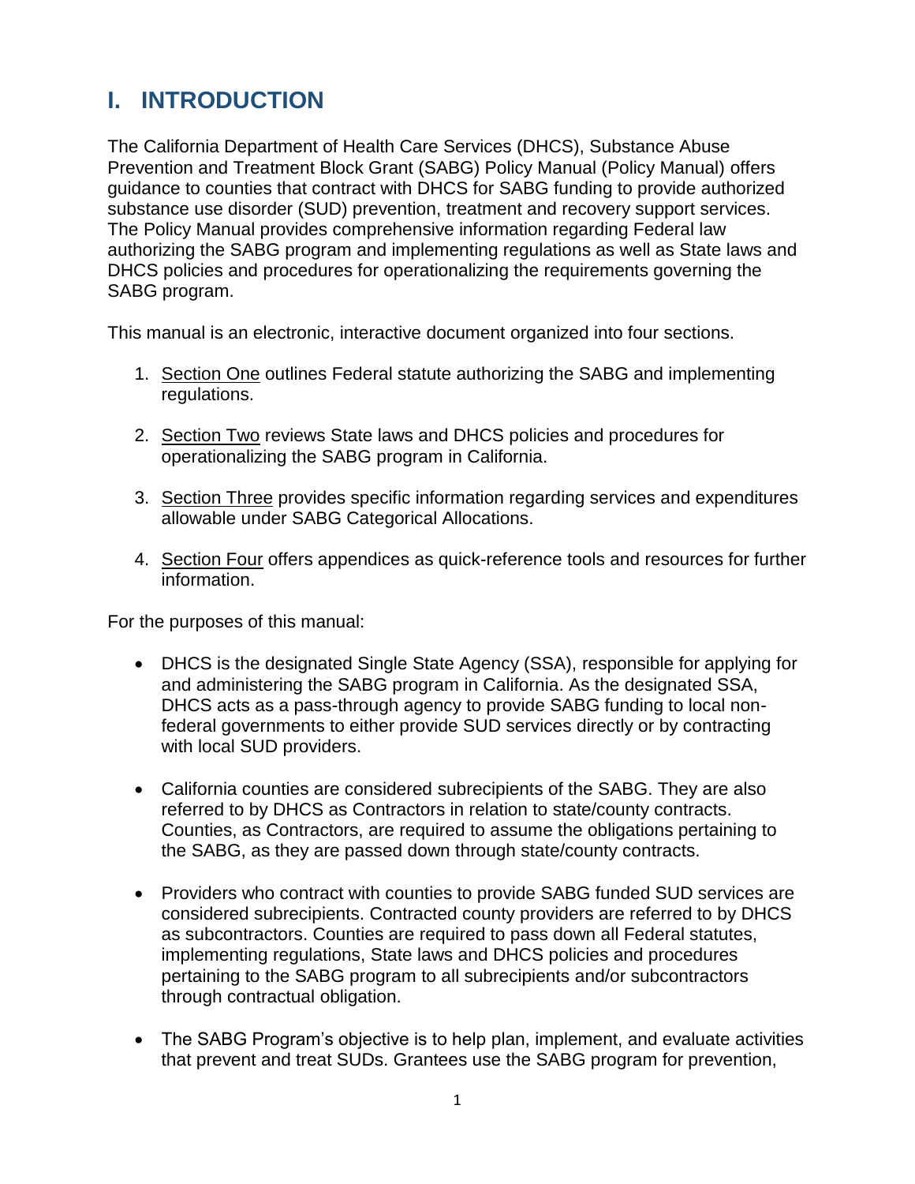# I. INTRODUCTION

The California Department of Health Care Services (DHCS), Substance Abuse Prevention and Treatment Block Grant (SABG) Policy Manual (Policy Manual) offers guidance to counties that contract with DHCS for SABG funding to provide authorized substance use disorder (SUD) prevention, treatment and recovery support services. The Policy Manual provides comprehensive information regarding Federal law authorizing the SABG program and implementing regulations as well as State laws and DHCS policies and procedures for operationalizing the requirements governing the SABG program.

This manual is an electronic, interactive document organized into four sections.

1. Section One outlines Federal statute authorizing the SABG and implementing regulations.

2. Section Two reviews State laws and DHCS policies and procedures for operationalizing the SABG program in California.

3. Section Three provides specific information regarding services and expenditures allowable under SABG Categorical Allocations.

4. Section Four offers appendices as quick-reference tools and resources for further information.

For the purposes of this manual:

- DHCS is the designated Single State Agency (SSA), responsible for applying for and administering the SABG program in California. As the designated SSA, DHCS acts as a pass-through agency to provide SABG funding to local non-federal governments to either provide SUD services directly or by contracting with local SUD providers.

- California counties are considered subrecipients of the SABG. They are also referred to by DHCS as Contractors in relation to state/county contracts. Counties, as Contractors, are required to assume the obligations pertaining to the SABG, as they are passed down through state/county contracts.

- Providers who contract with counties to provide SABG funded SUD services are considered subrecipients. Contracted county providers are referred to by DHCS as subcontractors. Counties are required to pass down all Federal statutes, implementing regulations, State laws and DHCS policies and procedures pertaining to the SABG program to all subrecipients and/or subcontractors through contractual obligation.

- The SABG Program's objective is to help plan, implement, and evaluate activities that prevent and treat SUDs. Grantees use the SABG program for prevention,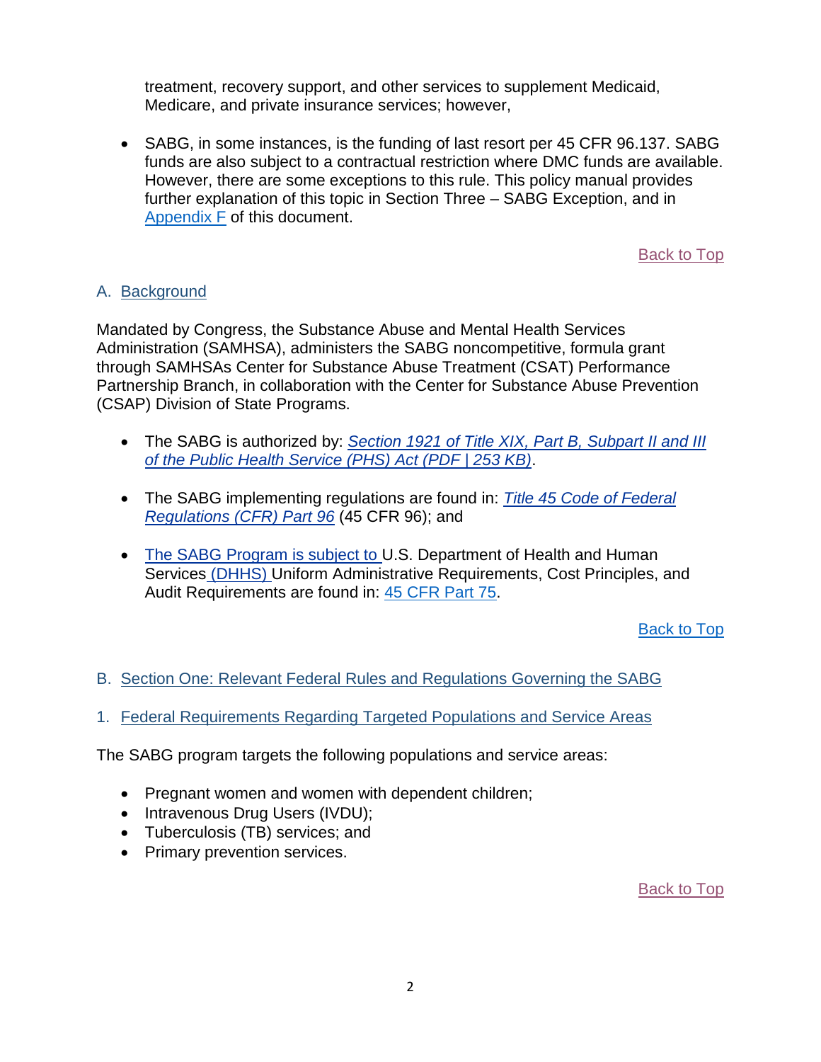treatment, recovery support, and other services to supplement Medicaid, Medicare, and private insurance services; however,

- SABG, in some instances, is the funding of last resort per 45 CFR 96.137. SABG funds are also subject to a contractual restriction where DMC funds are available. However, there are some exceptions to this rule. This policy manual provides further explanation of this topic in Section Three – SABG Exception, and in Appendix F of this document.

Back to Top

## A. Background

Mandated by Congress, the Substance Abuse and Mental Health Services Administration (SAMHSA), administers the SABG noncompetitive, formula grant through SAMHSAs Center for Substance Abuse Treatment (CSAT) Performance Partnership Branch, in collaboration with the Center for Substance Abuse Prevention (CSAP) Division of State Programs.

- The SABG is authorized by: *Section 1921 of Title XIX, Part B, Subpart II and III of the Public Health Service (PHS) Act (PDF | 253 KB)*.
- The SABG implementing regulations are found in: *Title 45 Code of Federal Regulations (CFR) Part 96* (45 CFR 96); and
- The SABG Program is subject to U.S. Department of Health and Human Services (DHHS) Uniform Administrative Requirements, Cost Principles, and Audit Requirements are found in: 45 CFR Part 75.

Back to Top

## B. Section One: Relevant Federal Rules and Regulations Governing the SABG

### 1. Federal Requirements Regarding Targeted Populations and Service Areas

The SABG program targets the following populations and service areas:

- Pregnant women and women with dependent children;
- Intravenous Drug Users (IVDU);
- Tuberculosis (TB) services; and
- Primary prevention services.

Back to Top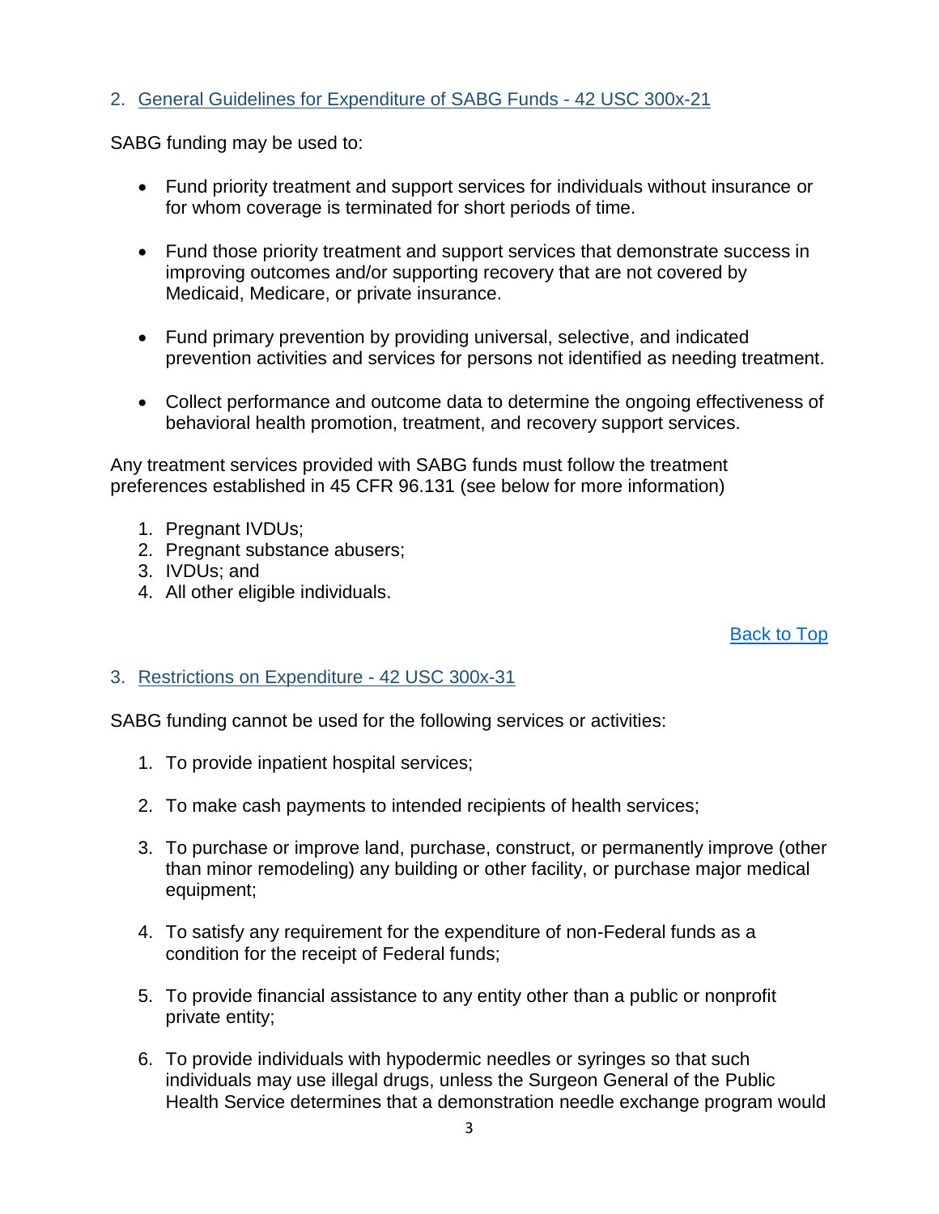## 2. General Guidelines for Expenditure of SABG Funds - 42 USC 300x-21

SABG funding may be used to:

- Fund priority treatment and support services for individuals without insurance or for whom coverage is terminated for short periods of time.
- Fund those priority treatment and support services that demonstrate success in improving outcomes and/or supporting recovery that are not covered by Medicaid, Medicare, or private insurance.
- Fund primary prevention by providing universal, selective, and indicated prevention activities and services for persons not identified as needing treatment.
- Collect performance and outcome data to determine the ongoing effectiveness of behavioral health promotion, treatment, and recovery support services.

Any treatment services provided with SABG funds must follow the treatment preferences established in 45 CFR 96.131 (see below for more information)

1. Pregnant IVDUs;
2. Pregnant substance abusers;
3. IVDUs; and
4. All other eligible individuals.

Back to Top

## 3. Restrictions on Expenditure - 42 USC 300x-31

SABG funding cannot be used for the following services or activities:

1. To provide inpatient hospital services;
2. To make cash payments to intended recipients of health services;
3. To purchase or improve land, purchase, construct, or permanently improve (other than minor remodeling) any building or other facility, or purchase major medical equipment;
4. To satisfy any requirement for the expenditure of non-Federal funds as a condition for the receipt of Federal funds;
5. To provide financial assistance to any entity other than a public or nonprofit private entity;
6. To provide individuals with hypodermic needles or syringes so that such individuals may use illegal drugs, unless the Surgeon General of the Public Health Service determines that a demonstration needle exchange program would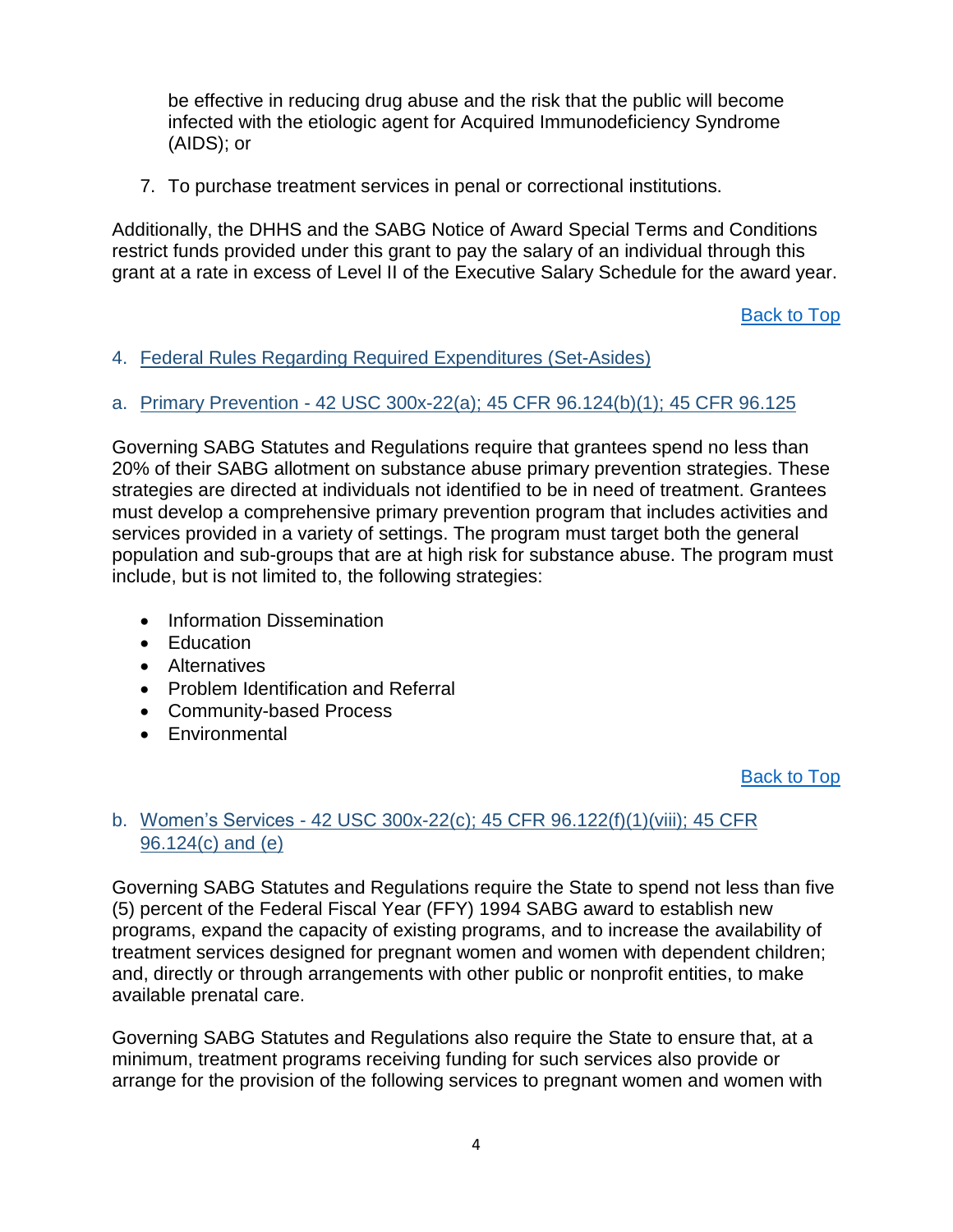be effective in reducing drug abuse and the risk that the public will become infected with the etiologic agent for Acquired Immunodeficiency Syndrome (AIDS); or

7. To purchase treatment services in penal or correctional institutions.

Additionally, the DHHS and the SABG Notice of Award Special Terms and Conditions restrict funds provided under this grant to pay the salary of an individual through this grant at a rate in excess of Level II of the Executive Salary Schedule for the award year.

Back to Top

## 4. Federal Rules Regarding Required Expenditures (Set-Asides)

### a. Primary Prevention - 42 USC 300x-22(a); 45 CFR 96.124(b)(1); 45 CFR 96.125

Governing SABG Statutes and Regulations require that grantees spend no less than 20% of their SABG allotment on substance abuse primary prevention strategies. These strategies are directed at individuals not identified to be in need of treatment. Grantees must develop a comprehensive primary prevention program that includes activities and services provided in a variety of settings. The program must target both the general population and sub-groups that are at high risk for substance abuse. The program must include, but is not limited to, the following strategies:

- Information Dissemination
- Education
- Alternatives
- Problem Identification and Referral
- Community-based Process
- Environmental

Back to Top

### b. Women's Services - 42 USC 300x-22(c); 45 CFR 96.122(f)(1)(viii); 45 CFR 96.124(c) and (e)

Governing SABG Statutes and Regulations require the State to spend not less than five (5) percent of the Federal Fiscal Year (FFY) 1994 SABG award to establish new programs, expand the capacity of existing programs, and to increase the availability of treatment services designed for pregnant women and women with dependent children; and, directly or through arrangements with other public or nonprofit entities, to make available prenatal care.

Governing SABG Statutes and Regulations also require the State to ensure that, at a minimum, treatment programs receiving funding for such services also provide or arrange for the provision of the following services to pregnant women and women with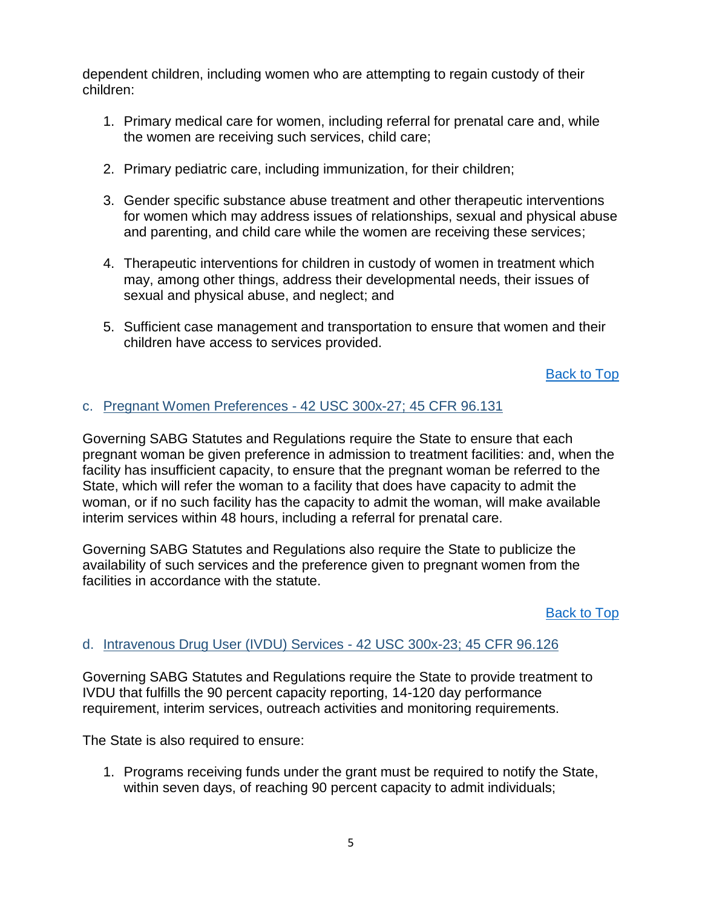dependent children, including women who are attempting to regain custody of their children:

1. Primary medical care for women, including referral for prenatal care and, while the women are receiving such services, child care;

2. Primary pediatric care, including immunization, for their children;

3. Gender specific substance abuse treatment and other therapeutic interventions for women which may address issues of relationships, sexual and physical abuse and parenting, and child care while the women are receiving these services;

4. Therapeutic interventions for children in custody of women in treatment which may, among other things, address their developmental needs, their issues of sexual and physical abuse, and neglect; and

5. Sufficient case management and transportation to ensure that women and their children have access to services provided.

Back to Top

### c. Pregnant Women Preferences - 42 USC 300x-27; 45 CFR 96.131

Governing SABG Statutes and Regulations require the State to ensure that each pregnant woman be given preference in admission to treatment facilities: and, when the facility has insufficient capacity, to ensure that the pregnant woman be referred to the State, which will refer the woman to a facility that does have capacity to admit the woman, or if no such facility has the capacity to admit the woman, will make available interim services within 48 hours, including a referral for prenatal care.

Governing SABG Statutes and Regulations also require the State to publicize the availability of such services and the preference given to pregnant women from the facilities in accordance with the statute.

Back to Top

### d. Intravenous Drug User (IVDU) Services - 42 USC 300x-23; 45 CFR 96.126

Governing SABG Statutes and Regulations require the State to provide treatment to IVDU that fulfills the 90 percent capacity reporting, 14-120 day performance requirement, interim services, outreach activities and monitoring requirements.

The State is also required to ensure:

1. Programs receiving funds under the grant must be required to notify the State, within seven days, of reaching 90 percent capacity to admit individuals;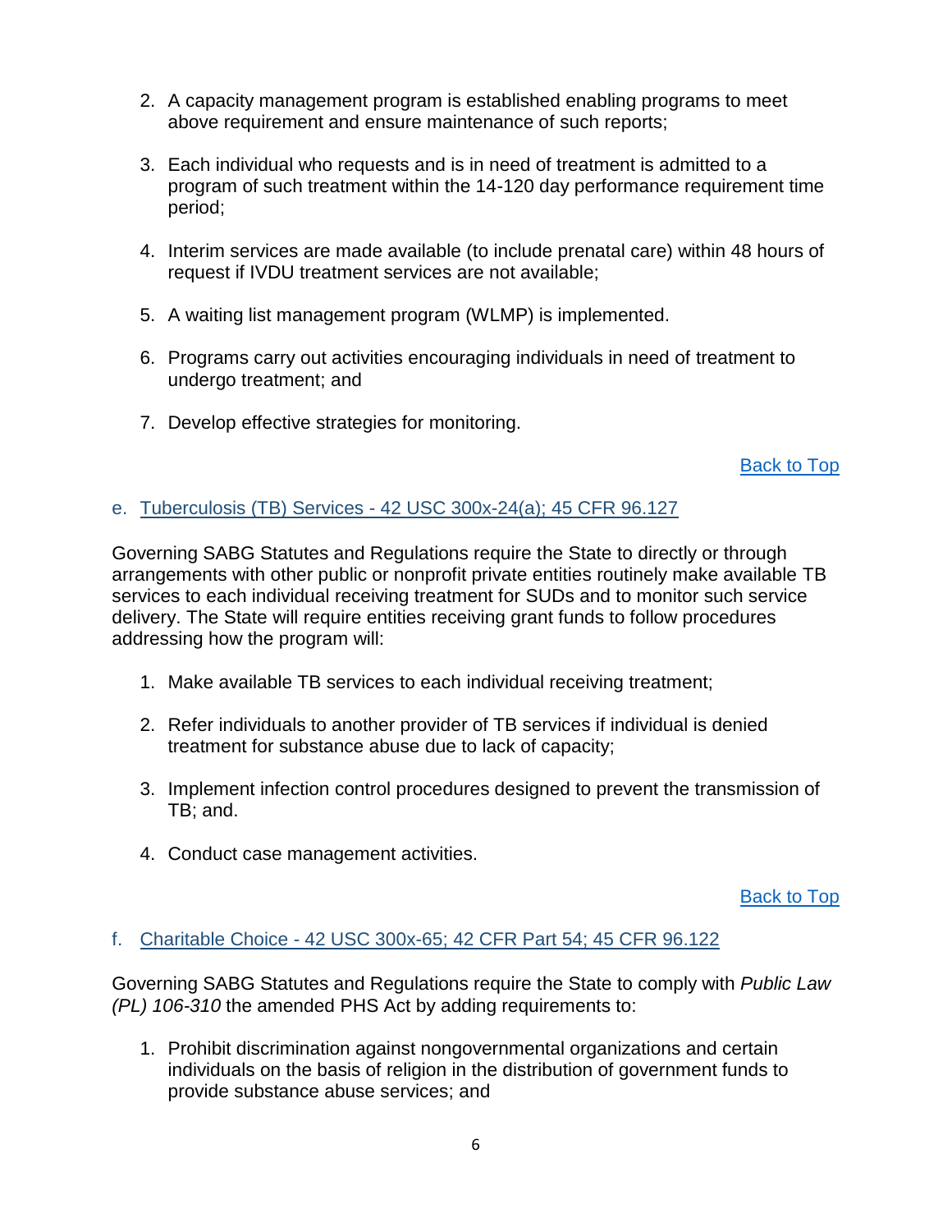2. A capacity management program is established enabling programs to meet above requirement and ensure maintenance of such reports;

3. Each individual who requests and is in need of treatment is admitted to a program of such treatment within the 14-120 day performance requirement time period;

4. Interim services are made available (to include prenatal care) within 48 hours of request if IVDU treatment services are not available;

5. A waiting list management program (WLMP) is implemented.

6. Programs carry out activities encouraging individuals in need of treatment to undergo treatment; and

7. Develop effective strategies for monitoring.

Back to Top

### e. Tuberculosis (TB) Services - 42 USC 300x-24(a); 45 CFR 96.127

Governing SABG Statutes and Regulations require the State to directly or through arrangements with other public or nonprofit private entities routinely make available TB services to each individual receiving treatment for SUDs and to monitor such service delivery. The State will require entities receiving grant funds to follow procedures addressing how the program will:

1. Make available TB services to each individual receiving treatment;

2. Refer individuals to another provider of TB services if individual is denied treatment for substance abuse due to lack of capacity;

3. Implement infection control procedures designed to prevent the transmission of TB; and.

4. Conduct case management activities.

Back to Top

### f. Charitable Choice - 42 USC 300x-65; 42 CFR Part 54; 45 CFR 96.122

Governing SABG Statutes and Regulations require the State to comply with *Public Law (PL) 106-310* the amended PHS Act by adding requirements to:

1. Prohibit discrimination against nongovernmental organizations and certain individuals on the basis of religion in the distribution of government funds to provide substance abuse services; and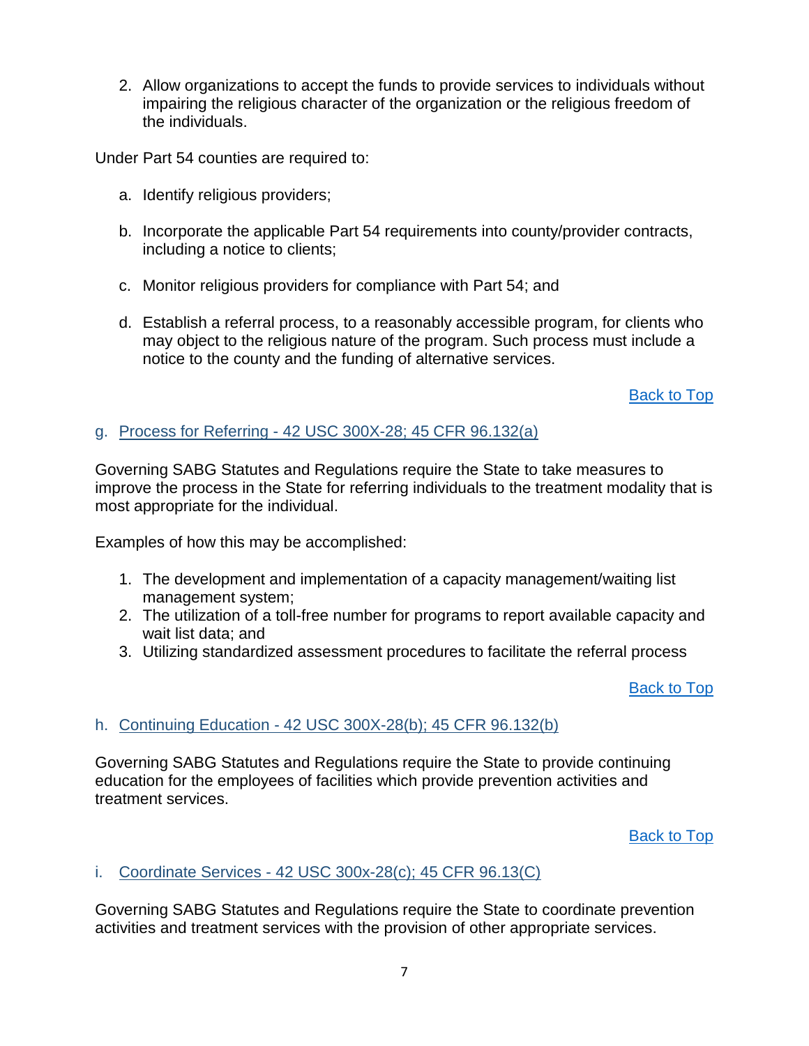2. Allow organizations to accept the funds to provide services to individuals without impairing the religious character of the organization or the religious freedom of the individuals.

Under Part 54 counties are required to:

a. Identify religious providers;

b. Incorporate the applicable Part 54 requirements into county/provider contracts, including a notice to clients;

c. Monitor religious providers for compliance with Part 54; and

d. Establish a referral process, to a reasonably accessible program, for clients who may object to the religious nature of the program. Such process must include a notice to the county and the funding of alternative services.

[Back to Top]

### g. Process for Referring - 42 USC 300X-28; 45 CFR 96.132(a)

Governing SABG Statutes and Regulations require the State to take measures to improve the process in the State for referring individuals to the treatment modality that is most appropriate for the individual.

Examples of how this may be accomplished:

1. The development and implementation of a capacity management/waiting list management system;
2. The utilization of a toll-free number for programs to report available capacity and wait list data; and
3. Utilizing standardized assessment procedures to facilitate the referral process

[Back to Top]

### h. Continuing Education - 42 USC 300X-28(b); 45 CFR 96.132(b)

Governing SABG Statutes and Regulations require the State to provide continuing education for the employees of facilities which provide prevention activities and treatment services.

[Back to Top]

### i. Coordinate Services - 42 USC 300x-28(c); 45 CFR 96.13(C)

Governing SABG Statutes and Regulations require the State to coordinate prevention activities and treatment services with the provision of other appropriate services.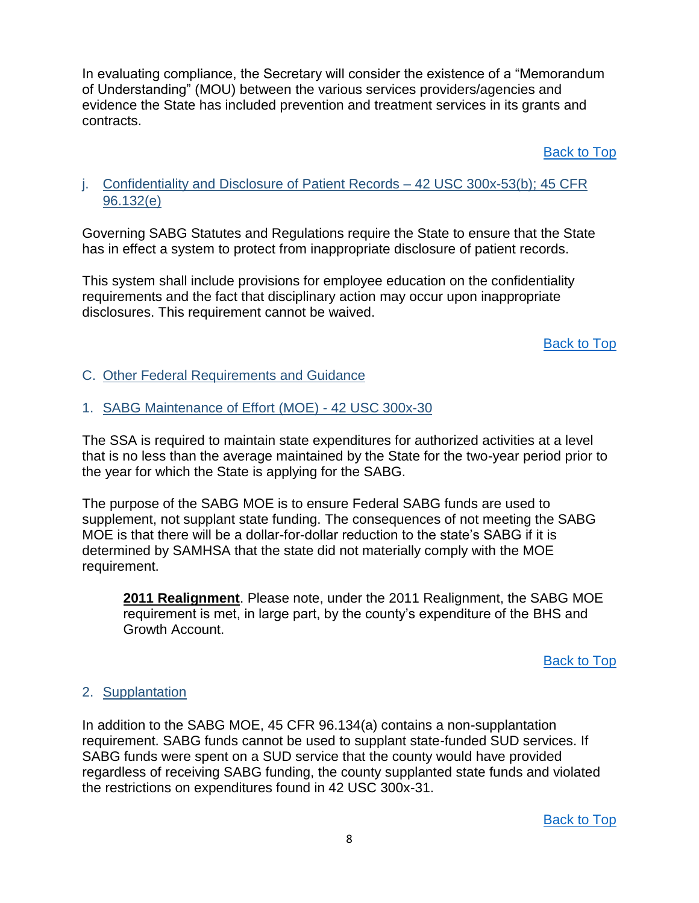In evaluating compliance, the Secretary will consider the existence of a "Memorandum of Understanding" (MOU) between the various services providers/agencies and evidence the State has included prevention and treatment services in its grants and contracts.

Back to Top

### j. Confidentiality and Disclosure of Patient Records – 42 USC 300x-53(b); 45 CFR 96.132(e)

Governing SABG Statutes and Regulations require the State to ensure that the State has in effect a system to protect from inappropriate disclosure of patient records.

This system shall include provisions for employee education on the confidentiality requirements and the fact that disciplinary action may occur upon inappropriate disclosures. This requirement cannot be waived.

Back to Top

## C. Other Federal Requirements and Guidance

### 1. SABG Maintenance of Effort (MOE) - 42 USC 300x-30

The SSA is required to maintain state expenditures for authorized activities at a level that is no less than the average maintained by the State for the two-year period prior to the year for which the State is applying for the SABG.

The purpose of the SABG MOE is to ensure Federal SABG funds are used to supplement, not supplant state funding. The consequences of not meeting the SABG MOE is that there will be a dollar-for-dollar reduction to the state's SABG if it is determined by SAMHSA that the state did not materially comply with the MOE requirement.

> **2011 Realignment**. Please note, under the 2011 Realignment, the SABG MOE requirement is met, in large part, by the county's expenditure of the BHS and Growth Account.

Back to Top

### 2. Supplantation

In addition to the SABG MOE, 45 CFR 96.134(a) contains a non-supplantation requirement. SABG funds cannot be used to supplant state-funded SUD services. If SABG funds were spent on a SUD service that the county would have provided regardless of receiving SABG funding, the county supplanted state funds and violated the restrictions on expenditures found in 42 USC 300x-31.

Back to Top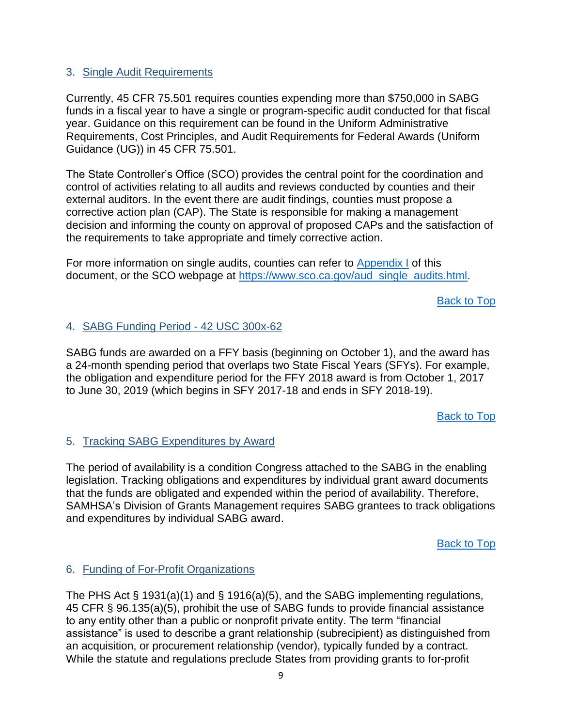### 3. Single Audit Requirements

Currently, 45 CFR 75.501 requires counties expending more than $750,000 in SABG funds in a fiscal year to have a single or program-specific audit conducted for that fiscal year. Guidance on this requirement can be found in the Uniform Administrative Requirements, Cost Principles, and Audit Requirements for Federal Awards (Uniform Guidance (UG)) in 45 CFR 75.501.

The State Controller's Office (SCO) provides the central point for the coordination and control of activities relating to all audits and reviews conducted by counties and their external auditors. In the event there are audit findings, counties must propose a corrective action plan (CAP). The State is responsible for making a management decision and informing the county on approval of proposed CAPs and the satisfaction of the requirements to take appropriate and timely corrective action.

For more information on single audits, counties can refer to Appendix I of this document, or the SCO webpage at https://www.sco.ca.gov/aud_single_audits.html.

Back to Top

### 4. SABG Funding Period - 42 USC 300x-62

SABG funds are awarded on a FFY basis (beginning on October 1), and the award has a 24-month spending period that overlaps two State Fiscal Years (SFYs). For example, the obligation and expenditure period for the FFY 2018 award is from October 1, 2017 to June 30, 2019 (which begins in SFY 2017-18 and ends in SFY 2018-19).

Back to Top

### 5. Tracking SABG Expenditures by Award

The period of availability is a condition Congress attached to the SABG in the enabling legislation. Tracking obligations and expenditures by individual grant award documents that the funds are obligated and expended within the period of availability. Therefore, SAMHSA's Division of Grants Management requires SABG grantees to track obligations and expenditures by individual SABG award.

Back to Top

### 6. Funding of For-Profit Organizations

The PHS Act § 1931(a)(1) and § 1916(a)(5), and the SABG implementing regulations, 45 CFR § 96.135(a)(5), prohibit the use of SABG funds to provide financial assistance to any entity other than a public or nonprofit private entity. The term "financial assistance" is used to describe a grant relationship (subrecipient) as distinguished from an acquisition, or procurement relationship (vendor), typically funded by a contract. While the statute and regulations preclude States from providing grants to for-profit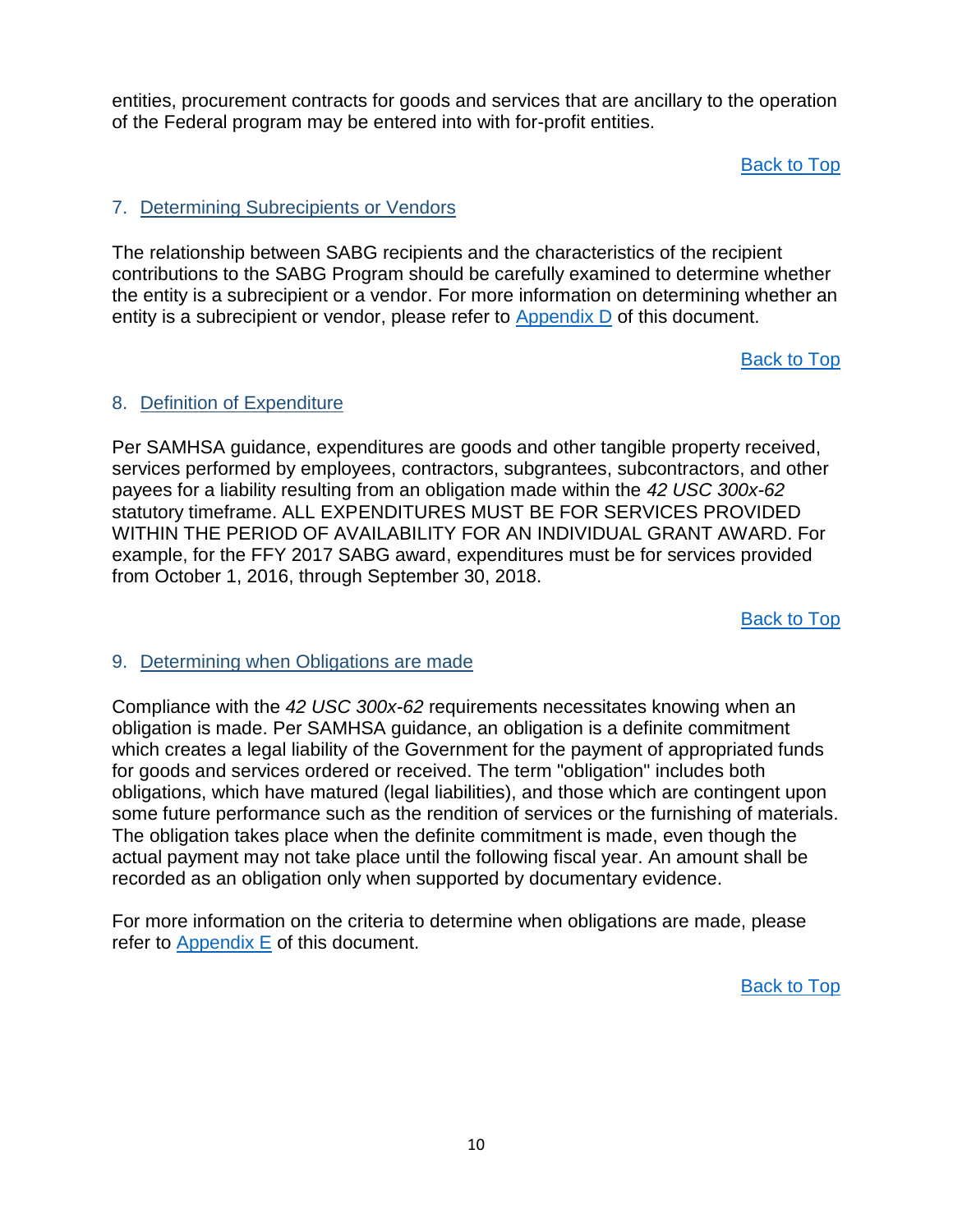entities, procurement contracts for goods and services that are ancillary to the operation of the Federal program may be entered into with for-profit entities.

Back to Top

## 7. Determining Subrecipients or Vendors

The relationship between SABG recipients and the characteristics of the recipient contributions to the SABG Program should be carefully examined to determine whether the entity is a subrecipient or a vendor. For more information on determining whether an entity is a subrecipient or vendor, please refer to Appendix D of this document.

Back to Top

## 8. Definition of Expenditure

Per SAMHSA guidance, expenditures are goods and other tangible property received, services performed by employees, contractors, subgrantees, subcontractors, and other payees for a liability resulting from an obligation made within the *42 USC 300x-62* statutory timeframe. ALL EXPENDITURES MUST BE FOR SERVICES PROVIDED WITHIN THE PERIOD OF AVAILABILITY FOR AN INDIVIDUAL GRANT AWARD. For example, for the FFY 2017 SABG award, expenditures must be for services provided from October 1, 2016, through September 30, 2018.

Back to Top

## 9. Determining when Obligations are made

Compliance with the *42 USC 300x-62* requirements necessitates knowing when an obligation is made. Per SAMHSA guidance, an obligation is a definite commitment which creates a legal liability of the Government for the payment of appropriated funds for goods and services ordered or received. The term "obligation" includes both obligations, which have matured (legal liabilities), and those which are contingent upon some future performance such as the rendition of services or the furnishing of materials. The obligation takes place when the definite commitment is made, even though the actual payment may not take place until the following fiscal year. An amount shall be recorded as an obligation only when supported by documentary evidence.

For more information on the criteria to determine when obligations are made, please refer to Appendix E of this document.

Back to Top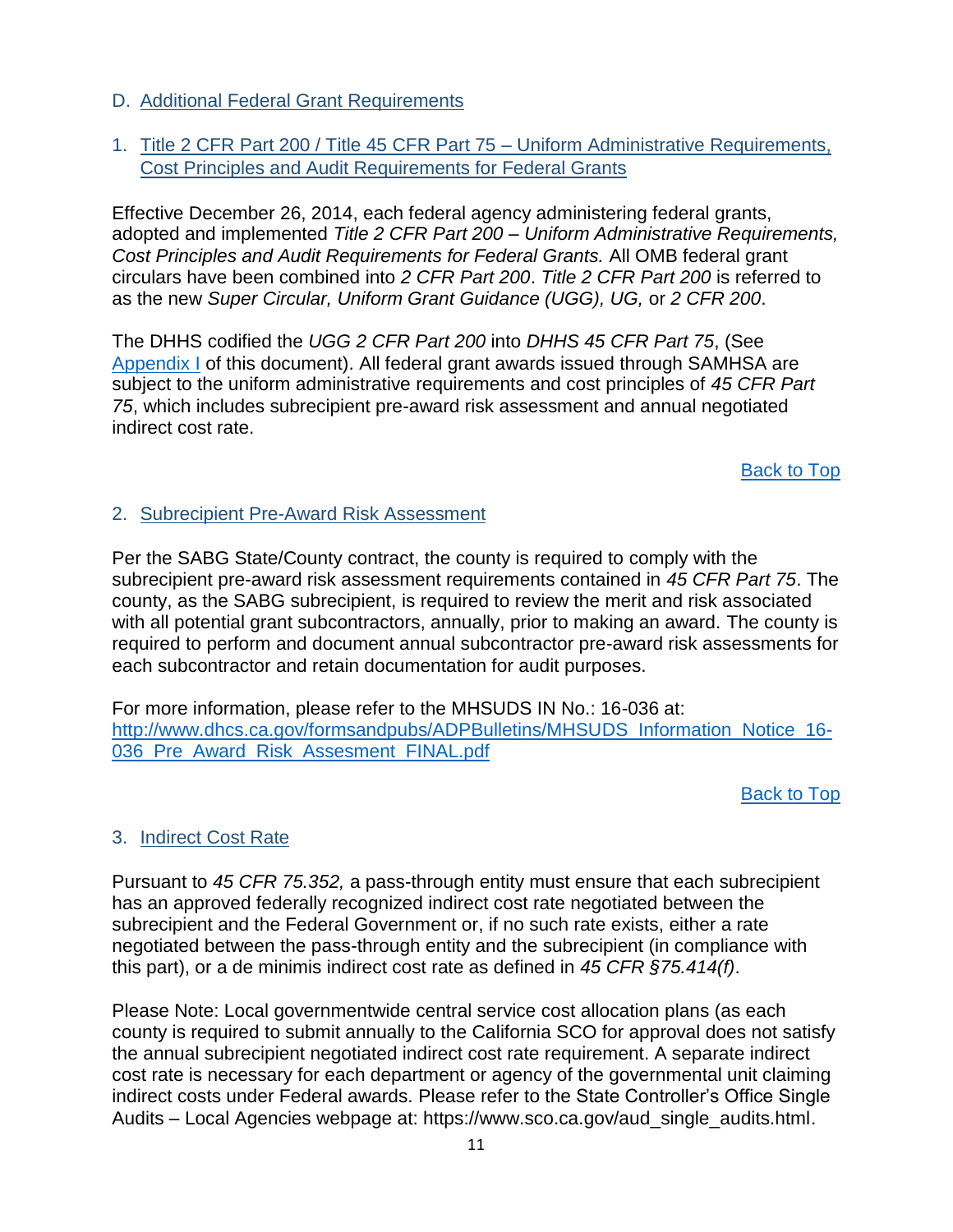## D. Additional Federal Grant Requirements

### 1. Title 2 CFR Part 200 / Title 45 CFR Part 75 – Uniform Administrative Requirements, Cost Principles and Audit Requirements for Federal Grants

Effective December 26, 2014, each federal agency administering federal grants, adopted and implemented *Title 2 CFR Part 200 – Uniform Administrative Requirements, Cost Principles and Audit Requirements for Federal Grants.* All OMB federal grant circulars have been combined into *2 CFR Part 200*. *Title 2 CFR Part 200* is referred to as the new *Super Circular, Uniform Grant Guidance (UGG), UG,* or *2 CFR 200*.

The DHHS codified the *UGG 2 CFR Part 200* into *DHHS 45 CFR Part 75*, (See Appendix I of this document). All federal grant awards issued through SAMHSA are subject to the uniform administrative requirements and cost principles of *45 CFR Part 75*, which includes subrecipient pre-award risk assessment and annual negotiated indirect cost rate.

Back to Top

### 2. Subrecipient Pre-Award Risk Assessment

Per the SABG State/County contract, the county is required to comply with the subrecipient pre-award risk assessment requirements contained in *45 CFR Part 75*. The county, as the SABG subrecipient, is required to review the merit and risk associated with all potential grant subcontractors, annually, prior to making an award. The county is required to perform and document annual subcontractor pre-award risk assessments for each subcontractor and retain documentation for audit purposes.

For more information, please refer to the MHSUDS IN No.: 16-036 at: http://www.dhcs.ca.gov/formsandpubs/ADPBulletins/MHSUDS_Information_Notice_16-036_Pre_Award_Risk_Assesment_FINAL.pdf

Back to Top

### 3. Indirect Cost Rate

Pursuant to *45 CFR 75.352,* a pass-through entity must ensure that each subrecipient has an approved federally recognized indirect cost rate negotiated between the subrecipient and the Federal Government or, if no such rate exists, either a rate negotiated between the pass-through entity and the subrecipient (in compliance with this part), or a de minimis indirect cost rate as defined in *45 CFR §75.414(f)*.

Please Note: Local governmentwide central service cost allocation plans (as each county is required to submit annually to the California SCO for approval does not satisfy the annual subrecipient negotiated indirect cost rate requirement. A separate indirect cost rate is necessary for each department or agency of the governmental unit claiming indirect costs under Federal awards. Please refer to the State Controller's Office Single Audits – Local Agencies webpage at: https://www.sco.ca.gov/aud_single_audits.html.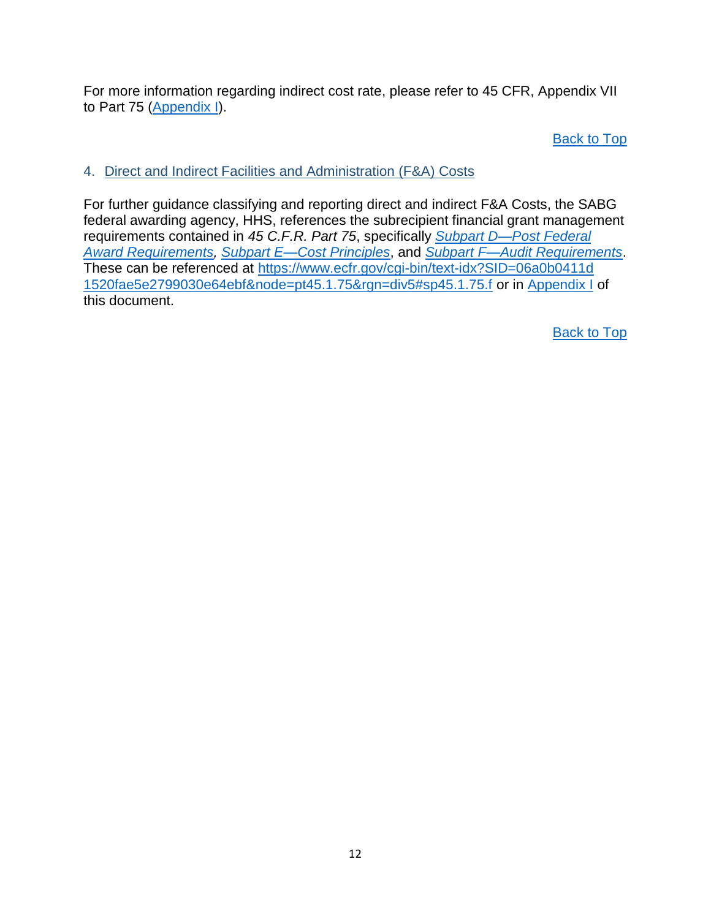For more information regarding indirect cost rate, please refer to 45 CFR, Appendix VII to Part 75 (Appendix I).

Back to Top

## 4. Direct and Indirect Facilities and Administration (F&A) Costs

For further guidance classifying and reporting direct and indirect F&A Costs, the SABG federal awarding agency, HHS, references the subrecipient financial grant management requirements contained in *45 C.F.R. Part 75*, specifically *Subpart D—Post Federal Award Requirements*, *Subpart E—Cost Principles*, and *Subpart F—Audit Requirements*. These can be referenced at https://www.ecfr.gov/cgi-bin/text-idx?SID=06a0b0411d1520fae5e2799030e64ebf&node=pt45.1.75&rgn=div5#sp45.1.75.f or in Appendix I of this document.

Back to Top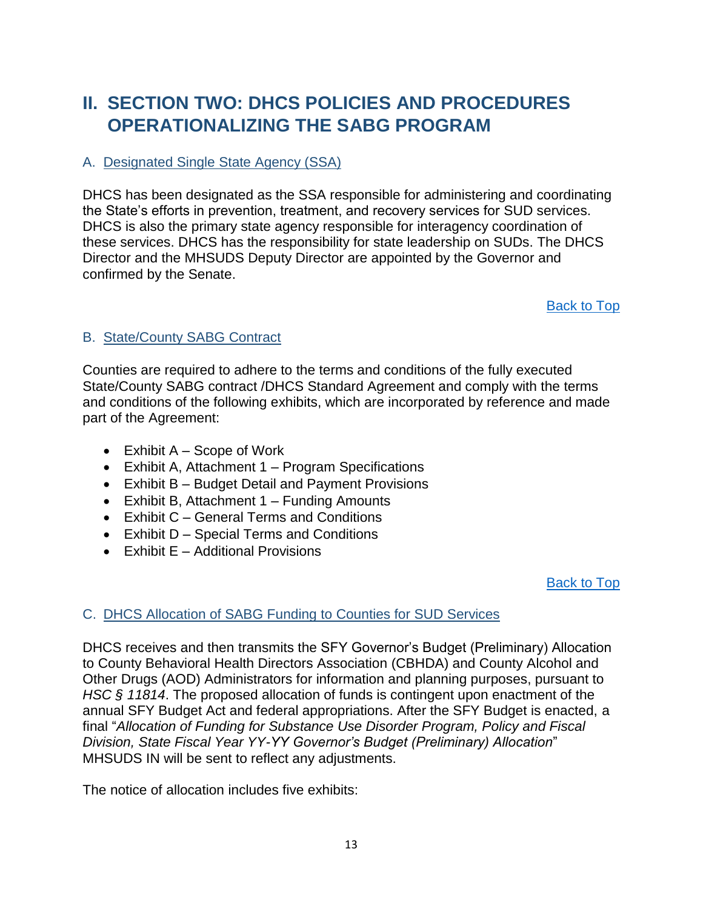# II. SECTION TWO: DHCS POLICIES AND PROCEDURES OPERATIONALIZING THE SABG PROGRAM

## A. Designated Single State Agency (SSA)

DHCS has been designated as the SSA responsible for administering and coordinating the State's efforts in prevention, treatment, and recovery services for SUD services. DHCS is also the primary state agency responsible for interagency coordination of these services. DHCS has the responsibility for state leadership on SUDs. The DHCS Director and the MHSUDS Deputy Director are appointed by the Governor and confirmed by the Senate.

Back to Top

## B. State/County SABG Contract

Counties are required to adhere to the terms and conditions of the fully executed State/County SABG contract /DHCS Standard Agreement and comply with the terms and conditions of the following exhibits, which are incorporated by reference and made part of the Agreement:

- Exhibit A – Scope of Work
- Exhibit A, Attachment 1 – Program Specifications
- Exhibit B – Budget Detail and Payment Provisions
- Exhibit B, Attachment 1 – Funding Amounts
- Exhibit C – General Terms and Conditions
- Exhibit D – Special Terms and Conditions
- Exhibit E – Additional Provisions

Back to Top

## C. DHCS Allocation of SABG Funding to Counties for SUD Services

DHCS receives and then transmits the SFY Governor's Budget (Preliminary) Allocation to County Behavioral Health Directors Association (CBHDA) and County Alcohol and Other Drugs (AOD) Administrators for information and planning purposes, pursuant to *HSC § 11814*. The proposed allocation of funds is contingent upon enactment of the annual SFY Budget Act and federal appropriations. After the SFY Budget is enacted, a final "*Allocation of Funding for Substance Use Disorder Program, Policy and Fiscal Division, State Fiscal Year YY-YY Governor's Budget (Preliminary) Allocation*" MHSUDS IN will be sent to reflect any adjustments.

The notice of allocation includes five exhibits: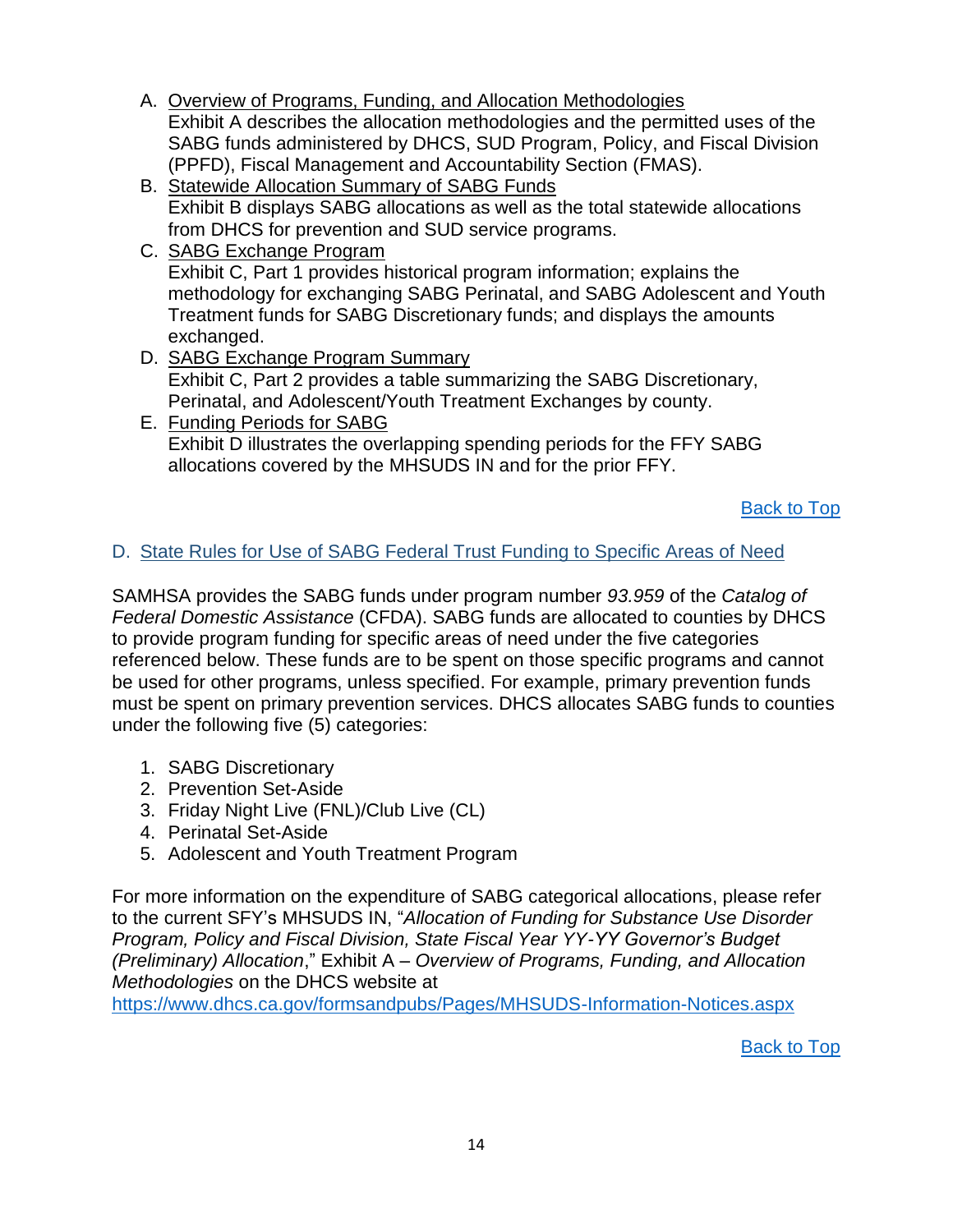A. Overview of Programs, Funding, and Allocation Methodologies
   Exhibit A describes the allocation methodologies and the permitted uses of the SABG funds administered by DHCS, SUD Program, Policy, and Fiscal Division (PPFD), Fiscal Management and Accountability Section (FMAS).
B. Statewide Allocation Summary of SABG Funds
   Exhibit B displays SABG allocations as well as the total statewide allocations from DHCS for prevention and SUD service programs.
C. SABG Exchange Program
   Exhibit C, Part 1 provides historical program information; explains the methodology for exchanging SABG Perinatal, and SABG Adolescent and Youth Treatment funds for SABG Discretionary funds; and displays the amounts exchanged.
D. SABG Exchange Program Summary
   Exhibit C, Part 2 provides a table summarizing the SABG Discretionary, Perinatal, and Adolescent/Youth Treatment Exchanges by county.
E. Funding Periods for SABG
   Exhibit D illustrates the overlapping spending periods for the FFY SABG allocations covered by the MHSUDS IN and for the prior FFY.

Back to Top

## D. State Rules for Use of SABG Federal Trust Funding to Specific Areas of Need

SAMHSA provides the SABG funds under program number *93.959* of the *Catalog of Federal Domestic Assistance* (CFDA). SABG funds are allocated to counties by DHCS to provide program funding for specific areas of need under the five categories referenced below. These funds are to be spent on those specific programs and cannot be used for other programs, unless specified. For example, primary prevention funds must be spent on primary prevention services. DHCS allocates SABG funds to counties under the following five (5) categories:

1. SABG Discretionary
2. Prevention Set-Aside
3. Friday Night Live (FNL)/Club Live (CL)
4. Perinatal Set-Aside
5. Adolescent and Youth Treatment Program

For more information on the expenditure of SABG categorical allocations, please refer to the current SFY's MHSUDS IN, "*Allocation of Funding for Substance Use Disorder Program, Policy and Fiscal Division, State Fiscal Year YY-YY Governor's Budget (Preliminary) Allocation*," Exhibit A – *Overview of Programs, Funding, and Allocation Methodologies* on the DHCS website at https://www.dhcs.ca.gov/formsandpubs/Pages/MHSUDS-Information-Notices.aspx

Back to Top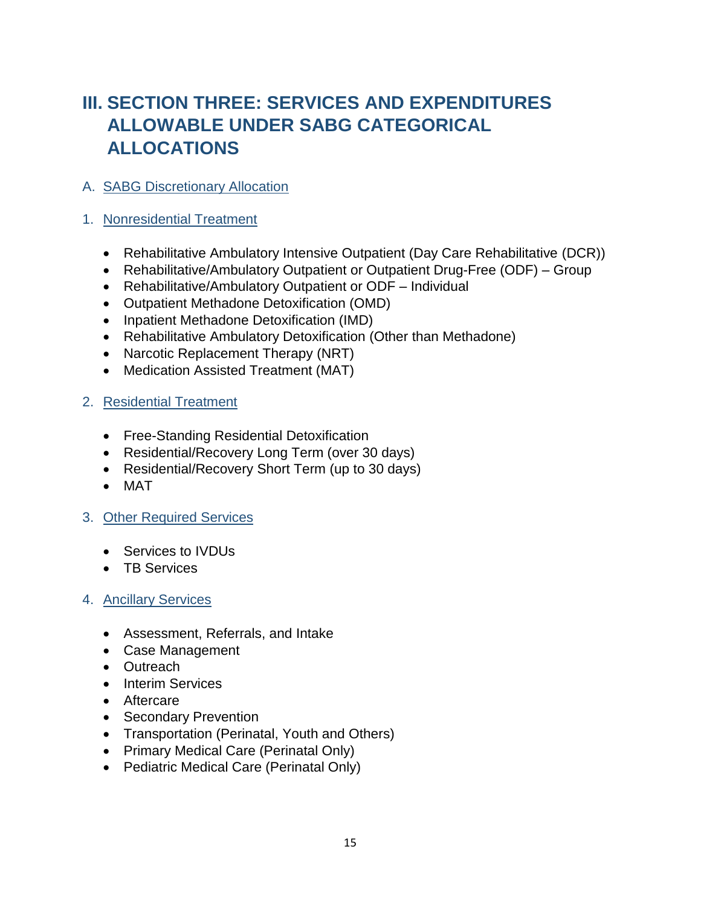# III. SECTION THREE: SERVICES AND EXPENDITURES ALLOWABLE UNDER SABG CATEGORICAL ALLOCATIONS

## A. SABG Discretionary Allocation

### 1. Nonresidential Treatment

- Rehabilitative Ambulatory Intensive Outpatient (Day Care Rehabilitative (DCR))
- Rehabilitative/Ambulatory Outpatient or Outpatient Drug-Free (ODF) – Group
- Rehabilitative/Ambulatory Outpatient or ODF – Individual
- Outpatient Methadone Detoxification (OMD)
- Inpatient Methadone Detoxification (IMD)
- Rehabilitative Ambulatory Detoxification (Other than Methadone)
- Narcotic Replacement Therapy (NRT)
- Medication Assisted Treatment (MAT)

### 2. Residential Treatment

- Free-Standing Residential Detoxification
- Residential/Recovery Long Term (over 30 days)
- Residential/Recovery Short Term (up to 30 days)
- MAT

### 3. Other Required Services

- Services to IVDUs
- TB Services

### 4. Ancillary Services

- Assessment, Referrals, and Intake
- Case Management
- Outreach
- Interim Services
- Aftercare
- Secondary Prevention
- Transportation (Perinatal, Youth and Others)
- Primary Medical Care (Perinatal Only)
- Pediatric Medical Care (Perinatal Only)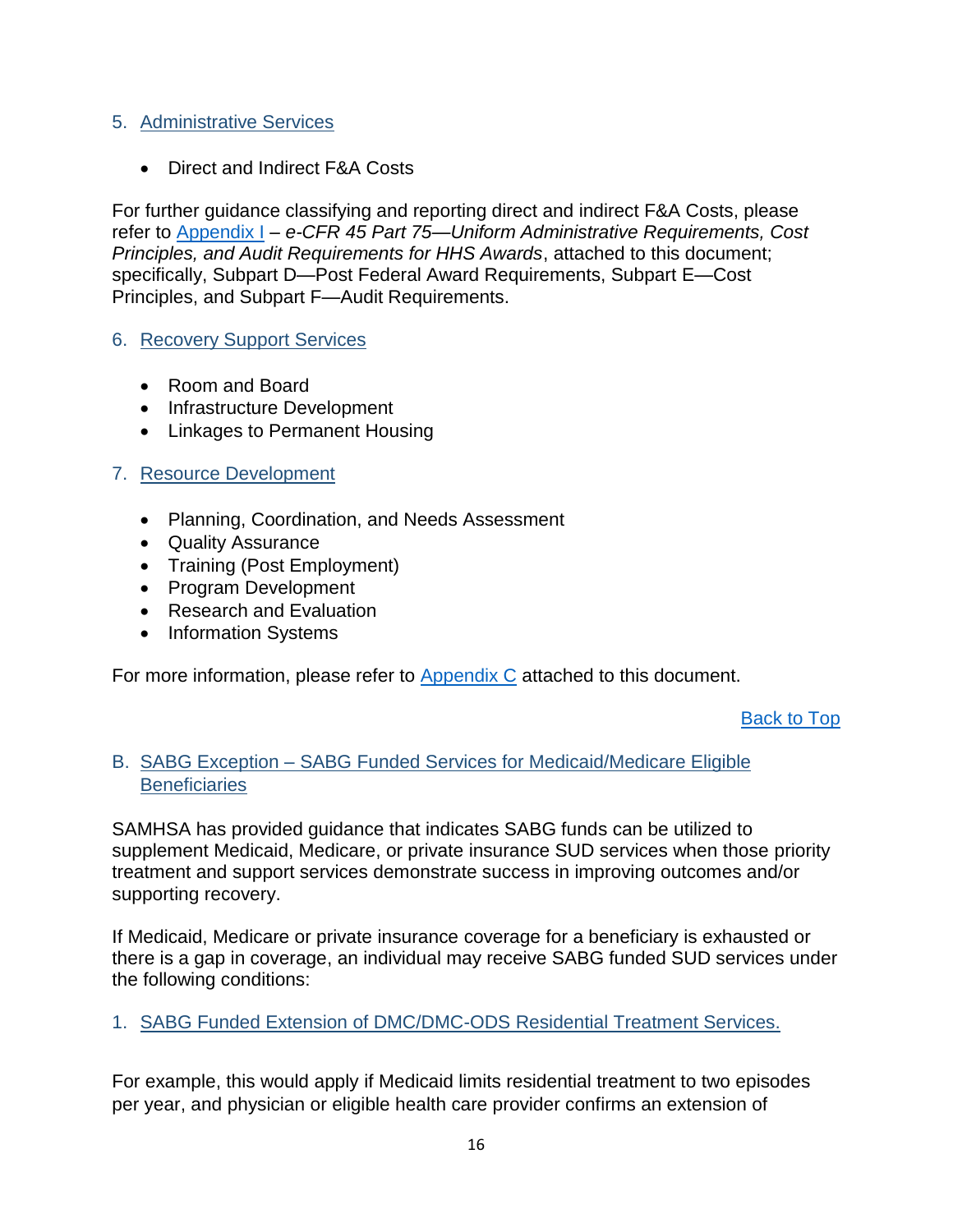5. Administrative Services

- Direct and Indirect F&A Costs

For further guidance classifying and reporting direct and indirect F&A Costs, please refer to Appendix I – *e-CFR 45 Part 75—Uniform Administrative Requirements, Cost Principles, and Audit Requirements for HHS Awards*, attached to this document; specifically, Subpart D—Post Federal Award Requirements, Subpart E—Cost Principles, and Subpart F—Audit Requirements.

6. Recovery Support Services

- Room and Board
- Infrastructure Development
- Linkages to Permanent Housing

7. Resource Development

- Planning, Coordination, and Needs Assessment
- Quality Assurance
- Training (Post Employment)
- Program Development
- Research and Evaluation
- Information Systems

For more information, please refer to Appendix C attached to this document.

Back to Top

## B. SABG Exception – SABG Funded Services for Medicaid/Medicare Eligible Beneficiaries

SAMHSA has provided guidance that indicates SABG funds can be utilized to supplement Medicaid, Medicare, or private insurance SUD services when those priority treatment and support services demonstrate success in improving outcomes and/or supporting recovery.

If Medicaid, Medicare or private insurance coverage for a beneficiary is exhausted or there is a gap in coverage, an individual may receive SABG funded SUD services under the following conditions:

1. SABG Funded Extension of DMC/DMC-ODS Residential Treatment Services.

For example, this would apply if Medicaid limits residential treatment to two episodes per year, and physician or eligible health care provider confirms an extension of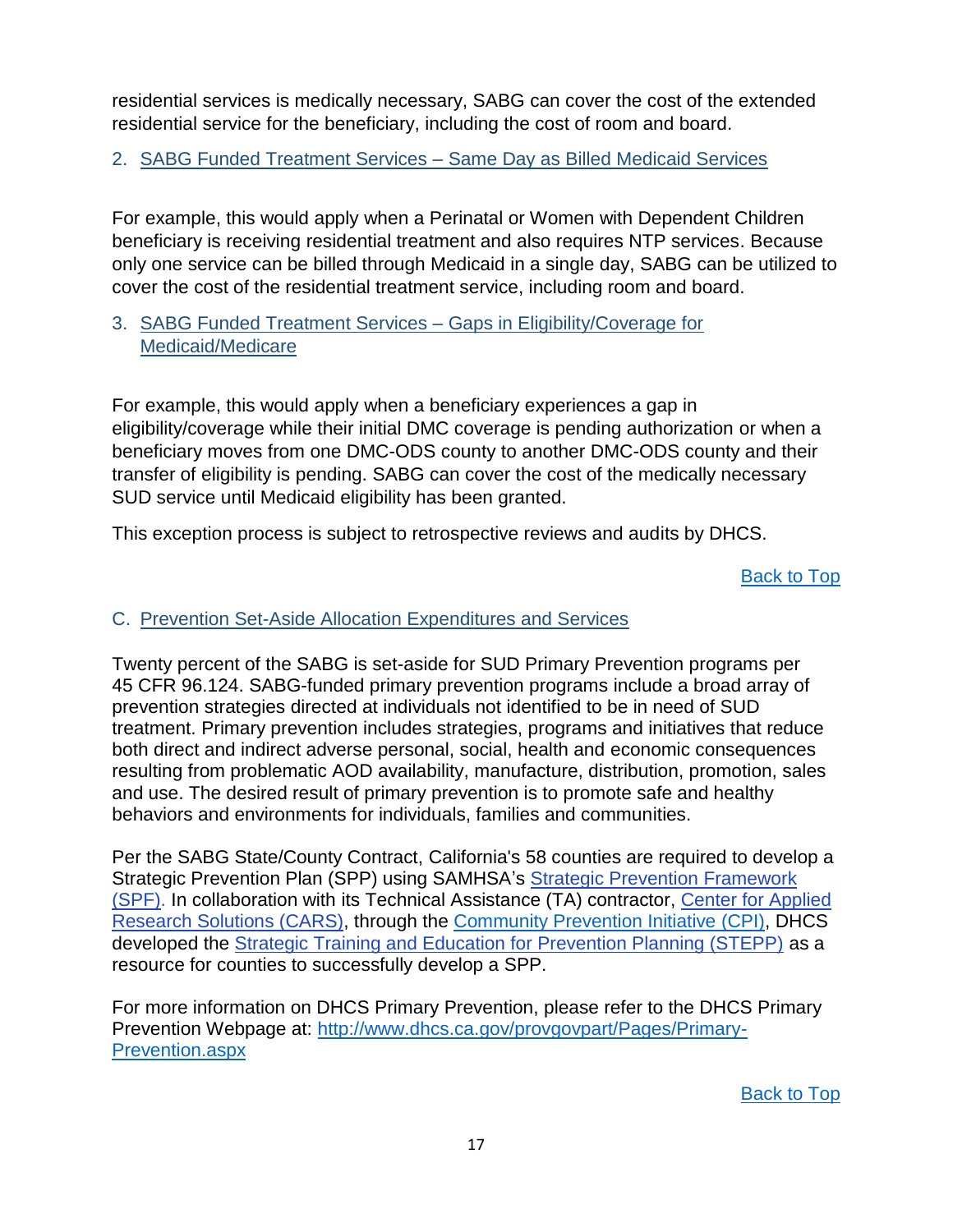residential services is medically necessary, SABG can cover the cost of the extended residential service for the beneficiary, including the cost of room and board.

2. [SABG Funded Treatment Services – Same Day as Billed Medicaid Services]

For example, this would apply when a Perinatal or Women with Dependent Children beneficiary is receiving residential treatment and also requires NTP services. Because only one service can be billed through Medicaid in a single day, SABG can be utilized to cover the cost of the residential treatment service, including room and board.

3. [SABG Funded Treatment Services – Gaps in Eligibility/Coverage for Medicaid/Medicare]

For example, this would apply when a beneficiary experiences a gap in eligibility/coverage while their initial DMC coverage is pending authorization or when a beneficiary moves from one DMC-ODS county to another DMC-ODS county and their transfer of eligibility is pending. SABG can cover the cost of the medically necessary SUD service until Medicaid eligibility has been granted.

This exception process is subject to retrospective reviews and audits by DHCS.

Back to Top

## C. Prevention Set-Aside Allocation Expenditures and Services

Twenty percent of the SABG is set-aside for SUD Primary Prevention programs per 45 CFR 96.124. SABG-funded primary prevention programs include a broad array of prevention strategies directed at individuals not identified to be in need of SUD treatment. Primary prevention includes strategies, programs and initiatives that reduce both direct and indirect adverse personal, social, health and economic consequences resulting from problematic AOD availability, manufacture, distribution, promotion, sales and use. The desired result of primary prevention is to promote safe and healthy behaviors and environments for individuals, families and communities.

Per the SABG State/County Contract, California's 58 counties are required to develop a Strategic Prevention Plan (SPP) using SAMHSA's Strategic Prevention Framework (SPF). In collaboration with its Technical Assistance (TA) contractor, Center for Applied Research Solutions (CARS), through the Community Prevention Initiative (CPI), DHCS developed the Strategic Training and Education for Prevention Planning (STEPP) as a resource for counties to successfully develop a SPP.

For more information on DHCS Primary Prevention, please refer to the DHCS Primary Prevention Webpage at: http://www.dhcs.ca.gov/provgovpart/Pages/Primary-Prevention.aspx

Back to Top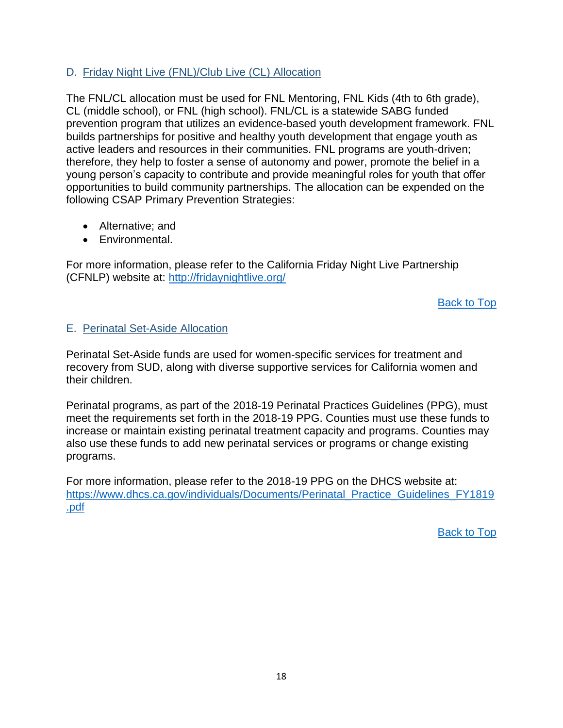### D. Friday Night Live (FNL)/Club Live (CL) Allocation

The FNL/CL allocation must be used for FNL Mentoring, FNL Kids (4th to 6th grade), CL (middle school), or FNL (high school). FNL/CL is a statewide SABG funded prevention program that utilizes an evidence-based youth development framework. FNL builds partnerships for positive and healthy youth development that engage youth as active leaders and resources in their communities. FNL programs are youth-driven; therefore, they help to foster a sense of autonomy and power, promote the belief in a young person's capacity to contribute and provide meaningful roles for youth that offer opportunities to build community partnerships. The allocation can be expended on the following CSAP Primary Prevention Strategies:

- Alternative; and
- Environmental.

For more information, please refer to the California Friday Night Live Partnership (CFNLP) website at: http://fridaynightlive.org/

Back to Top

### E. Perinatal Set-Aside Allocation

Perinatal Set-Aside funds are used for women-specific services for treatment and recovery from SUD, along with diverse supportive services for California women and their children.

Perinatal programs, as part of the 2018-19 Perinatal Practices Guidelines (PPG), must meet the requirements set forth in the 2018-19 PPG. Counties must use these funds to increase or maintain existing perinatal treatment capacity and programs. Counties may also use these funds to add new perinatal services or programs or change existing programs.

For more information, please refer to the 2018-19 PPG on the DHCS website at: https://www.dhcs.ca.gov/individuals/Documents/Perinatal_Practice_Guidelines_FY1819.pdf

Back to Top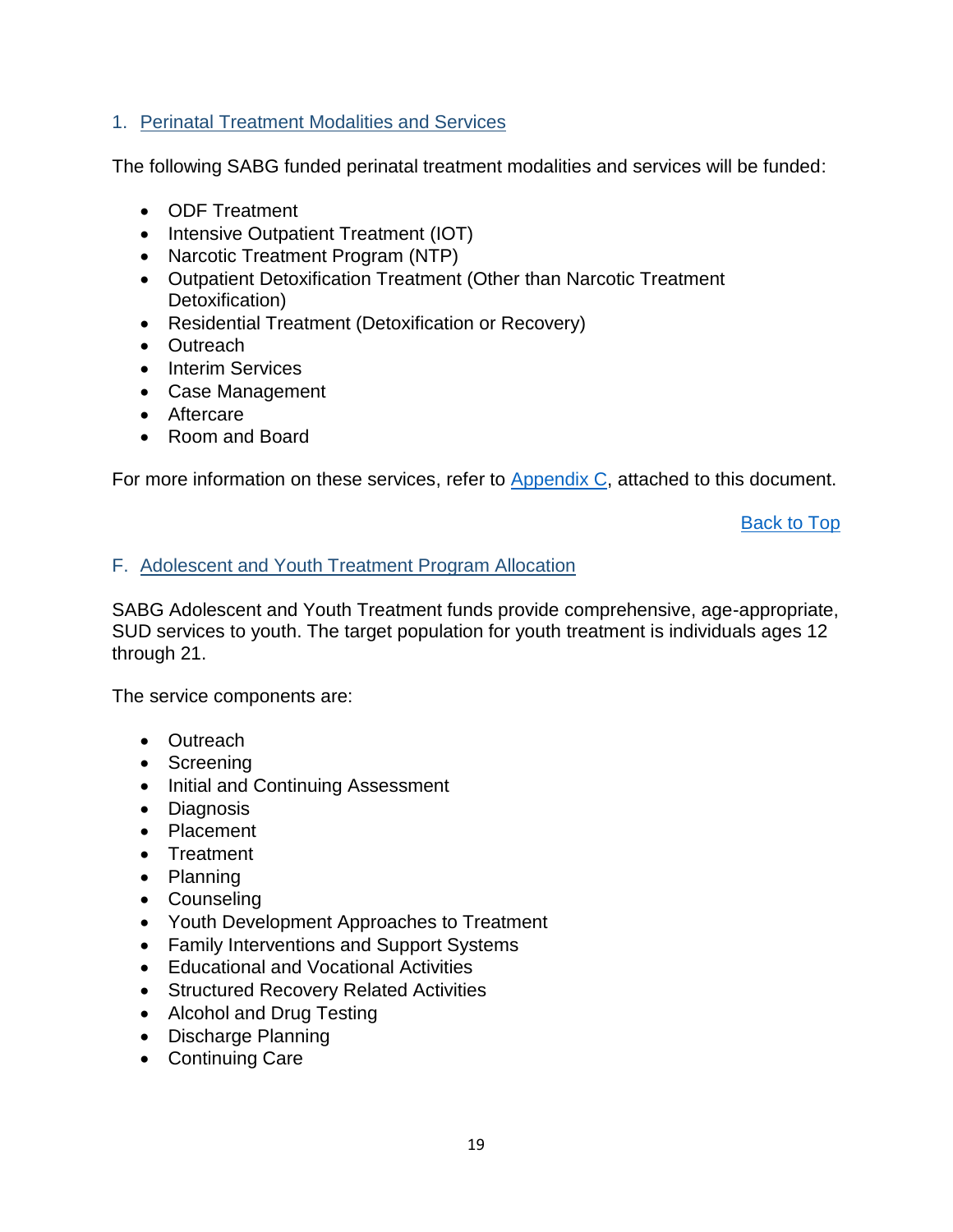### 1. Perinatal Treatment Modalities and Services

The following SABG funded perinatal treatment modalities and services will be funded:

- ODF Treatment
- Intensive Outpatient Treatment (IOT)
- Narcotic Treatment Program (NTP)
- Outpatient Detoxification Treatment (Other than Narcotic Treatment Detoxification)
- Residential Treatment (Detoxification or Recovery)
- Outreach
- Interim Services
- Case Management
- Aftercare
- Room and Board

For more information on these services, refer to Appendix C, attached to this document.

Back to Top

## F. Adolescent and Youth Treatment Program Allocation

SABG Adolescent and Youth Treatment funds provide comprehensive, age-appropriate, SUD services to youth. The target population for youth treatment is individuals ages 12 through 21.

The service components are:

- Outreach
- Screening
- Initial and Continuing Assessment
- Diagnosis
- Placement
- Treatment
- Planning
- Counseling
- Youth Development Approaches to Treatment
- Family Interventions and Support Systems
- Educational and Vocational Activities
- Structured Recovery Related Activities
- Alcohol and Drug Testing
- Discharge Planning
- Continuing Care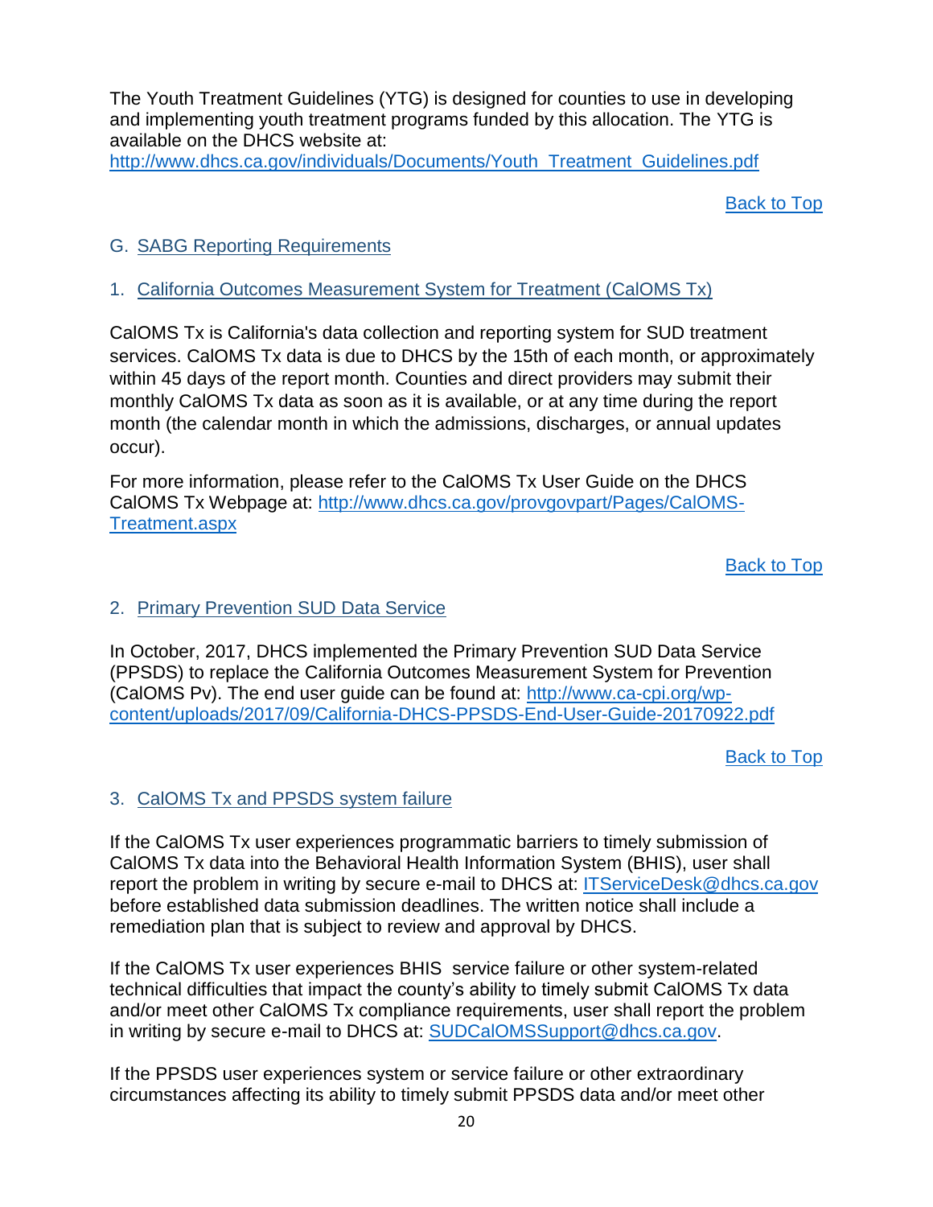The Youth Treatment Guidelines (YTG) is designed for counties to use in developing and implementing youth treatment programs funded by this allocation. The YTG is available on the DHCS website at: [http://www.dhcs.ca.gov/individuals/Documents/Youth_Treatment_Guidelines.pdf](http://www.dhcs.ca.gov/individuals/Documents/Youth_Treatment_Guidelines.pdf)

Back to Top

## G. SABG Reporting Requirements

### 1. California Outcomes Measurement System for Treatment (CalOMS Tx)

CalOMS Tx is California's data collection and reporting system for SUD treatment services. CalOMS Tx data is due to DHCS by the 15th of each month, or approximately within 45 days of the report month. Counties and direct providers may submit their monthly CalOMS Tx data as soon as it is available, or at any time during the report month (the calendar month in which the admissions, discharges, or annual updates occur).

For more information, please refer to the CalOMS Tx User Guide on the DHCS CalOMS Tx Webpage at: [http://www.dhcs.ca.gov/provgovpart/Pages/CalOMS-Treatment.aspx](http://www.dhcs.ca.gov/provgovpart/Pages/CalOMS-Treatment.aspx)

Back to Top

### 2. Primary Prevention SUD Data Service

In October, 2017, DHCS implemented the Primary Prevention SUD Data Service (PPSDS) to replace the California Outcomes Measurement System for Prevention (CalOMS Pv). The end user guide can be found at: [http://www.ca-cpi.org/wp-content/uploads/2017/09/California-DHCS-PPSDS-End-User-Guide-20170922.pdf](http://www.ca-cpi.org/wp-content/uploads/2017/09/California-DHCS-PPSDS-End-User-Guide-20170922.pdf)

Back to Top

### 3. CalOMS Tx and PPSDS system failure

If the CalOMS Tx user experiences programmatic barriers to timely submission of CalOMS Tx data into the Behavioral Health Information System (BHIS), user shall report the problem in writing by secure e-mail to DHCS at: ITServiceDesk@dhcs.ca.gov before established data submission deadlines. The written notice shall include a remediation plan that is subject to review and approval by DHCS.

If the CalOMS Tx user experiences BHIS service failure or other system-related technical difficulties that impact the county's ability to timely submit CalOMS Tx data and/or meet other CalOMS Tx compliance requirements, user shall report the problem in writing by secure e-mail to DHCS at: SUDCalOMSSupport@dhcs.ca.gov.

If the PPSDS user experiences system or service failure or other extraordinary circumstances affecting its ability to timely submit PPSDS data and/or meet other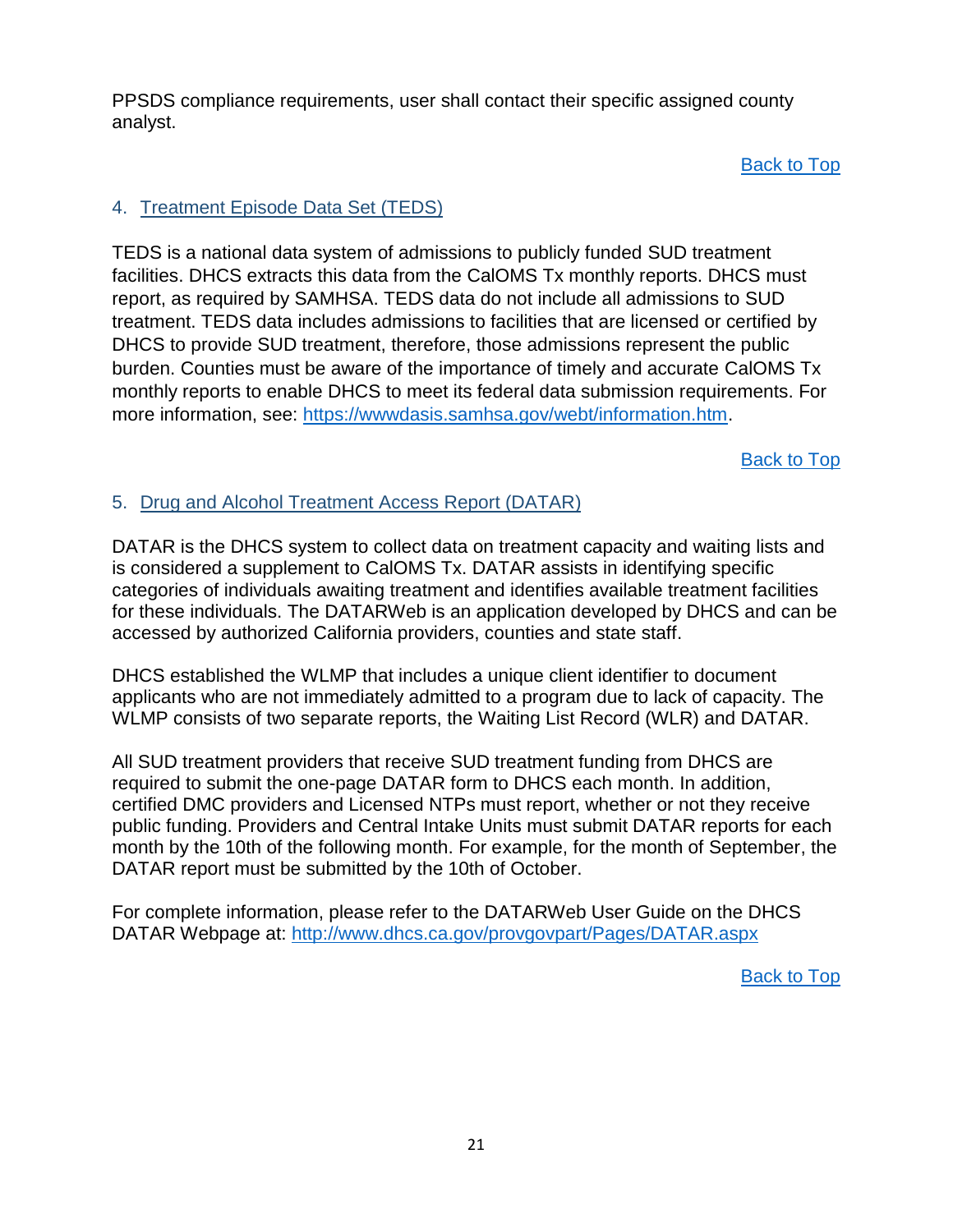PPSDS compliance requirements, user shall contact their specific assigned county analyst.

[Back to Top]

## 4. Treatment Episode Data Set (TEDS)

TEDS is a national data system of admissions to publicly funded SUD treatment facilities. DHCS extracts this data from the CalOMS Tx monthly reports. DHCS must report, as required by SAMHSA. TEDS data do not include all admissions to SUD treatment. TEDS data includes admissions to facilities that are licensed or certified by DHCS to provide SUD treatment, therefore, those admissions represent the public burden. Counties must be aware of the importance of timely and accurate CalOMS Tx monthly reports to enable DHCS to meet its federal data submission requirements. For more information, see: https://wwwdasis.samhsa.gov/webt/information.htm.

[Back to Top]

## 5. Drug and Alcohol Treatment Access Report (DATAR)

DATAR is the DHCS system to collect data on treatment capacity and waiting lists and is considered a supplement to CalOMS Tx. DATAR assists in identifying specific categories of individuals awaiting treatment and identifies available treatment facilities for these individuals. The DATARWeb is an application developed by DHCS and can be accessed by authorized California providers, counties and state staff.

DHCS established the WLMP that includes a unique client identifier to document applicants who are not immediately admitted to a program due to lack of capacity. The WLMP consists of two separate reports, the Waiting List Record (WLR) and DATAR.

All SUD treatment providers that receive SUD treatment funding from DHCS are required to submit the one-page DATAR form to DHCS each month. In addition, certified DMC providers and Licensed NTPs must report, whether or not they receive public funding. Providers and Central Intake Units must submit DATAR reports for each month by the 10th of the following month. For example, for the month of September, the DATAR report must be submitted by the 10th of October.

For complete information, please refer to the DATARWeb User Guide on the DHCS DATAR Webpage at: http://www.dhcs.ca.gov/provgovpart/Pages/DATAR.aspx

[Back to Top]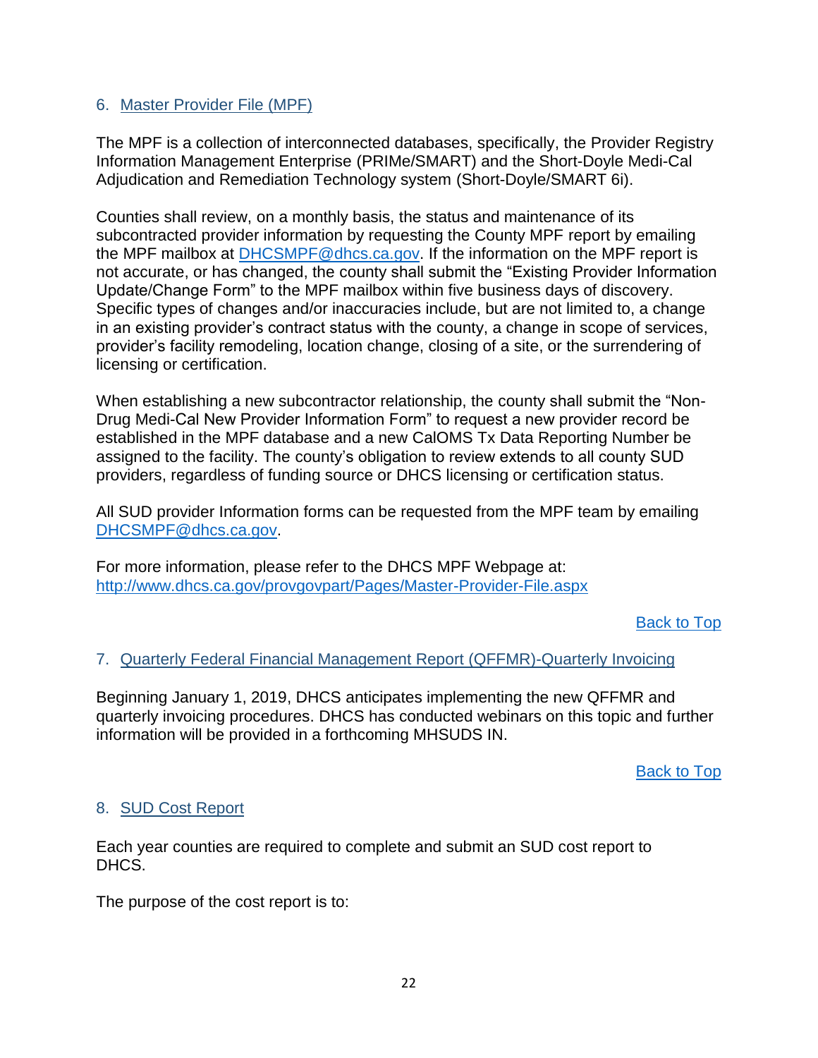## 6. Master Provider File (MPF)

The MPF is a collection of interconnected databases, specifically, the Provider Registry Information Management Enterprise (PRIMe/SMART) and the Short-Doyle Medi-Cal Adjudication and Remediation Technology system (Short-Doyle/SMART 6i).

Counties shall review, on a monthly basis, the status and maintenance of its subcontracted provider information by requesting the County MPF report by emailing the MPF mailbox at DHCSMPF@dhcs.ca.gov. If the information on the MPF report is not accurate, or has changed, the county shall submit the "Existing Provider Information Update/Change Form" to the MPF mailbox within five business days of discovery. Specific types of changes and/or inaccuracies include, but are not limited to, a change in an existing provider's contract status with the county, a change in scope of services, provider's facility remodeling, location change, closing of a site, or the surrendering of licensing or certification.

When establishing a new subcontractor relationship, the county shall submit the "Non-Drug Medi-Cal New Provider Information Form" to request a new provider record be established in the MPF database and a new CalOMS Tx Data Reporting Number be assigned to the facility. The county's obligation to review extends to all county SUD providers, regardless of funding source or DHCS licensing or certification status.

All SUD provider Information forms can be requested from the MPF team by emailing DHCSMPF@dhcs.ca.gov.

For more information, please refer to the DHCS MPF Webpage at: http://www.dhcs.ca.gov/provgovpart/Pages/Master-Provider-File.aspx

Back to Top

## 7. Quarterly Federal Financial Management Report (QFFMR)-Quarterly Invoicing

Beginning January 1, 2019, DHCS anticipates implementing the new QFFMR and quarterly invoicing procedures. DHCS has conducted webinars on this topic and further information will be provided in a forthcoming MHSUDS IN.

Back to Top

## 8. SUD Cost Report

Each year counties are required to complete and submit an SUD cost report to DHCS.

The purpose of the cost report is to: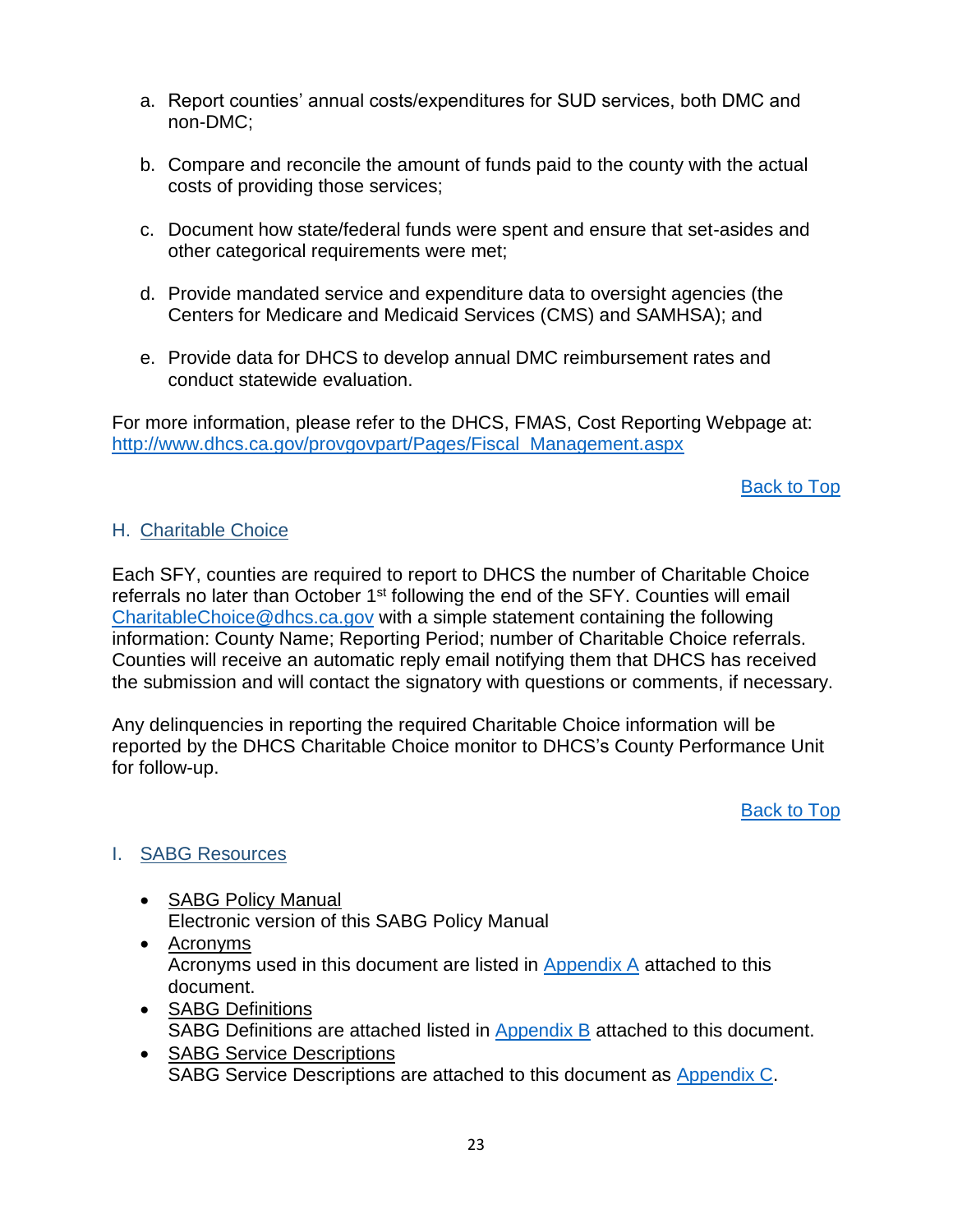a. Report counties' annual costs/expenditures for SUD services, both DMC and non-DMC;

b. Compare and reconcile the amount of funds paid to the county with the actual costs of providing those services;

c. Document how state/federal funds were spent and ensure that set-asides and other categorical requirements were met;

d. Provide mandated service and expenditure data to oversight agencies (the Centers for Medicare and Medicaid Services (CMS) and SAMHSA); and

e. Provide data for DHCS to develop annual DMC reimbursement rates and conduct statewide evaluation.

For more information, please refer to the DHCS, FMAS, Cost Reporting Webpage at: [http://www.dhcs.ca.gov/provgovpart/Pages/Fiscal_Management.aspx](http://www.dhcs.ca.gov/provgovpart/Pages/Fiscal_Management.aspx)

Back to Top

## H. Charitable Choice

Each SFY, counties are required to report to DHCS the number of Charitable Choice referrals no later than October 1st following the end of the SFY. Counties will email CharitableChoice@dhcs.ca.gov with a simple statement containing the following information: County Name; Reporting Period; number of Charitable Choice referrals. Counties will receive an automatic reply email notifying them that DHCS has received the submission and will contact the signatory with questions or comments, if necessary.

Any delinquencies in reporting the required Charitable Choice information will be reported by the DHCS Charitable Choice monitor to DHCS's County Performance Unit for follow-up.

Back to Top

## I. SABG Resources

- SABG Policy Manual
  Electronic version of this SABG Policy Manual
- Acronyms
  Acronyms used in this document are listed in Appendix A attached to this document.
- SABG Definitions
  SABG Definitions are attached listed in Appendix B attached to this document.
- SABG Service Descriptions
  SABG Service Descriptions are attached to this document as Appendix C.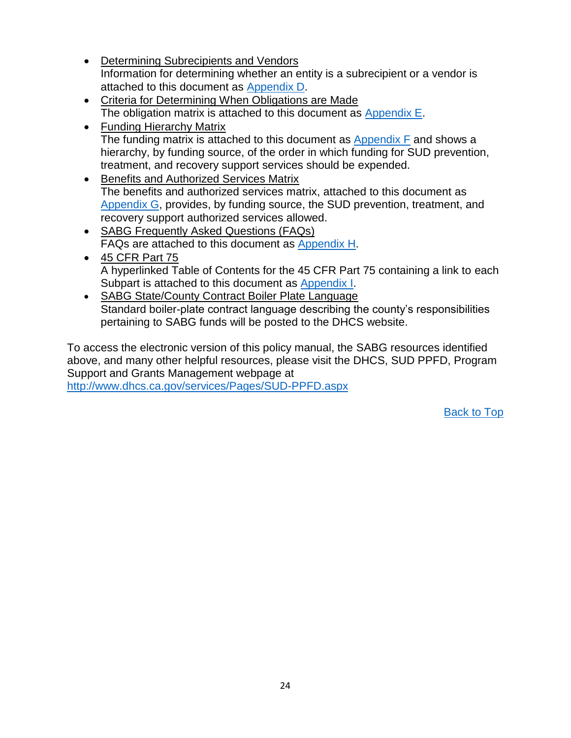- Determining Subrecipients and Vendors
  Information for determining whether an entity is a subrecipient or a vendor is attached to this document as Appendix D.
- Criteria for Determining When Obligations are Made
  The obligation matrix is attached to this document as Appendix E.
- Funding Hierarchy Matrix
  The funding matrix is attached to this document as Appendix F and shows a hierarchy, by funding source, of the order in which funding for SUD prevention, treatment, and recovery support services should be expended.
- Benefits and Authorized Services Matrix
  The benefits and authorized services matrix, attached to this document as Appendix G, provides, by funding source, the SUD prevention, treatment, and recovery support authorized services allowed.
- SABG Frequently Asked Questions (FAQs)
  FAQs are attached to this document as Appendix H.
- 45 CFR Part 75
  A hyperlinked Table of Contents for the 45 CFR Part 75 containing a link to each Subpart is attached to this document as Appendix I.
- SABG State/County Contract Boiler Plate Language
  Standard boiler-plate contract language describing the county's responsibilities pertaining to SABG funds will be posted to the DHCS website.

To access the electronic version of this policy manual, the SABG resources identified above, and many other helpful resources, please visit the DHCS, SUD PPFD, Program Support and Grants Management webpage at http://www.dhcs.ca.gov/services/Pages/SUD-PPFD.aspx

Back to Top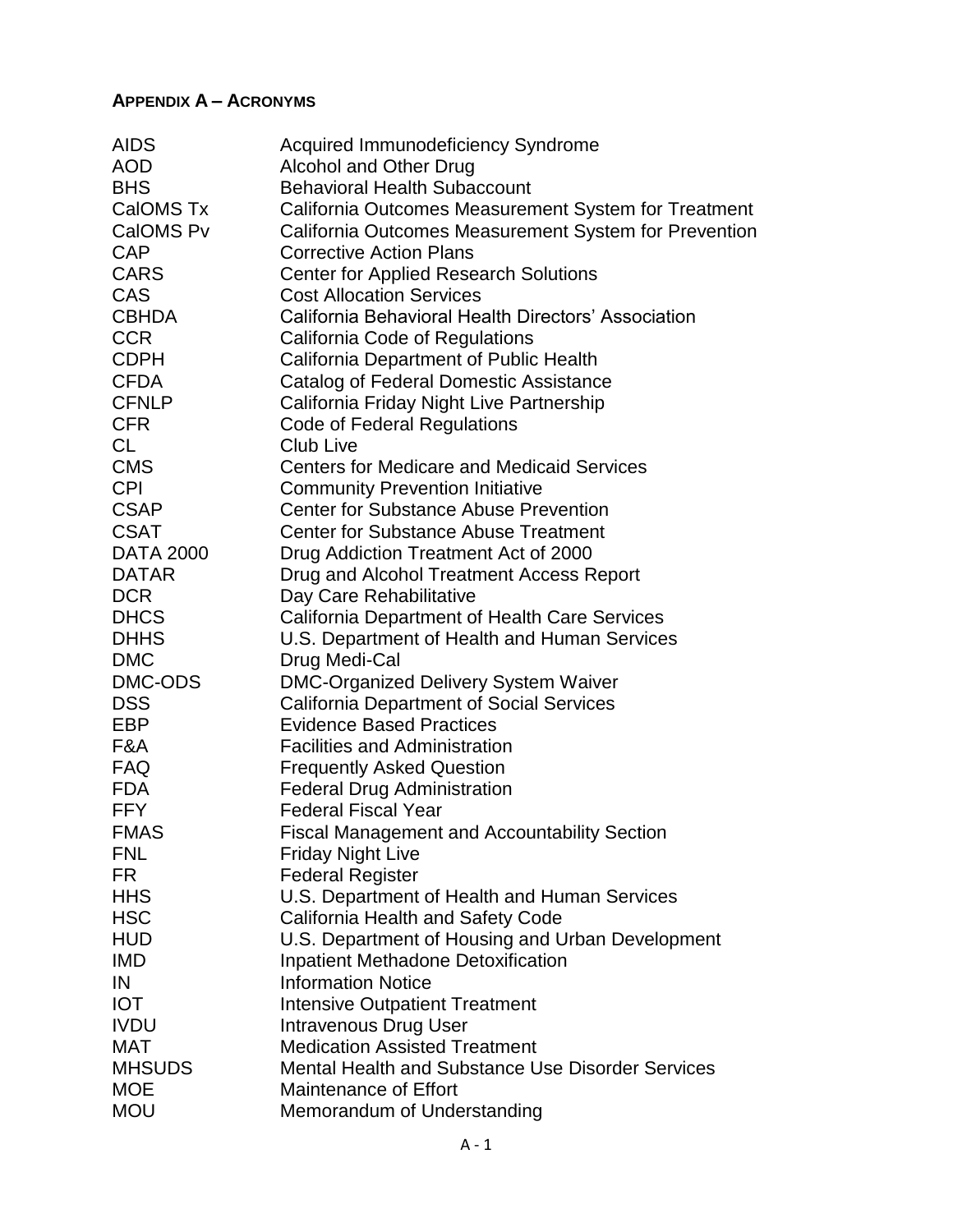## APPENDIX A – ACRONYMS

| | |
|---|---|
| AIDS | Acquired Immunodeficiency Syndrome |
| AOD | Alcohol and Other Drug |
| BHS | Behavioral Health Subaccount |
| CalOMS Tx | California Outcomes Measurement System for Treatment |
| CalOMS Pv | California Outcomes Measurement System for Prevention |
| CAP | Corrective Action Plans |
| CARS | Center for Applied Research Solutions |
| CAS | Cost Allocation Services |
| CBHDA | California Behavioral Health Directors' Association |
| CCR | California Code of Regulations |
| CDPH | California Department of Public Health |
| CFDA | Catalog of Federal Domestic Assistance |
| CFNLP | California Friday Night Live Partnership |
| CFR | Code of Federal Regulations |
| CL | Club Live |
| CMS | Centers for Medicare and Medicaid Services |
| CPI | Community Prevention Initiative |
| CSAP | Center for Substance Abuse Prevention |
| CSAT | Center for Substance Abuse Treatment |
| DATA 2000 | Drug Addiction Treatment Act of 2000 |
| DATAR | Drug and Alcohol Treatment Access Report |
| DCR | Day Care Rehabilitative |
| DHCS | California Department of Health Care Services |
| DHHS | U.S. Department of Health and Human Services |
| DMC | Drug Medi-Cal |
| DMC-ODS | DMC-Organized Delivery System Waiver |
| DSS | California Department of Social Services |
| EBP | Evidence Based Practices |
| F&A | Facilities and Administration |
| FAQ | Frequently Asked Question |
| FDA | Federal Drug Administration |
| FFY | Federal Fiscal Year |
| FMAS | Fiscal Management and Accountability Section |
| FNL | Friday Night Live |
| FR | Federal Register |
| HHS | U.S. Department of Health and Human Services |
| HSC | California Health and Safety Code |
| HUD | U.S. Department of Housing and Urban Development |
| IMD | Inpatient Methadone Detoxification |
| IN | Information Notice |
| IOT | Intensive Outpatient Treatment |
| IVDU | Intravenous Drug User |
| MAT | Medication Assisted Treatment |
| MHSUDS | Mental Health and Substance Use Disorder Services |
| MOE | Maintenance of Effort |
| MOU | Memorandum of Understanding |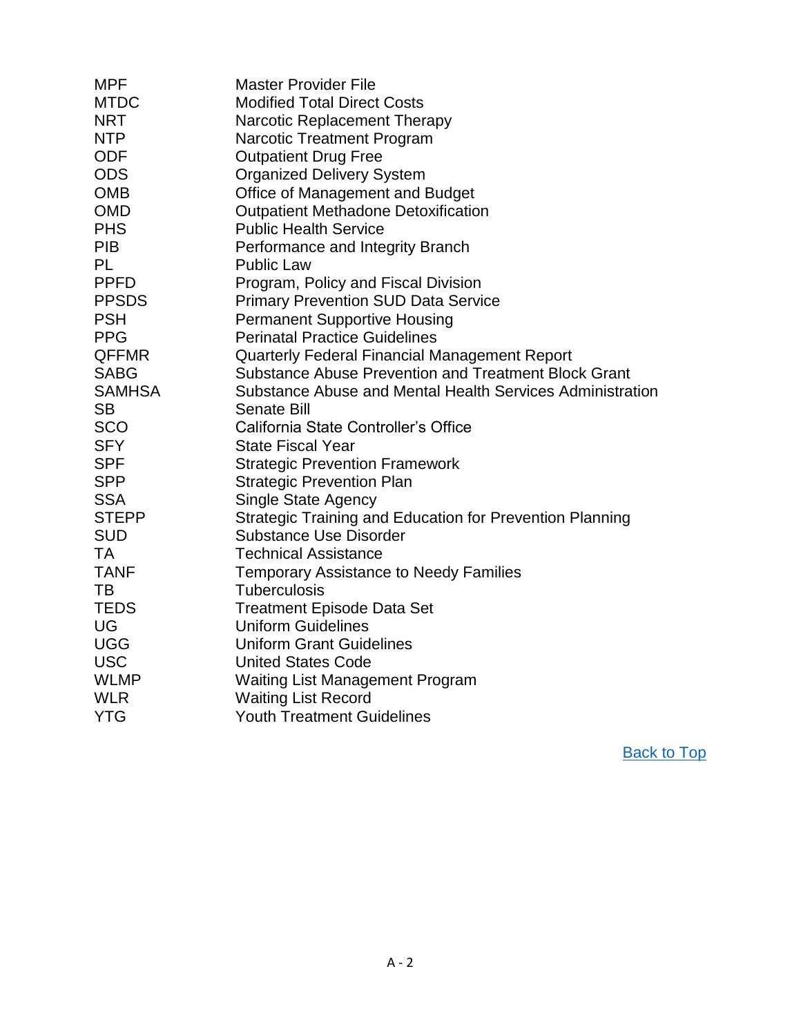| | |
|---|---|
| MPF | Master Provider File |
| MTDC | Modified Total Direct Costs |
| NRT | Narcotic Replacement Therapy |
| NTP | Narcotic Treatment Program |
| ODF | Outpatient Drug Free |
| ODS | Organized Delivery System |
| OMB | Office of Management and Budget |
| OMD | Outpatient Methadone Detoxification |
| PHS | Public Health Service |
| PIB | Performance and Integrity Branch |
| PL | Public Law |
| PPFD | Program, Policy and Fiscal Division |
| PPSDS | Primary Prevention SUD Data Service |
| PSH | Permanent Supportive Housing |
| PPG | Perinatal Practice Guidelines |
| QFFMR | Quarterly Federal Financial Management Report |
| SABG | Substance Abuse Prevention and Treatment Block Grant |
| SAMHSA | Substance Abuse and Mental Health Services Administration |
| SB | Senate Bill |
| SCO | California State Controller's Office |
| SFY | State Fiscal Year |
| SPF | Strategic Prevention Framework |
| SPP | Strategic Prevention Plan |
| SSA | Single State Agency |
| STEPP | Strategic Training and Education for Prevention Planning |
| SUD | Substance Use Disorder |
| TA | Technical Assistance |
| TANF | Temporary Assistance to Needy Families |
| TB | Tuberculosis |
| TEDS | Treatment Episode Data Set |
| UG | Uniform Guidelines |
| UGG | Uniform Grant Guidelines |
| USC | United States Code |
| WLMP | Waiting List Management Program |
| WLR | Waiting List Record |
| YTG | Youth Treatment Guidelines |

Back to Top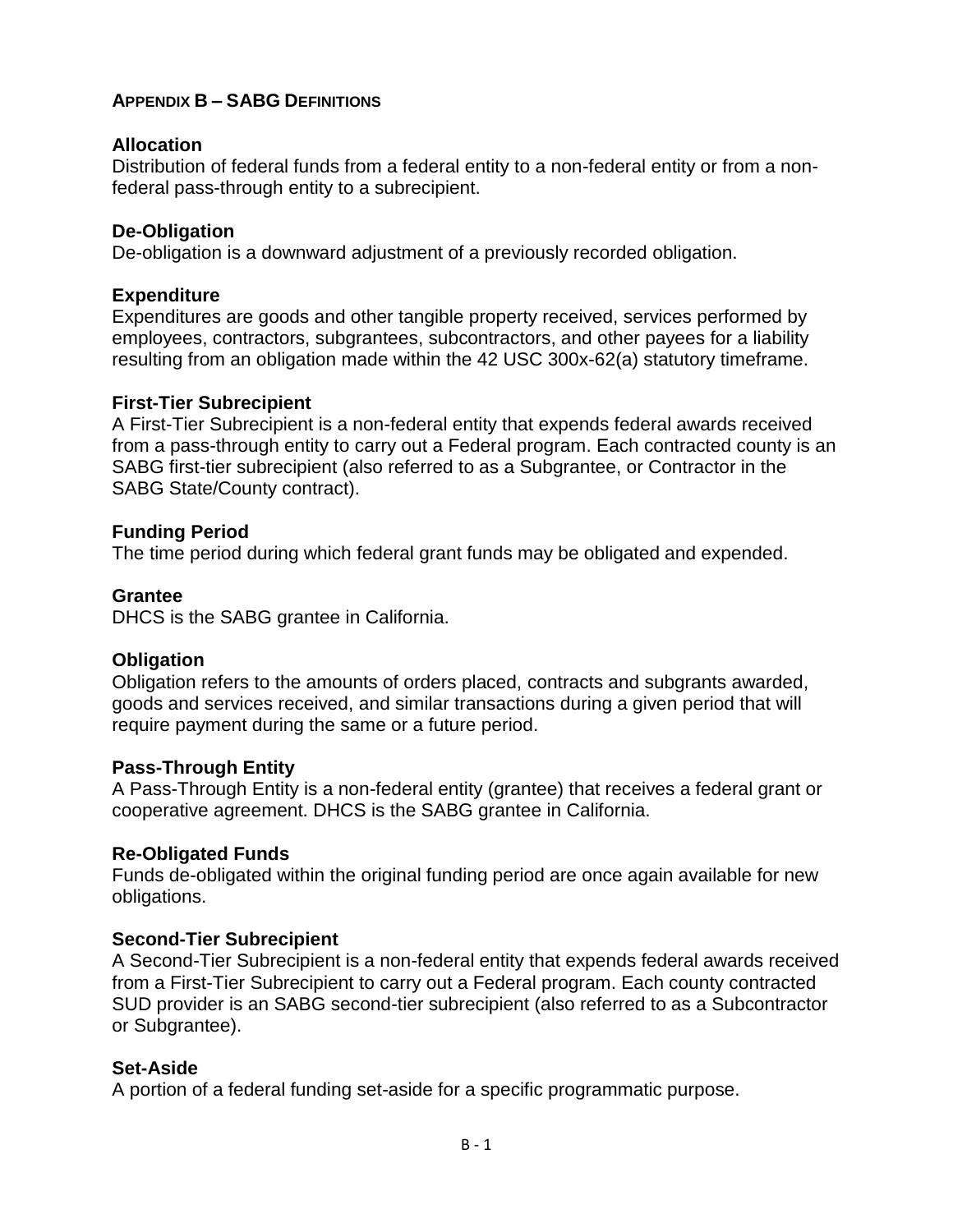## APPENDIX B – SABG DEFINITIONS

**Allocation**
Distribution of federal funds from a federal entity to a non-federal entity or from a non-federal pass-through entity to a subrecipient.

**De-Obligation**
De-obligation is a downward adjustment of a previously recorded obligation.

**Expenditure**
Expenditures are goods and other tangible property received, services performed by employees, contractors, subgrantees, subcontractors, and other payees for a liability resulting from an obligation made within the 42 USC 300x-62(a) statutory timeframe.

**First-Tier Subrecipient**
A First-Tier Subrecipient is a non-federal entity that expends federal awards received from a pass-through entity to carry out a Federal program. Each contracted county is an SABG first-tier subrecipient (also referred to as a Subgrantee, or Contractor in the SABG State/County contract).

**Funding Period**
The time period during which federal grant funds may be obligated and expended.

**Grantee**
DHCS is the SABG grantee in California.

**Obligation**
Obligation refers to the amounts of orders placed, contracts and subgrants awarded, goods and services received, and similar transactions during a given period that will require payment during the same or a future period.

**Pass-Through Entity**
A Pass-Through Entity is a non-federal entity (grantee) that receives a federal grant or cooperative agreement. DHCS is the SABG grantee in California.

**Re-Obligated Funds**
Funds de-obligated within the original funding period are once again available for new obligations.

**Second-Tier Subrecipient**
A Second-Tier Subrecipient is a non-federal entity that expends federal awards received from a First-Tier Subrecipient to carry out a Federal program. Each county contracted SUD provider is an SABG second-tier subrecipient (also referred to as a Subcontractor or Subgrantee).

**Set-Aside**
A portion of a federal funding set-aside for a specific programmatic purpose.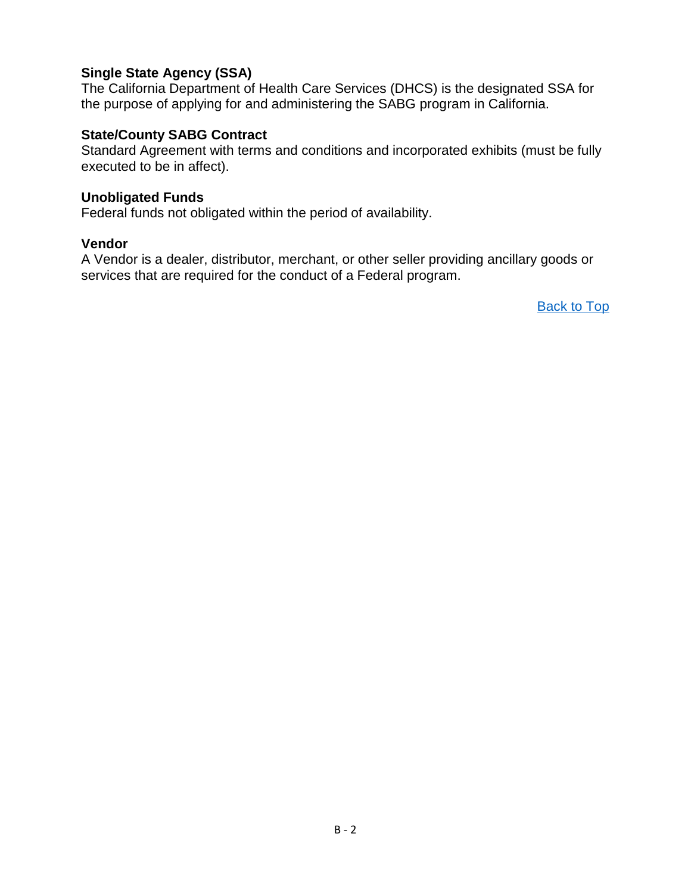**Single State Agency (SSA)**
The California Department of Health Care Services (DHCS) is the designated SSA for the purpose of applying for and administering the SABG program in California.

**State/County SABG Contract**
Standard Agreement with terms and conditions and incorporated exhibits (must be fully executed to be in affect).

**Unobligated Funds**
Federal funds not obligated within the period of availability.

**Vendor**
A Vendor is a dealer, distributor, merchant, or other seller providing ancillary goods or services that are required for the conduct of a Federal program.

Back to Top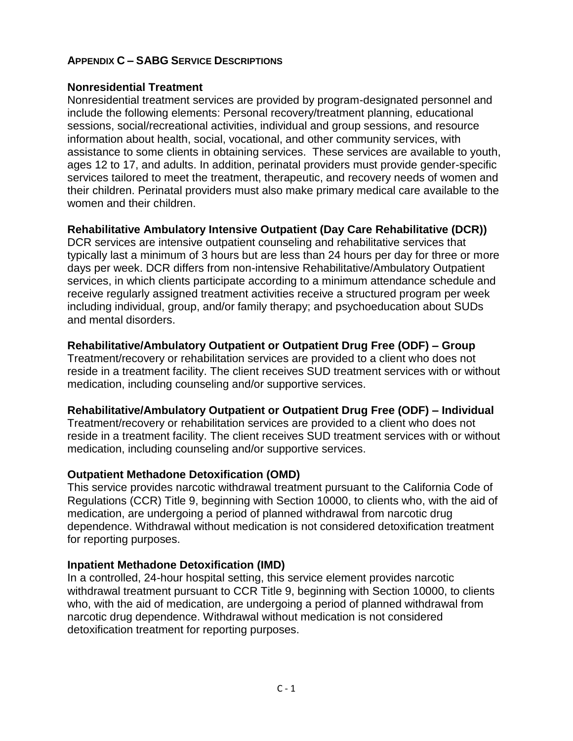## Appendix C – SABG Service Descriptions

### Nonresidential Treatment

Nonresidential treatment services are provided by program-designated personnel and include the following elements: Personal recovery/treatment planning, educational sessions, social/recreational activities, individual and group sessions, and resource information about health, social, vocational, and other community services, with assistance to some clients in obtaining services. These services are available to youth, ages 12 to 17, and adults. In addition, perinatal providers must provide gender-specific services tailored to meet the treatment, therapeutic, and recovery needs of women and their children. Perinatal providers must also make primary medical care available to the women and their children.

### Rehabilitative Ambulatory Intensive Outpatient (Day Care Rehabilitative (DCR))

DCR services are intensive outpatient counseling and rehabilitative services that typically last a minimum of 3 hours but are less than 24 hours per day for three or more days per week. DCR differs from non-intensive Rehabilitative/Ambulatory Outpatient services, in which clients participate according to a minimum attendance schedule and receive regularly assigned treatment activities receive a structured program per week including individual, group, and/or family therapy; and psychoeducation about SUDs and mental disorders.

### Rehabilitative/Ambulatory Outpatient or Outpatient Drug Free (ODF) – Group

Treatment/recovery or rehabilitation services are provided to a client who does not reside in a treatment facility. The client receives SUD treatment services with or without medication, including counseling and/or supportive services.

### Rehabilitative/Ambulatory Outpatient or Outpatient Drug Free (ODF) – Individual

Treatment/recovery or rehabilitation services are provided to a client who does not reside in a treatment facility. The client receives SUD treatment services with or without medication, including counseling and/or supportive services.

### Outpatient Methadone Detoxification (OMD)

This service provides narcotic withdrawal treatment pursuant to the California Code of Regulations (CCR) Title 9, beginning with Section 10000, to clients who, with the aid of medication, are undergoing a period of planned withdrawal from narcotic drug dependence. Withdrawal without medication is not considered detoxification treatment for reporting purposes.

### Inpatient Methadone Detoxification (IMD)

In a controlled, 24-hour hospital setting, this service element provides narcotic withdrawal treatment pursuant to CCR Title 9, beginning with Section 10000, to clients who, with the aid of medication, are undergoing a period of planned withdrawal from narcotic drug dependence. Withdrawal without medication is not considered detoxification treatment for reporting purposes.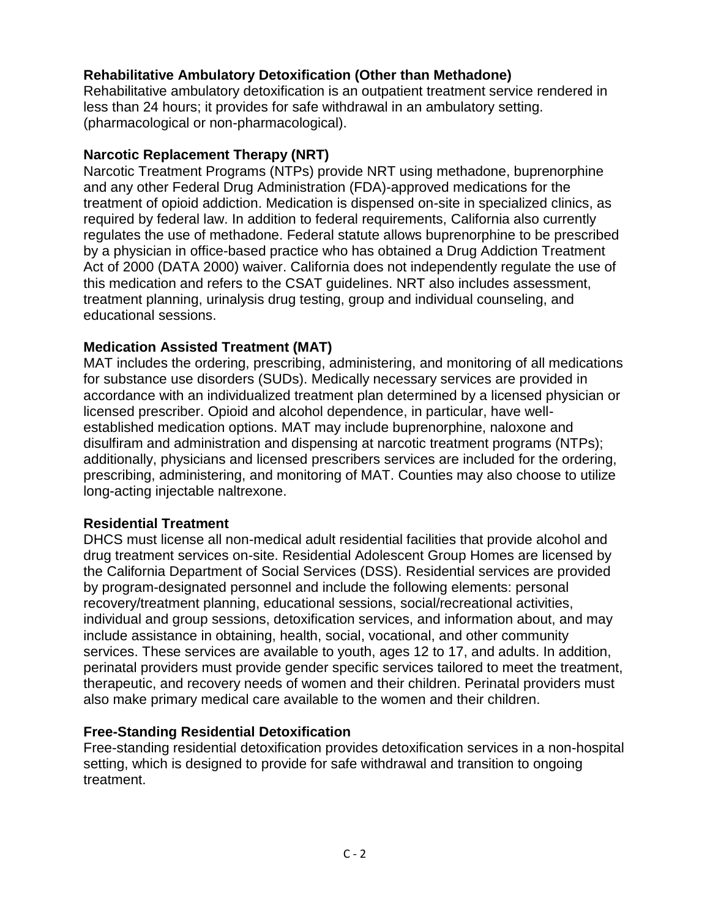**Rehabilitative Ambulatory Detoxification (Other than Methadone)**
Rehabilitative ambulatory detoxification is an outpatient treatment service rendered in less than 24 hours; it provides for safe withdrawal in an ambulatory setting. (pharmacological or non-pharmacological).

**Narcotic Replacement Therapy (NRT)**
Narcotic Treatment Programs (NTPs) provide NRT using methadone, buprenorphine and any other Federal Drug Administration (FDA)-approved medications for the treatment of opioid addiction. Medication is dispensed on-site in specialized clinics, as required by federal law. In addition to federal requirements, California also currently regulates the use of methadone. Federal statute allows buprenorphine to be prescribed by a physician in office-based practice who has obtained a Drug Addiction Treatment Act of 2000 (DATA 2000) waiver. California does not independently regulate the use of this medication and refers to the CSAT guidelines. NRT also includes assessment, treatment planning, urinalysis drug testing, group and individual counseling, and educational sessions.

**Medication Assisted Treatment (MAT)**
MAT includes the ordering, prescribing, administering, and monitoring of all medications for substance use disorders (SUDs). Medically necessary services are provided in accordance with an individualized treatment plan determined by a licensed physician or licensed prescriber. Opioid and alcohol dependence, in particular, have well-established medication options. MAT may include buprenorphine, naloxone and disulfiram and administration and dispensing at narcotic treatment programs (NTPs); additionally, physicians and licensed prescribers services are included for the ordering, prescribing, administering, and monitoring of MAT. Counties may also choose to utilize long-acting injectable naltrexone.

**Residential Treatment**
DHCS must license all non-medical adult residential facilities that provide alcohol and drug treatment services on-site. Residential Adolescent Group Homes are licensed by the California Department of Social Services (DSS). Residential services are provided by program-designated personnel and include the following elements: personal recovery/treatment planning, educational sessions, social/recreational activities, individual and group sessions, detoxification services, and information about, and may include assistance in obtaining, health, social, vocational, and other community services. These services are available to youth, ages 12 to 17, and adults. In addition, perinatal providers must provide gender specific services tailored to meet the treatment, therapeutic, and recovery needs of women and their children. Perinatal providers must also make primary medical care available to the women and their children.

**Free-Standing Residential Detoxification**
Free-standing residential detoxification provides detoxification services in a non-hospital setting, which is designed to provide for safe withdrawal and transition to ongoing treatment.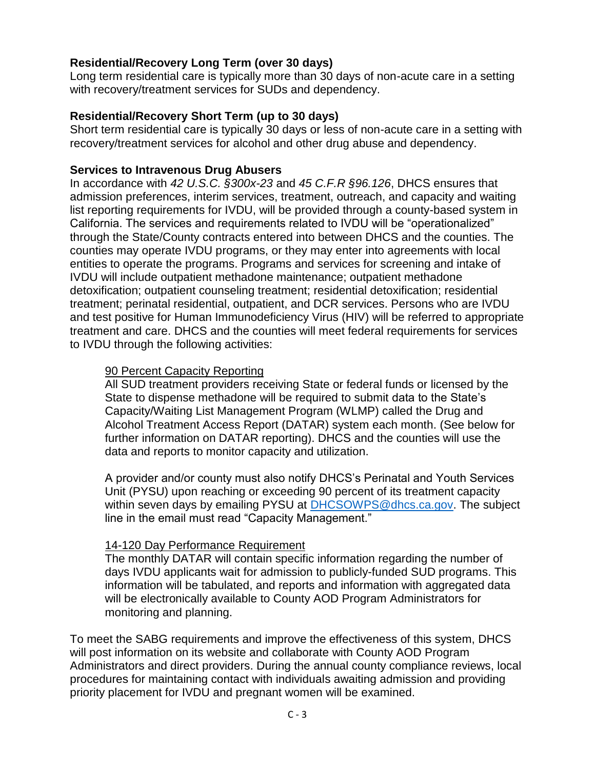**Residential/Recovery Long Term (over 30 days)**
Long term residential care is typically more than 30 days of non-acute care in a setting with recovery/treatment services for SUDs and dependency.

**Residential/Recovery Short Term (up to 30 days)**
Short term residential care is typically 30 days or less of non-acute care in a setting with recovery/treatment services for alcohol and other drug abuse and dependency.

**Services to Intravenous Drug Abusers**
In accordance with *42 U.S.C. §300x-23* and *45 C.F.R §96.126*, DHCS ensures that admission preferences, interim services, treatment, outreach, and capacity and waiting list reporting requirements for IVDU, will be provided through a county-based system in California. The services and requirements related to IVDU will be "operationalized" through the State/County contracts entered into between DHCS and the counties. The counties may operate IVDU programs, or they may enter into agreements with local entities to operate the programs. Programs and services for screening and intake of IVDU will include outpatient methadone maintenance; outpatient methadone detoxification; outpatient counseling treatment; residential detoxification; residential treatment; perinatal residential, outpatient, and DCR services. Persons who are IVDU and test positive for Human Immunodeficiency Virus (HIV) will be referred to appropriate treatment and care. DHCS and the counties will meet federal requirements for services to IVDU through the following activities:

90 Percent Capacity Reporting

All SUD treatment providers receiving State or federal funds or licensed by the State to dispense methadone will be required to submit data to the State's Capacity/Waiting List Management Program (WLMP) called the Drug and Alcohol Treatment Access Report (DATAR) system each month. (See below for further information on DATAR reporting). DHCS and the counties will use the data and reports to monitor capacity and utilization.

A provider and/or county must also notify DHCS's Perinatal and Youth Services Unit (PYSU) upon reaching or exceeding 90 percent of its treatment capacity within seven days by emailing PYSU at DHCSOWPS@dhcs.ca.gov. The subject line in the email must read "Capacity Management."

14-120 Day Performance Requirement

The monthly DATAR will contain specific information regarding the number of days IVDU applicants wait for admission to publicly-funded SUD programs. This information will be tabulated, and reports and information with aggregated data will be electronically available to County AOD Program Administrators for monitoring and planning.

To meet the SABG requirements and improve the effectiveness of this system, DHCS will post information on its website and collaborate with County AOD Program Administrators and direct providers. During the annual county compliance reviews, local procedures for maintaining contact with individuals awaiting admission and providing priority placement for IVDU and pregnant women will be examined.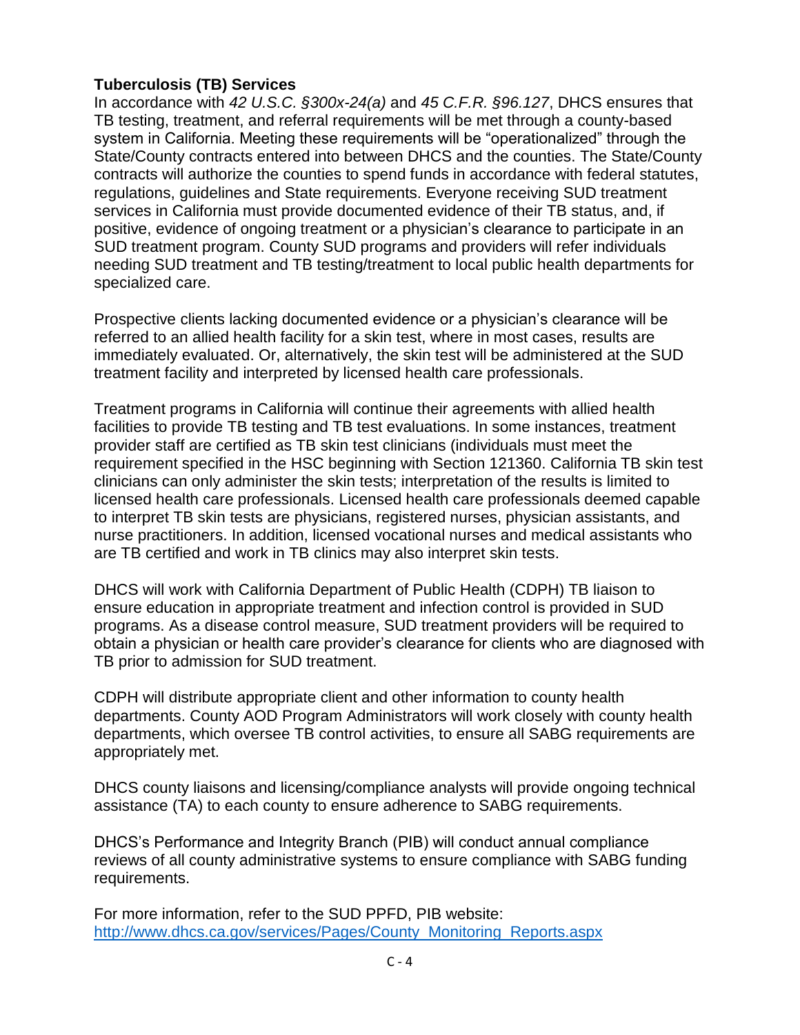**Tuberculosis (TB) Services**

In accordance with *42 U.S.C. §300x-24(a)* and *45 C.F.R. §96.127*, DHCS ensures that TB testing, treatment, and referral requirements will be met through a county-based system in California. Meeting these requirements will be "operationalized" through the State/County contracts entered into between DHCS and the counties. The State/County contracts will authorize the counties to spend funds in accordance with federal statutes, regulations, guidelines and State requirements. Everyone receiving SUD treatment services in California must provide documented evidence of their TB status, and, if positive, evidence of ongoing treatment or a physician's clearance to participate in an SUD treatment program. County SUD programs and providers will refer individuals needing SUD treatment and TB testing/treatment to local public health departments for specialized care.

Prospective clients lacking documented evidence or a physician's clearance will be referred to an allied health facility for a skin test, where in most cases, results are immediately evaluated. Or, alternatively, the skin test will be administered at the SUD treatment facility and interpreted by licensed health care professionals.

Treatment programs in California will continue their agreements with allied health facilities to provide TB testing and TB test evaluations. In some instances, treatment provider staff are certified as TB skin test clinicians (individuals must meet the requirement specified in the HSC beginning with Section 121360. California TB skin test clinicians can only administer the skin tests; interpretation of the results is limited to licensed health care professionals. Licensed health care professionals deemed capable to interpret TB skin tests are physicians, registered nurses, physician assistants, and nurse practitioners. In addition, licensed vocational nurses and medical assistants who are TB certified and work in TB clinics may also interpret skin tests.

DHCS will work with California Department of Public Health (CDPH) TB liaison to ensure education in appropriate treatment and infection control is provided in SUD programs. As a disease control measure, SUD treatment providers will be required to obtain a physician or health care provider's clearance for clients who are diagnosed with TB prior to admission for SUD treatment.

CDPH will distribute appropriate client and other information to county health departments. County AOD Program Administrators will work closely with county health departments, which oversee TB control activities, to ensure all SABG requirements are appropriately met.

DHCS county liaisons and licensing/compliance analysts will provide ongoing technical assistance (TA) to each county to ensure adherence to SABG requirements.

DHCS's Performance and Integrity Branch (PIB) will conduct annual compliance reviews of all county administrative systems to ensure compliance with SABG funding requirements.

For more information, refer to the SUD PPFD, PIB website:
[http://www.dhcs.ca.gov/services/Pages/County_Monitoring_Reports.aspx](http://www.dhcs.ca.gov/services/Pages/County_Monitoring_Reports.aspx)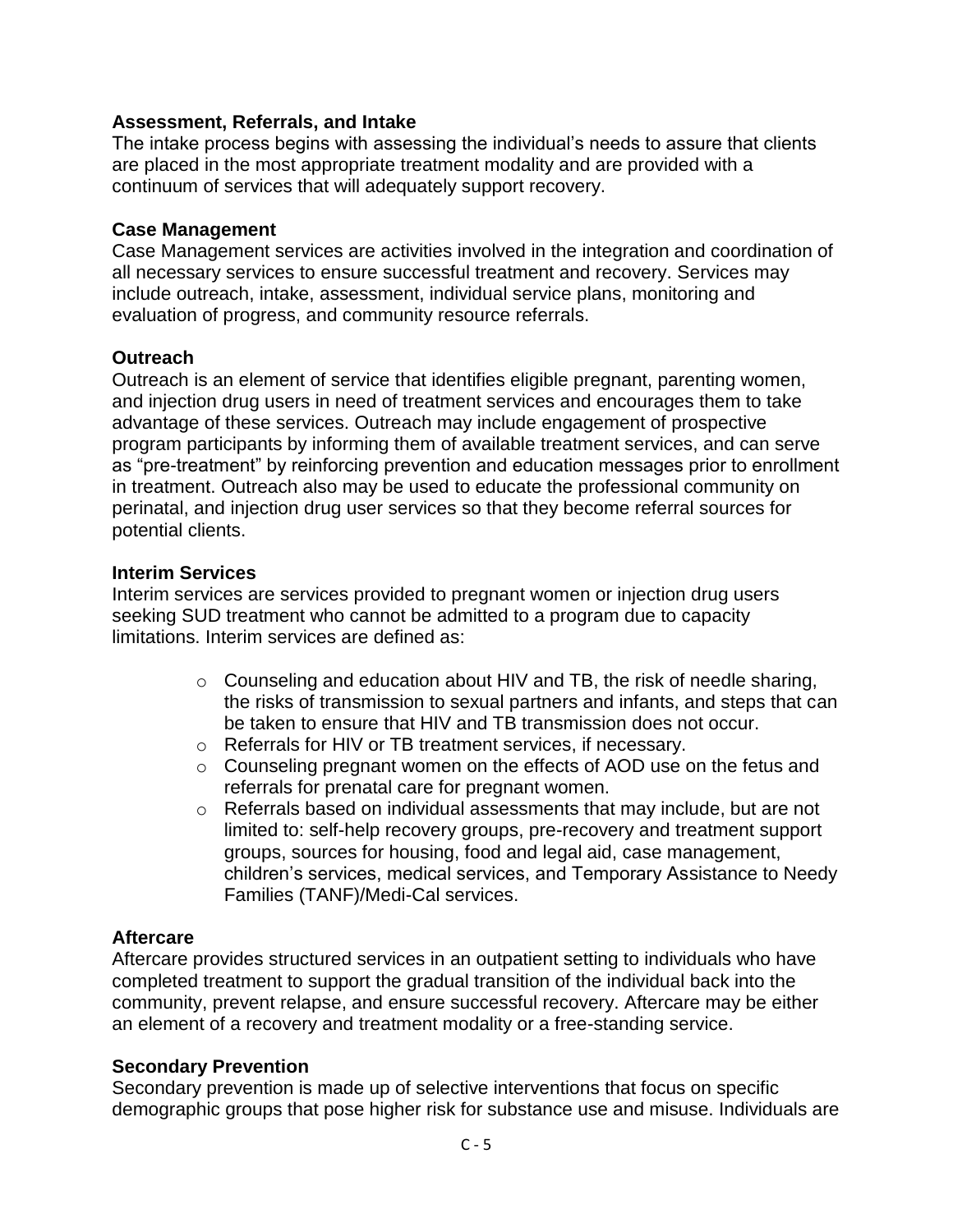**Assessment, Referrals, and Intake**

The intake process begins with assessing the individual's needs to assure that clients are placed in the most appropriate treatment modality and are provided with a continuum of services that will adequately support recovery.

**Case Management**

Case Management services are activities involved in the integration and coordination of all necessary services to ensure successful treatment and recovery. Services may include outreach, intake, assessment, individual service plans, monitoring and evaluation of progress, and community resource referrals.

**Outreach**

Outreach is an element of service that identifies eligible pregnant, parenting women, and injection drug users in need of treatment services and encourages them to take advantage of these services. Outreach may include engagement of prospective program participants by informing them of available treatment services, and can serve as "pre-treatment" by reinforcing prevention and education messages prior to enrollment in treatment. Outreach also may be used to educate the professional community on perinatal, and injection drug user services so that they become referral sources for potential clients.

**Interim Services**

Interim services are services provided to pregnant women or injection drug users seeking SUD treatment who cannot be admitted to a program due to capacity limitations. Interim services are defined as:

- Counseling and education about HIV and TB, the risk of needle sharing, the risks of transmission to sexual partners and infants, and steps that can be taken to ensure that HIV and TB transmission does not occur.
- Referrals for HIV or TB treatment services, if necessary.
- Counseling pregnant women on the effects of AOD use on the fetus and referrals for prenatal care for pregnant women.
- Referrals based on individual assessments that may include, but are not limited to: self-help recovery groups, pre-recovery and treatment support groups, sources for housing, food and legal aid, case management, children's services, medical services, and Temporary Assistance to Needy Families (TANF)/Medi-Cal services.

**Aftercare**

Aftercare provides structured services in an outpatient setting to individuals who have completed treatment to support the gradual transition of the individual back into the community, prevent relapse, and ensure successful recovery. Aftercare may be either an element of a recovery and treatment modality or a free-standing service.

**Secondary Prevention**

Secondary prevention is made up of selective interventions that focus on specific demographic groups that pose higher risk for substance use and misuse. Individuals are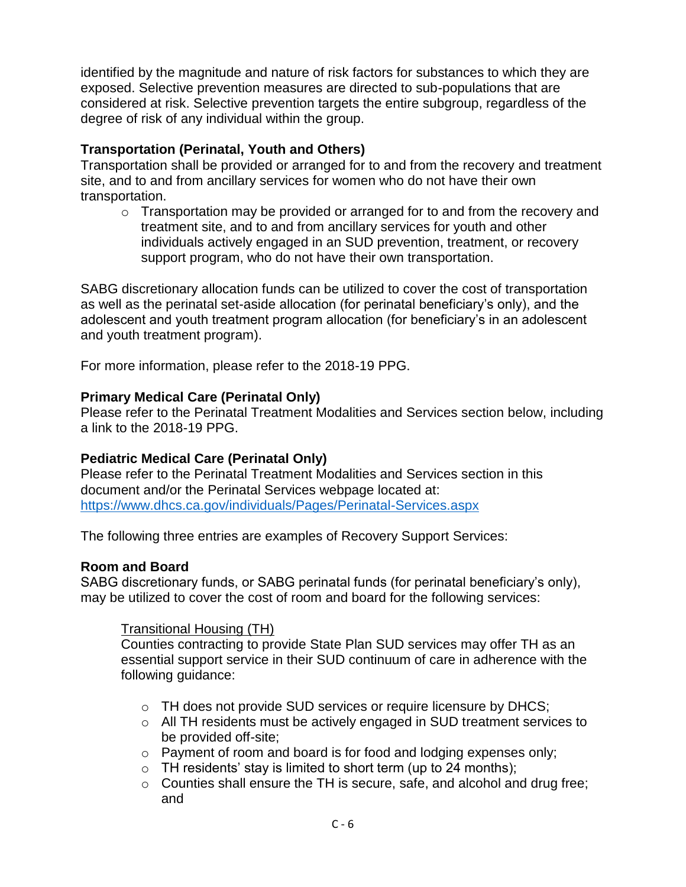identified by the magnitude and nature of risk factors for substances to which they are exposed. Selective prevention measures are directed to sub-populations that are considered at risk. Selective prevention targets the entire subgroup, regardless of the degree of risk of any individual within the group.

**Transportation (Perinatal, Youth and Others)**
Transportation shall be provided or arranged for to and from the recovery and treatment site, and to and from ancillary services for women who do not have their own transportation.

- Transportation may be provided or arranged for to and from the recovery and treatment site, and to and from ancillary services for youth and other individuals actively engaged in an SUD prevention, treatment, or recovery support program, who do not have their own transportation.

SABG discretionary allocation funds can be utilized to cover the cost of transportation as well as the perinatal set-aside allocation (for perinatal beneficiary's only), and the adolescent and youth treatment program allocation (for beneficiary's in an adolescent and youth treatment program).

For more information, please refer to the 2018-19 PPG.

**Primary Medical Care (Perinatal Only)**
Please refer to the Perinatal Treatment Modalities and Services section below, including a link to the 2018-19 PPG.

**Pediatric Medical Care (Perinatal Only)**
Please refer to the Perinatal Treatment Modalities and Services section in this document and/or the Perinatal Services webpage located at: https://www.dhcs.ca.gov/individuals/Pages/Perinatal-Services.aspx

The following three entries are examples of Recovery Support Services:

**Room and Board**
SABG discretionary funds, or SABG perinatal funds (for perinatal beneficiary's only), may be utilized to cover the cost of room and board for the following services:

Transitional Housing (TH)
Counties contracting to provide State Plan SUD services may offer TH as an essential support service in their SUD continuum of care in adherence with the following guidance:

- TH does not provide SUD services or require licensure by DHCS;
- All TH residents must be actively engaged in SUD treatment services to be provided off-site;
- Payment of room and board is for food and lodging expenses only;
- TH residents' stay is limited to short term (up to 24 months);
- Counties shall ensure the TH is secure, safe, and alcohol and drug free; and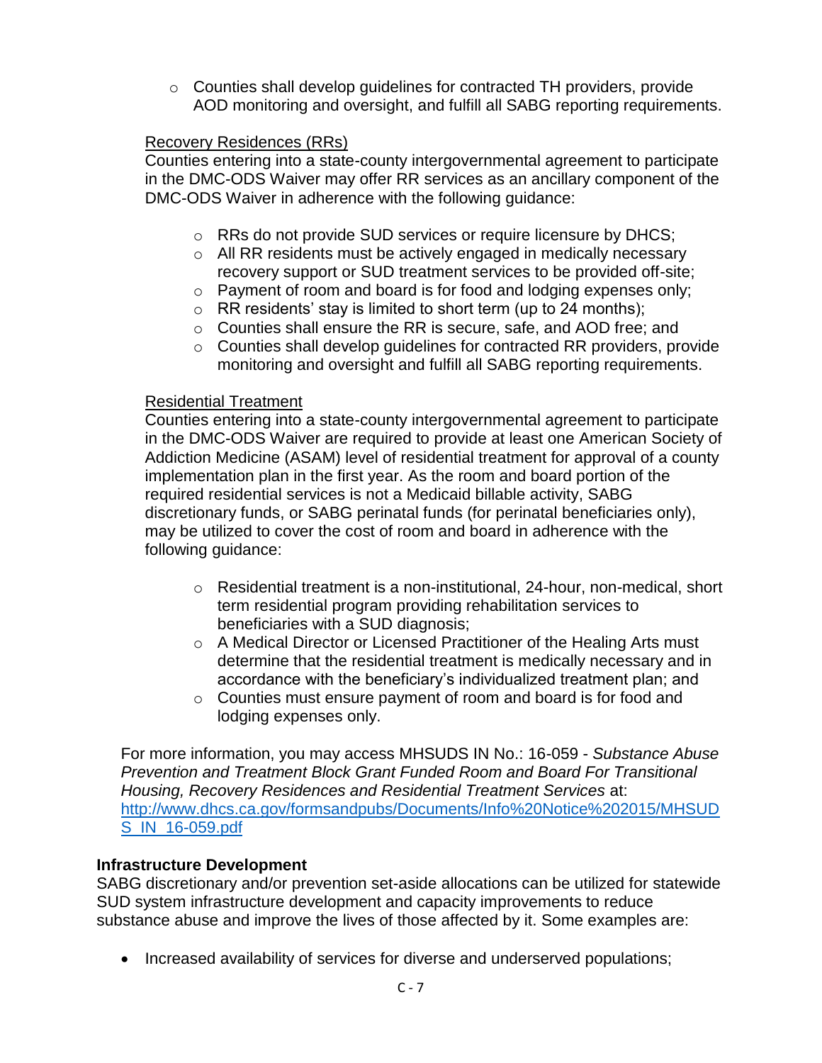- Counties shall develop guidelines for contracted TH providers, provide AOD monitoring and oversight, and fulfill all SABG reporting requirements.

Recovery Residences (RRs)

Counties entering into a state-county intergovernmental agreement to participate in the DMC-ODS Waiver may offer RR services as an ancillary component of the DMC-ODS Waiver in adherence with the following guidance:

- RRs do not provide SUD services or require licensure by DHCS;
- All RR residents must be actively engaged in medically necessary recovery support or SUD treatment services to be provided off-site;
- Payment of room and board is for food and lodging expenses only;
- RR residents' stay is limited to short term (up to 24 months);
- Counties shall ensure the RR is secure, safe, and AOD free; and
- Counties shall develop guidelines for contracted RR providers, provide monitoring and oversight and fulfill all SABG reporting requirements.

Residential Treatment

Counties entering into a state-county intergovernmental agreement to participate in the DMC-ODS Waiver are required to provide at least one American Society of Addiction Medicine (ASAM) level of residential treatment for approval of a county implementation plan in the first year. As the room and board portion of the required residential services is not a Medicaid billable activity, SABG discretionary funds, or SABG perinatal funds (for perinatal beneficiaries only), may be utilized to cover the cost of room and board in adherence with the following guidance:

- Residential treatment is a non-institutional, 24-hour, non-medical, short term residential program providing rehabilitation services to beneficiaries with a SUD diagnosis;
- A Medical Director or Licensed Practitioner of the Healing Arts must determine that the residential treatment is medically necessary and in accordance with the beneficiary's individualized treatment plan; and
- Counties must ensure payment of room and board is for food and lodging expenses only.

For more information, you may access MHSUDS IN No.: 16-059 - *Substance Abuse Prevention and Treatment Block Grant Funded Room and Board For Transitional Housing, Recovery Residences and Residential Treatment Services* at: [http://www.dhcs.ca.gov/formsandpubs/Documents/Info%20Notice%202015/MHSUDS_IN_16-059.pdf](http://www.dhcs.ca.gov/formsandpubs/Documents/Info%20Notice%202015/MHSUDS_IN_16-059.pdf)

**Infrastructure Development**

SABG discretionary and/or prevention set-aside allocations can be utilized for statewide SUD system infrastructure development and capacity improvements to reduce substance abuse and improve the lives of those affected by it. Some examples are:

- Increased availability of services for diverse and underserved populations;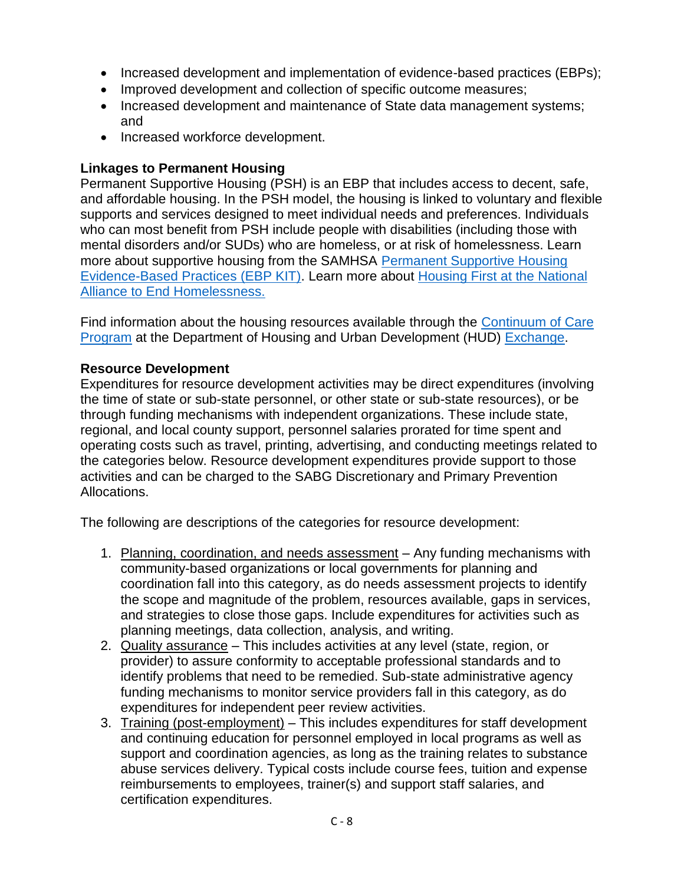- Increased development and implementation of evidence-based practices (EBPs);
- Improved development and collection of specific outcome measures;
- Increased development and maintenance of State data management systems; and
- Increased workforce development.

**Linkages to Permanent Housing**

Permanent Supportive Housing (PSH) is an EBP that includes access to decent, safe, and affordable housing. In the PSH model, the housing is linked to voluntary and flexible supports and services designed to meet individual needs and preferences. Individuals who can most benefit from PSH include people with disabilities (including those with mental disorders and/or SUDs) who are homeless, or at risk of homelessness. Learn more about supportive housing from the SAMHSA Permanent Supportive Housing Evidence-Based Practices (EBP KIT). Learn more about Housing First at the National Alliance to End Homelessness.

Find information about the housing resources available through the Continuum of Care Program at the Department of Housing and Urban Development (HUD) Exchange.

**Resource Development**

Expenditures for resource development activities may be direct expenditures (involving the time of state or sub-state personnel, or other state or sub-state resources), or be through funding mechanisms with independent organizations. These include state, regional, and local county support, personnel salaries prorated for time spent and operating costs such as travel, printing, advertising, and conducting meetings related to the categories below. Resource development expenditures provide support to those activities and can be charged to the SABG Discretionary and Primary Prevention Allocations.

The following are descriptions of the categories for resource development:

1. Planning, coordination, and needs assessment – Any funding mechanisms with community-based organizations or local governments for planning and coordination fall into this category, as do needs assessment projects to identify the scope and magnitude of the problem, resources available, gaps in services, and strategies to close those gaps. Include expenditures for activities such as planning meetings, data collection, analysis, and writing.
2. Quality assurance – This includes activities at any level (state, region, or provider) to assure conformity to acceptable professional standards and to identify problems that need to be remedied. Sub-state administrative agency funding mechanisms to monitor service providers fall in this category, as do expenditures for independent peer review activities.
3. Training (post-employment) – This includes expenditures for staff development and continuing education for personnel employed in local programs as well as support and coordination agencies, as long as the training relates to substance abuse services delivery. Typical costs include course fees, tuition and expense reimbursements to employees, trainer(s) and support staff salaries, and certification expenditures.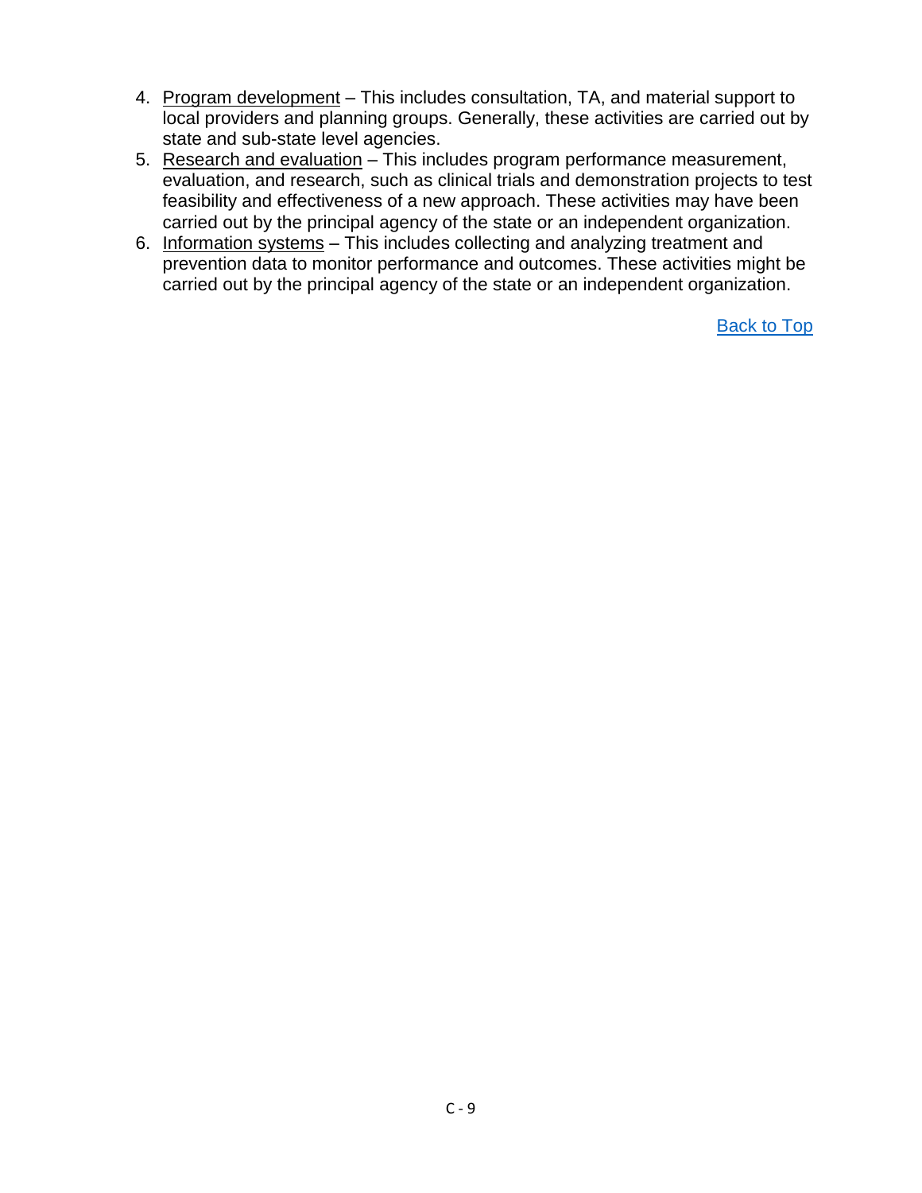4. Program development – This includes consultation, TA, and material support to local providers and planning groups. Generally, these activities are carried out by state and sub-state level agencies.
5. Research and evaluation – This includes program performance measurement, evaluation, and research, such as clinical trials and demonstration projects to test feasibility and effectiveness of a new approach. These activities may have been carried out by the principal agency of the state or an independent organization.
6. Information systems – This includes collecting and analyzing treatment and prevention data to monitor performance and outcomes. These activities might be carried out by the principal agency of the state or an independent organization.

Back to Top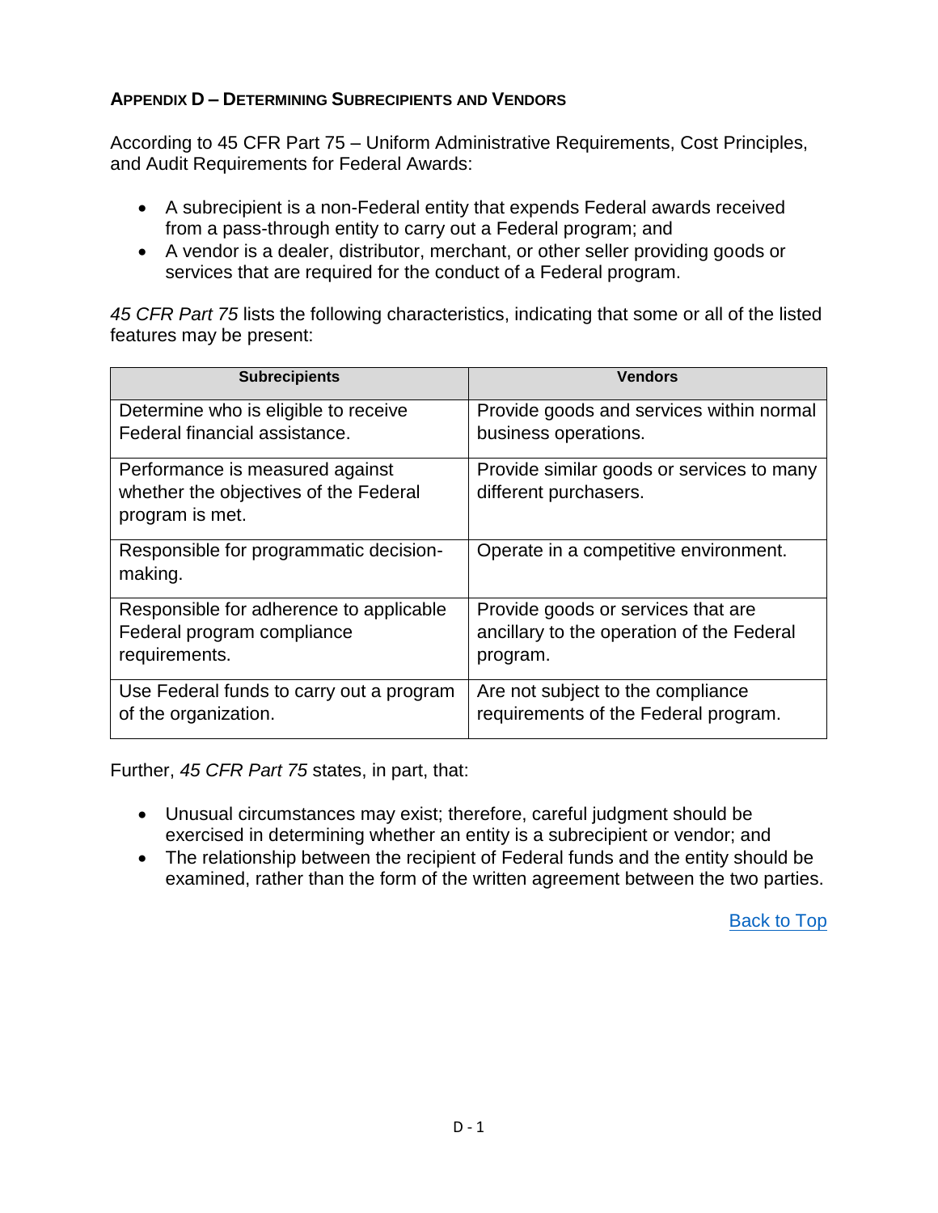## Appendix D – Determining Subrecipients and Vendors

According to 45 CFR Part 75 – Uniform Administrative Requirements, Cost Principles, and Audit Requirements for Federal Awards:

- A subrecipient is a non-Federal entity that expends Federal awards received from a pass-through entity to carry out a Federal program; and
- A vendor is a dealer, distributor, merchant, or other seller providing goods or services that are required for the conduct of a Federal program.

*45 CFR Part 75* lists the following characteristics, indicating that some or all of the listed features may be present:

| Subrecipients | Vendors |
|---|---|
| Determine who is eligible to receive Federal financial assistance. | Provide goods and services within normal business operations. |
| Performance is measured against whether the objectives of the Federal program is met. | Provide similar goods or services to many different purchasers. |
| Responsible for programmatic decision-making. | Operate in a competitive environment. |
| Responsible for adherence to applicable Federal program compliance requirements. | Provide goods or services that are ancillary to the operation of the Federal program. |
| Use Federal funds to carry out a program of the organization. | Are not subject to the compliance requirements of the Federal program. |

Further, *45 CFR Part 75* states, in part, that:

- Unusual circumstances may exist; therefore, careful judgment should be exercised in determining whether an entity is a subrecipient or vendor; and
- The relationship between the recipient of Federal funds and the entity should be examined, rather than the form of the written agreement between the two parties.

Back to Top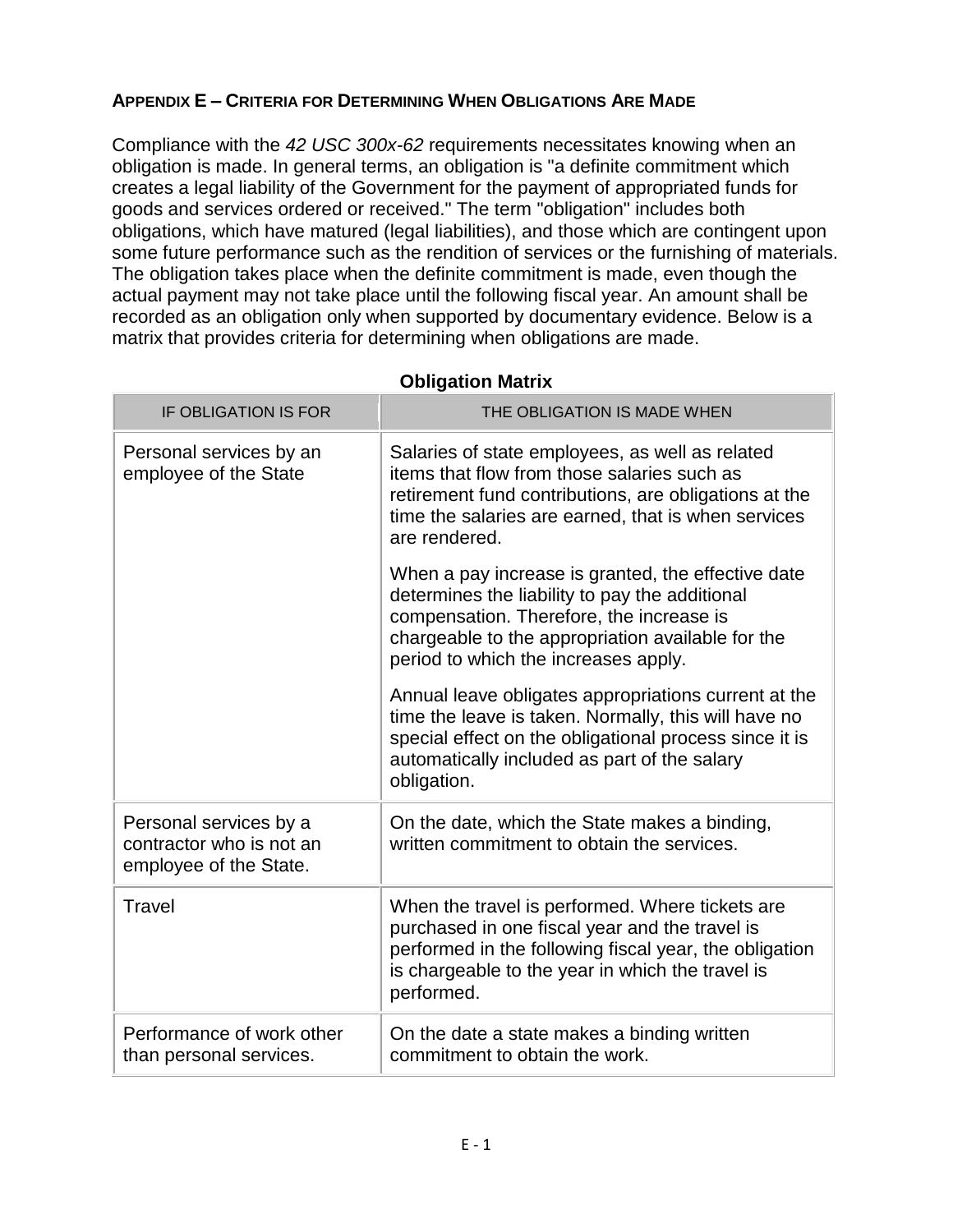## APPENDIX E – CRITERIA FOR DETERMINING WHEN OBLIGATIONS ARE MADE

Compliance with the *42 USC 300x-62* requirements necessitates knowing when an obligation is made. In general terms, an obligation is "a definite commitment which creates a legal liability of the Government for the payment of appropriated funds for goods and services ordered or received." The term "obligation" includes both obligations, which have matured (legal liabilities), and those which are contingent upon some future performance such as the rendition of services or the furnishing of materials. The obligation takes place when the definite commitment is made, even though the actual payment may not take place until the following fiscal year. An amount shall be recorded as an obligation only when supported by documentary evidence. Below is a matrix that provides criteria for determining when obligations are made.

**Obligation Matrix**

| IF OBLIGATION IS FOR | THE OBLIGATION IS MADE WHEN |
|---|---|
| Personal services by an employee of the State | Salaries of state employees, as well as related items that flow from those salaries such as retirement fund contributions, are obligations at the time the salaries are earned, that is when services are rendered.<br><br>When a pay increase is granted, the effective date determines the liability to pay the additional compensation. Therefore, the increase is chargeable to the appropriation available for the period to which the increases apply.<br><br>Annual leave obligates appropriations current at the time the leave is taken. Normally, this will have no special effect on the obligational process since it is automatically included as part of the salary obligation. |
| Personal services by a contractor who is not an employee of the State. | On the date, which the State makes a binding, written commitment to obtain the services. |
| Travel | When the travel is performed. Where tickets are purchased in one fiscal year and the travel is performed in the following fiscal year, the obligation is chargeable to the year in which the travel is performed. |
| Performance of work other than personal services. | On the date a state makes a binding written commitment to obtain the work. |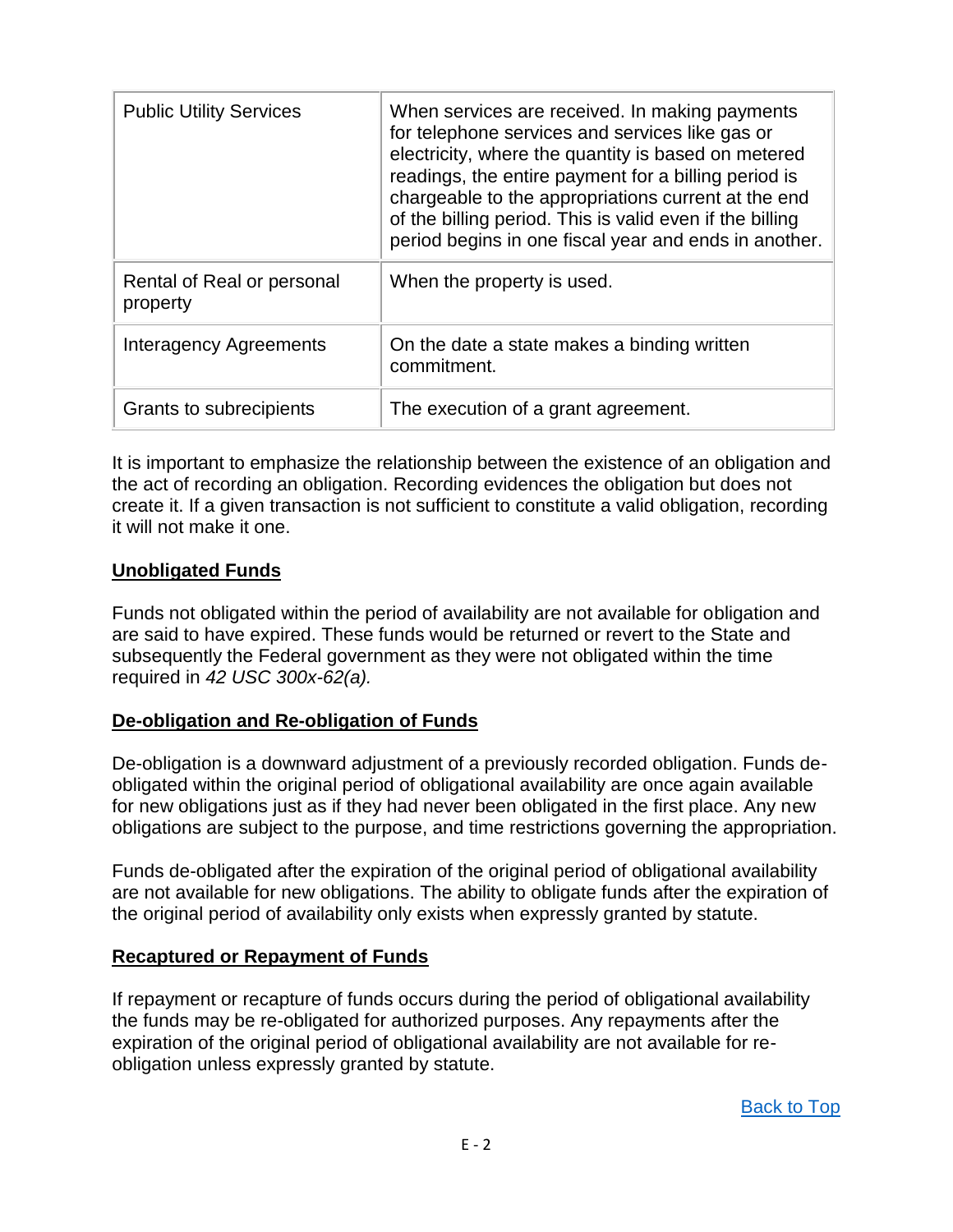| Public Utility Services | When services are received. In making payments for telephone services and services like gas or electricity, where the quantity is based on metered readings, the entire payment for a billing period is chargeable to the appropriations current at the end of the billing period. This is valid even if the billing period begins in one fiscal year and ends in another. |
|---|---|
| Rental of Real or personal property | When the property is used. |
| Interagency Agreements | On the date a state makes a binding written commitment. |
| Grants to subrecipients | The execution of a grant agreement. |

It is important to emphasize the relationship between the existence of an obligation and the act of recording an obligation. Recording evidences the obligation but does not create it. If a given transaction is not sufficient to constitute a valid obligation, recording it will not make it one.

## Unobligated Funds

Funds not obligated within the period of availability are not available for obligation and are said to have expired. These funds would be returned or revert to the State and subsequently the Federal government as they were not obligated within the time required in *42 USC 300x-62(a).*

## De-obligation and Re-obligation of Funds

De-obligation is a downward adjustment of a previously recorded obligation. Funds de-obligated within the original period of obligational availability are once again available for new obligations just as if they had never been obligated in the first place. Any new obligations are subject to the purpose, and time restrictions governing the appropriation.

Funds de-obligated after the expiration of the original period of obligational availability are not available for new obligations. The ability to obligate funds after the expiration of the original period of availability only exists when expressly granted by statute.

## Recaptured or Repayment of Funds

If repayment or recapture of funds occurs during the period of obligational availability the funds may be re-obligated for authorized purposes. Any repayments after the expiration of the original period of obligational availability are not available for re-obligation unless expressly granted by statute.

Back to Top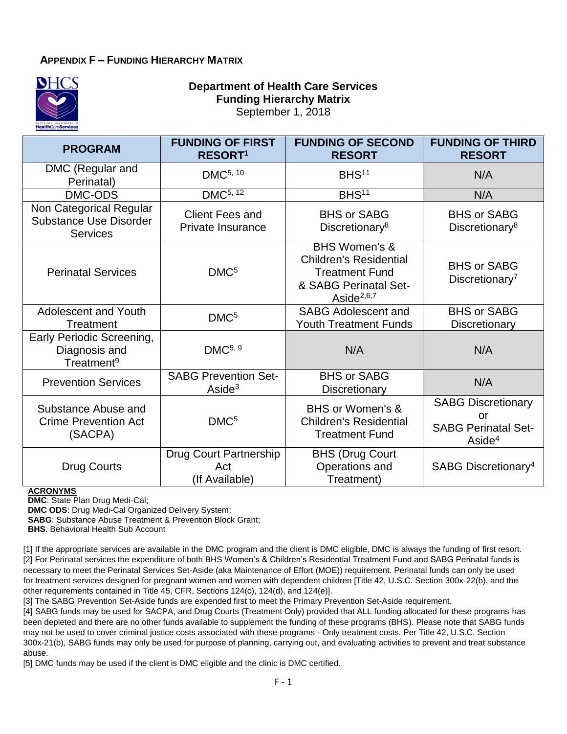## APPENDIX F – FUNDING HIERARCHY MATRIX

**Department of Health Care Services**
**Funding Hierarchy Matrix**
September 1, 2018

| PROGRAM | FUNDING OF FIRST RESORT[1] | FUNDING OF SECOND RESORT | FUNDING OF THIRD RESORT |
|---|---|---|---|
| DMC (Regular and Perinatal) | DMC[5, 10] | BHS[11] | N/A |
| DMC-ODS | DMC[5, 12] | BHS[11] | N/A |
| Non Categorical Regular Substance Use Disorder Services | Client Fees and Private Insurance | BHS or SABG Discretionary[8] | BHS or SABG Discretionary[8] |
| Perinatal Services | DMC[5] | BHS Women's & Children's Residential Treatment Fund & SABG Perinatal Set-Aside[2,6,7] | BHS or SABG Discretionary[7] |
| Adolescent and Youth Treatment | DMC[5] | SABG Adolescent and Youth Treatment Funds | BHS or SABG Discretionary |
| Early Periodic Screening, Diagnosis and Treatment[9] | DMC[5, 9] | N/A | N/A |
| Prevention Services | SABG Prevention Set-Aside[3] | BHS or SABG Discretionary | N/A |
| Substance Abuse and Crime Prevention Act (SACPA) | DMC[5] | BHS or Women's & Children's Residential Treatment Fund | SABG Discretionary or SABG Perinatal Set-Aside[4] |
| Drug Courts | Drug Court Partnership Act (If Available) | BHS (Drug Court Operations and Treatment) | SABG Discretionary[4] |

**ACRONYMS**

**DMC**: State Plan Drug Medi-Cal;
**DMC ODS**: Drug Medi-Cal Organized Delivery System;
**SABG**: Substance Abuse Treatment & Prevention Block Grant;
**BHS**: Behavioral Health Sub Account

[1] If the appropriate services are available in the DMC program and the client is DMC eligible, DMC is always the funding of first resort.
[2] For Perinatal services the expenditure of both BHS Women's & Children's Residential Treatment Fund and SABG Perinatal funds is necessary to meet the Perinatal Services Set-Aside (aka Maintenance of Effort (MOE)) requirement. Perinatal funds can only be used for treatment services designed for pregnant women and women with dependent children [Title 42, U.S.C. Section 300x-22(b), and the other requirements contained in Title 45, CFR, Sections 124(c), 124(d), and 124(e)].
[3] The SABG Prevention Set-Aside funds are expended first to meet the Primary Prevention Set-Aside requirement.
[4] SABG funds may be used for SACPA, and Drug Courts (Treatment Only) provided that ALL funding allocated for these programs has been depleted and there are no other funds available to supplement the funding of these programs (BHS). Please note that SABG funds may not be used to cover criminal justice costs associated with these programs - Only treatment costs. Per Title 42, U.S.C. Section 300x-21(b), SABG funds may only be used for purpose of planning, carrying out, and evaluating activities to prevent and treat substance abuse.
[5] DMC funds may be used if the client is DMC eligible and the clinic is DMC certified.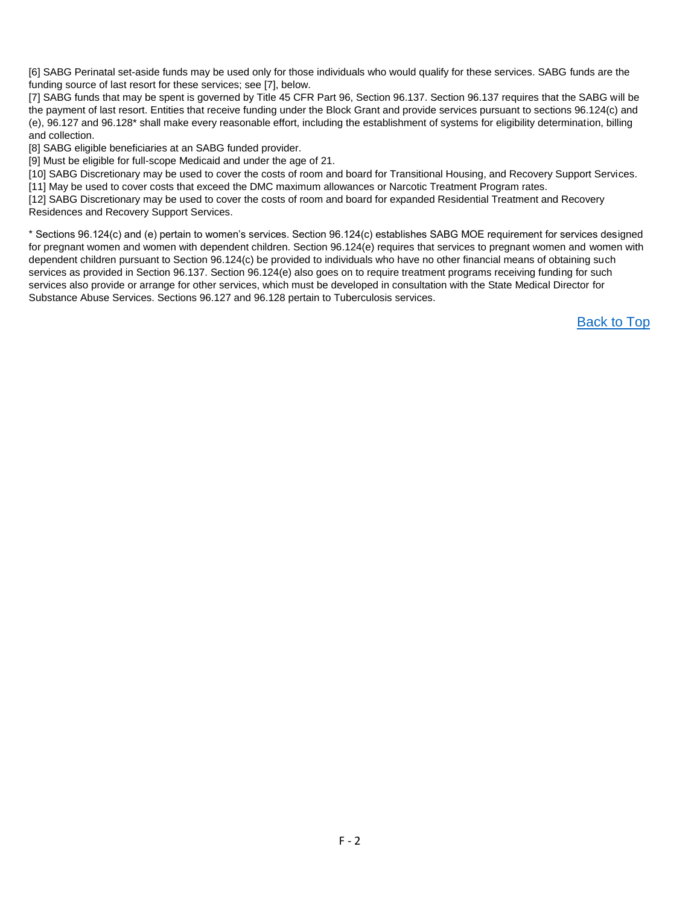[6] SABG Perinatal set-aside funds may be used only for those individuals who would qualify for these services. SABG funds are the funding source of last resort for these services; see [7], below.

[7] SABG funds that may be spent is governed by Title 45 CFR Part 96, Section 96.137. Section 96.137 requires that the SABG will be the payment of last resort. Entities that receive funding under the Block Grant and provide services pursuant to sections 96.124(c) and (e), 96.127 and 96.128* shall make every reasonable effort, including the establishment of systems for eligibility determination, billing and collection.

[8] SABG eligible beneficiaries at an SABG funded provider.

[9] Must be eligible for full-scope Medicaid and under the age of 21.

[10] SABG Discretionary may be used to cover the costs of room and board for Transitional Housing, and Recovery Support Services.

[11] May be used to cover costs that exceed the DMC maximum allowances or Narcotic Treatment Program rates.

[12] SABG Discretionary may be used to cover the costs of room and board for expanded Residential Treatment and Recovery Residences and Recovery Support Services.

* Sections 96.124(c) and (e) pertain to women's services. Section 96.124(c) establishes SABG MOE requirement for services designed for pregnant women and women with dependent children. Section 96.124(e) requires that services to pregnant women and women with dependent children pursuant to Section 96.124(c) be provided to individuals who have no other financial means of obtaining such services as provided in Section 96.137. Section 96.124(e) also goes on to require treatment programs receiving funding for such services also provide or arrange for other services, which must be developed in consultation with the State Medical Director for Substance Abuse Services. Sections 96.127 and 96.128 pertain to Tuberculosis services.

Back to Top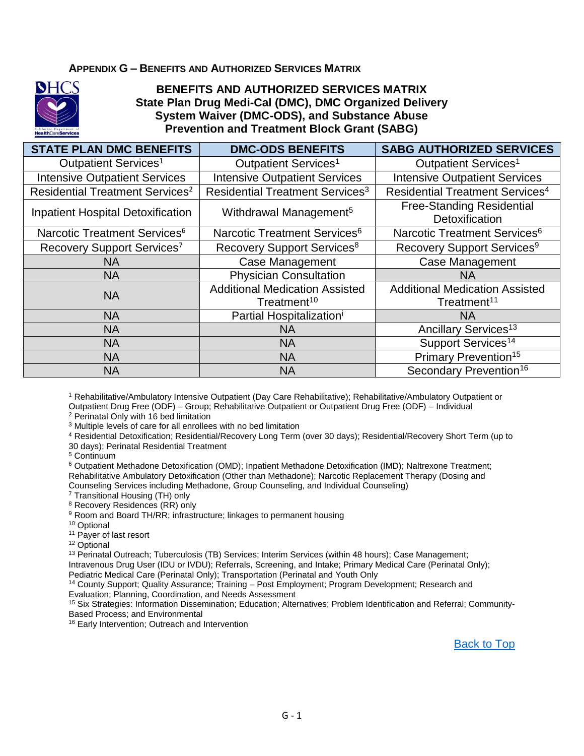## Appendix G – Benefits and Authorized Services Matrix

### BENEFITS AND AUTHORIZED SERVICES MATRIX
### State Plan Drug Medi-Cal (DMC), DMC Organized Delivery System Waiver (DMC-ODS), and Substance Abuse Prevention and Treatment Block Grant (SABG)

| STATE PLAN DMC BENEFITS | DMC-ODS BENEFITS | SABG AUTHORIZED SERVICES |
|---|---|---|
| Outpatient Services[1] | Outpatient Services[1] | Outpatient Services[1] |
| Intensive Outpatient Services | Intensive Outpatient Services | Intensive Outpatient Services |
| Residential Treatment Services[2] | Residential Treatment Services[3] | Residential Treatment Services[4] |
| Inpatient Hospital Detoxification | Withdrawal Management[5] | Free-Standing Residential Detoxification |
| Narcotic Treatment Services[6] | Narcotic Treatment Services[6] | Narcotic Treatment Services[6] |
| Recovery Support Services[7] | Recovery Support Services[8] | Recovery Support Services[9] |
| NA | Case Management | Case Management |
| NA | Physician Consultation | NA |
| NA | Additional Medication Assisted Treatment[10] | Additional Medication Assisted Treatment[11] |
| NA | Partial Hospitalization[i] | NA |
| NA | NA | Ancillary Services[13] |
| NA | NA | Support Services[14] |
| NA | NA | Primary Prevention[15] |
| NA | NA | Secondary Prevention[16] |

[1] Rehabilitative/Ambulatory Intensive Outpatient (Day Care Rehabilitative); Rehabilitative/Ambulatory Outpatient or Outpatient Drug Free (ODF) – Group; Rehabilitative Outpatient or Outpatient Drug Free (ODF) – Individual

[2] Perinatal Only with 16 bed limitation

[3] Multiple levels of care for all enrollees with no bed limitation

[4] Residential Detoxification; Residential/Recovery Long Term (over 30 days); Residential/Recovery Short Term (up to 30 days); Perinatal Residential Treatment

[5] Continuum

[6] Outpatient Methadone Detoxification (OMD); Inpatient Methadone Detoxification (IMD); Naltrexone Treatment; Rehabilitative Ambulatory Detoxification (Other than Methadone); Narcotic Replacement Therapy (Dosing and Counseling Services including Methadone, Group Counseling, and Individual Counseling)

[7] Transitional Housing (TH) only

[8] Recovery Residences (RR) only

[9] Room and Board TH/RR; infrastructure; linkages to permanent housing

[10] Optional

[11] Payer of last resort

[12] Optional

[13] Perinatal Outreach; Tuberculosis (TB) Services; Interim Services (within 48 hours); Case Management; Intravenous Drug User (IDU or IVDU); Referrals, Screening, and Intake; Primary Medical Care (Perinatal Only); Pediatric Medical Care (Perinatal Only); Transportation (Perinatal and Youth Only

[14] County Support; Quality Assurance; Training – Post Employment; Program Development; Research and Evaluation; Planning, Coordination, and Needs Assessment

[15] Six Strategies: Information Dissemination; Education; Alternatives; Problem Identification and Referral; Community-Based Process; and Environmental

[16] Early Intervention; Outreach and Intervention

Back to Top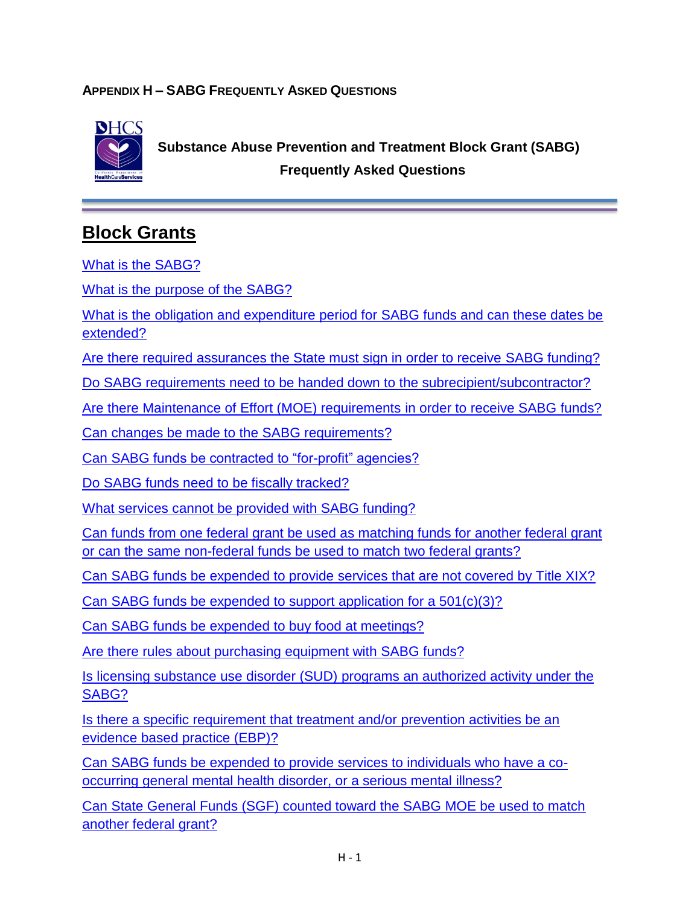**APPENDIX H – SABG FREQUENTLY ASKED QUESTIONS**

**Substance Abuse Prevention and Treatment Block Grant (SABG)**
**Frequently Asked Questions**

# Block Grants

What is the SABG?

What is the purpose of the SABG?

What is the obligation and expenditure period for SABG funds and can these dates be extended?

Are there required assurances the State must sign in order to receive SABG funding?

Do SABG requirements need to be handed down to the subrecipient/subcontractor?

Are there Maintenance of Effort (MOE) requirements in order to receive SABG funds?

Can changes be made to the SABG requirements?

Can SABG funds be contracted to "for-profit" agencies?

Do SABG funds need to be fiscally tracked?

What services cannot be provided with SABG funding?

Can funds from one federal grant be used as matching funds for another federal grant or can the same non-federal funds be used to match two federal grants?

Can SABG funds be expended to provide services that are not covered by Title XIX?

Can SABG funds be expended to support application for a 501(c)(3)?

Can SABG funds be expended to buy food at meetings?

Are there rules about purchasing equipment with SABG funds?

Is licensing substance use disorder (SUD) programs an authorized activity under the SABG?

Is there a specific requirement that treatment and/or prevention activities be an evidence based practice (EBP)?

Can SABG funds be expended to provide services to individuals who have a co-occurring general mental health disorder, or a serious mental illness?

Can State General Funds (SGF) counted toward the SABG MOE be used to match another federal grant?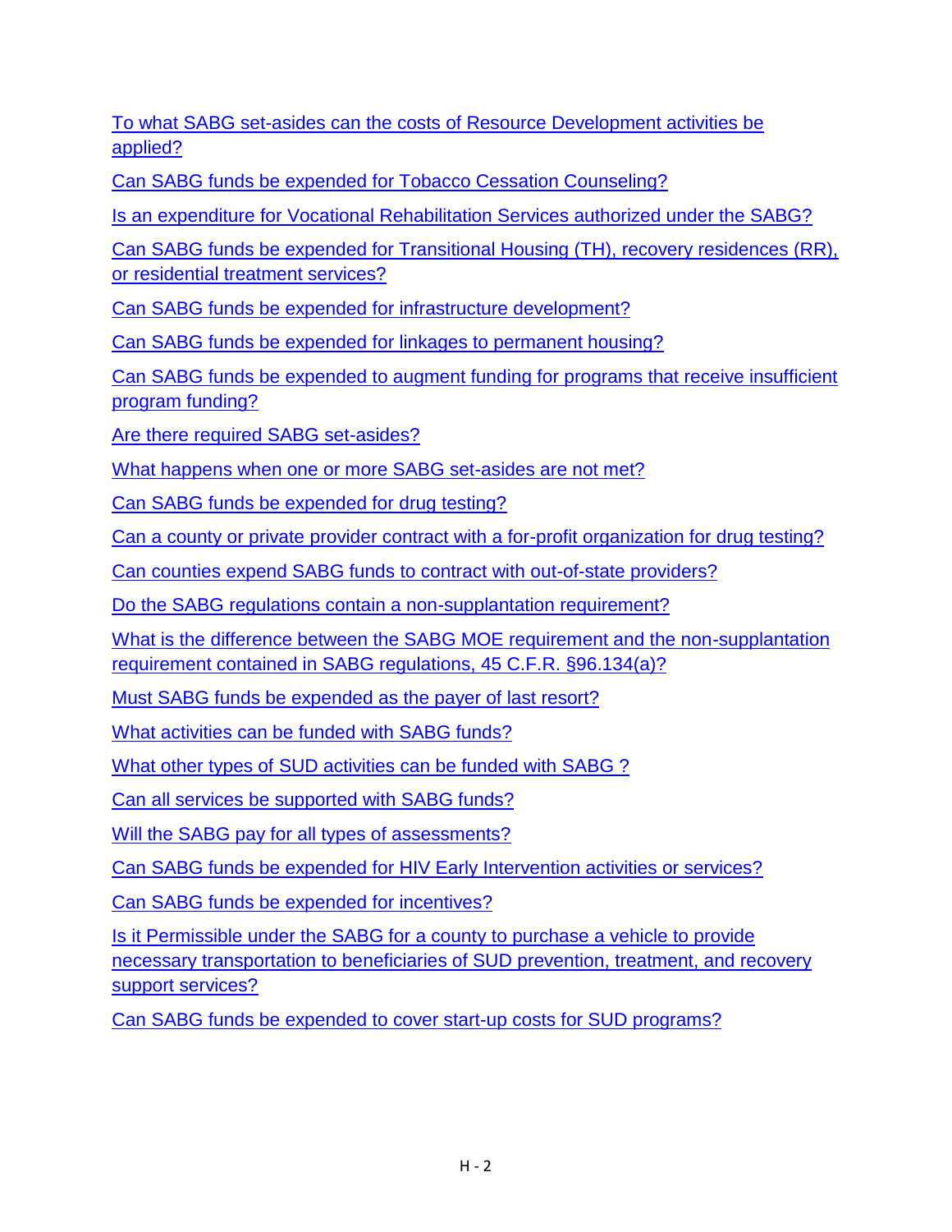To what SABG set-asides can the costs of Resource Development activities be applied?

Can SABG funds be expended for Tobacco Cessation Counseling?

Is an expenditure for Vocational Rehabilitation Services authorized under the SABG?

Can SABG funds be expended for Transitional Housing (TH), recovery residences (RR), or residential treatment services?

Can SABG funds be expended for infrastructure development?

Can SABG funds be expended for linkages to permanent housing?

Can SABG funds be expended to augment funding for programs that receive insufficient program funding?

Are there required SABG set-asides?

What happens when one or more SABG set-asides are not met?

Can SABG funds be expended for drug testing?

Can a county or private provider contract with a for-profit organization for drug testing?

Can counties expend SABG funds to contract with out-of-state providers?

Do the SABG regulations contain a non-supplantation requirement?

What is the difference between the SABG MOE requirement and the non-supplantation requirement contained in SABG regulations, 45 C.F.R. §96.134(a)?

Must SABG funds be expended as the payer of last resort?

What activities can be funded with SABG funds?

What other types of SUD activities can be funded with SABG ?

Can all services be supported with SABG funds?

Will the SABG pay for all types of assessments?

Can SABG funds be expended for HIV Early Intervention activities or services?

Can SABG funds be expended for incentives?

Is it Permissible under the SABG for a county to purchase a vehicle to provide necessary transportation to beneficiaries of SUD prevention, treatment, and recovery support services?

Can SABG funds be expended to cover start-up costs for SUD programs?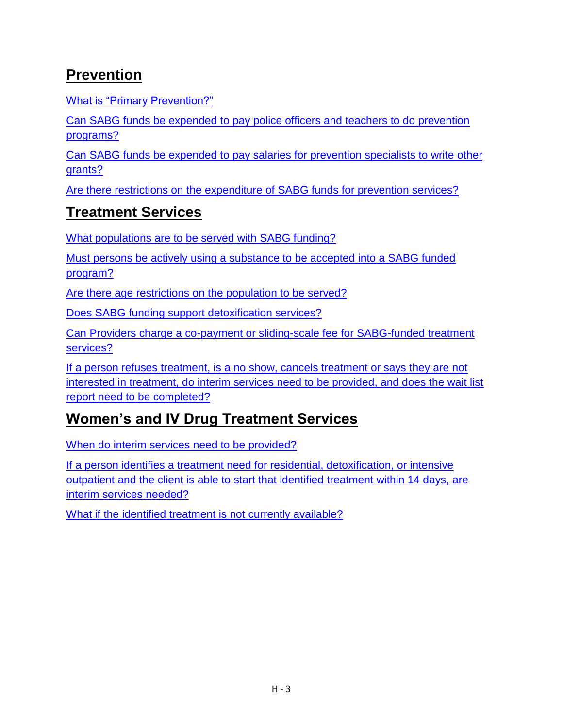## Prevention

What is "Primary Prevention?"

Can SABG funds be expended to pay police officers and teachers to do prevention programs?

Can SABG funds be expended to pay salaries for prevention specialists to write other grants?

Are there restrictions on the expenditure of SABG funds for prevention services?

## Treatment Services

What populations are to be served with SABG funding?

Must persons be actively using a substance to be accepted into a SABG funded program?

Are there age restrictions on the population to be served?

Does SABG funding support detoxification services?

Can Providers charge a co-payment or sliding-scale fee for SABG-funded treatment services?

If a person refuses treatment, is a no show, cancels treatment or says they are not interested in treatment, do interim services need to be provided, and does the wait list report need to be completed?

## Women's and IV Drug Treatment Services

When do interim services need to be provided?

If a person identifies a treatment need for residential, detoxification, or intensive outpatient and the client is able to start that identified treatment within 14 days, are interim services needed?

What if the identified treatment is not currently available?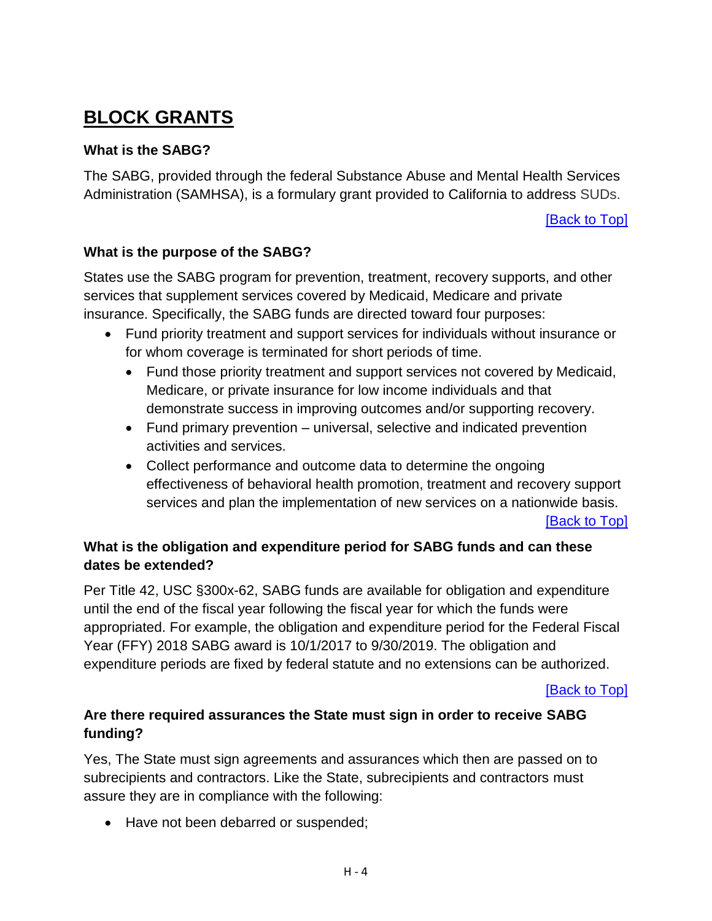# BLOCK GRANTS

### What is the SABG?

The SABG, provided through the federal Substance Abuse and Mental Health Services Administration (SAMHSA), is a formulary grant provided to California to address SUDs.

[Back to Top]

### What is the purpose of the SABG?

States use the SABG program for prevention, treatment, recovery supports, and other services that supplement services covered by Medicaid, Medicare and private insurance. Specifically, the SABG funds are directed toward four purposes:

- Fund priority treatment and support services for individuals without insurance or for whom coverage is terminated for short periods of time.
  - Fund those priority treatment and support services not covered by Medicaid, Medicare, or private insurance for low income individuals and that demonstrate success in improving outcomes and/or supporting recovery.
  - Fund primary prevention – universal, selective and indicated prevention activities and services.
  - Collect performance and outcome data to determine the ongoing effectiveness of behavioral health promotion, treatment and recovery support services and plan the implementation of new services on a nationwide basis.

[Back to Top]

### What is the obligation and expenditure period for SABG funds and can these dates be extended?

Per Title 42, USC §300x-62, SABG funds are available for obligation and expenditure until the end of the fiscal year following the fiscal year for which the funds were appropriated. For example, the obligation and expenditure period for the Federal Fiscal Year (FFY) 2018 SABG award is 10/1/2017 to 9/30/2019. The obligation and expenditure periods are fixed by federal statute and no extensions can be authorized.

[Back to Top]

### Are there required assurances the State must sign in order to receive SABG funding?

Yes, The State must sign agreements and assurances which then are passed on to subrecipients and contractors. Like the State, subrecipients and contractors must assure they are in compliance with the following:

- Have not been debarred or suspended;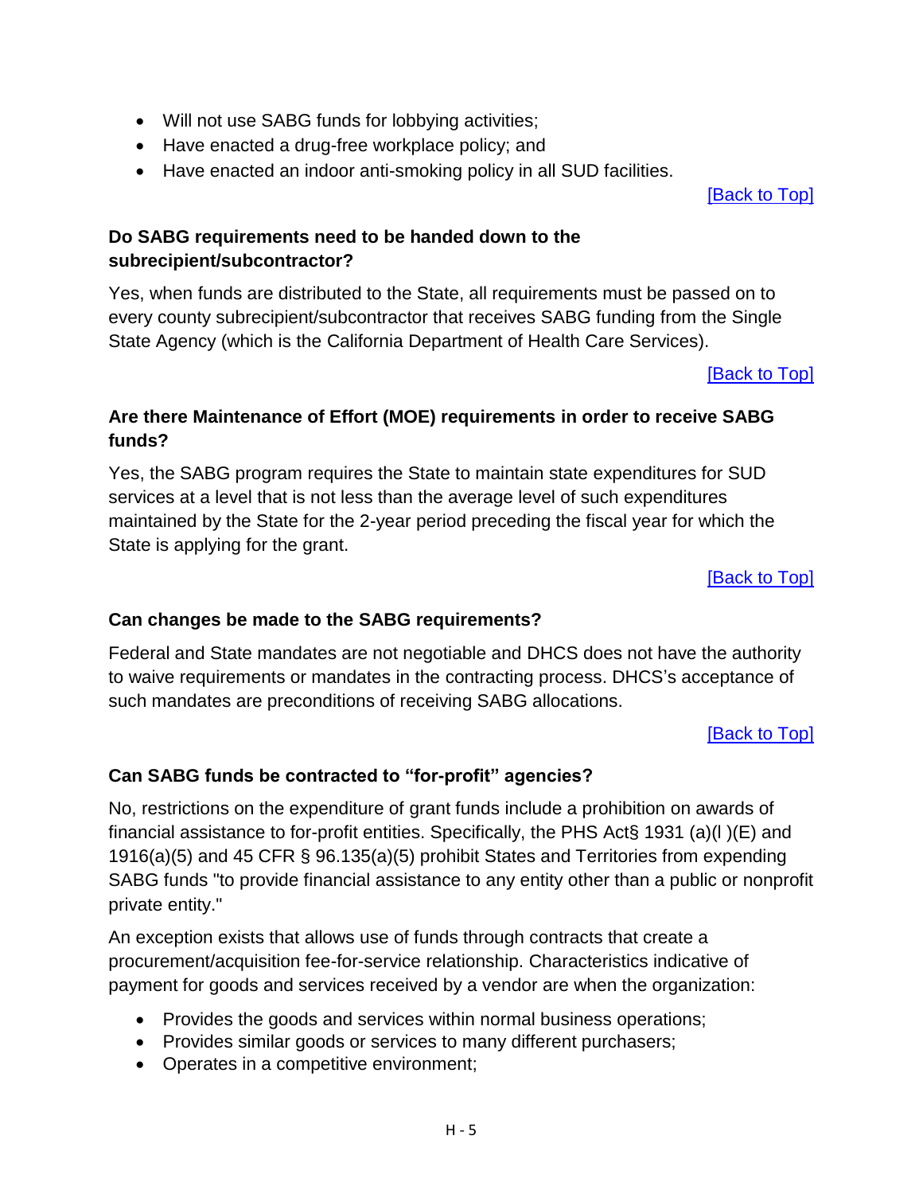- Will not use SABG funds for lobbying activities;
- Have enacted a drug-free workplace policy; and
- Have enacted an indoor anti-smoking policy in all SUD facilities.

[Back to Top]

**Do SABG requirements need to be handed down to the subrecipient/subcontractor?**

Yes, when funds are distributed to the State, all requirements must be passed on to every county subrecipient/subcontractor that receives SABG funding from the Single State Agency (which is the California Department of Health Care Services).

[Back to Top]

**Are there Maintenance of Effort (MOE) requirements in order to receive SABG funds?**

Yes, the SABG program requires the State to maintain state expenditures for SUD services at a level that is not less than the average level of such expenditures maintained by the State for the 2-year period preceding the fiscal year for which the State is applying for the grant.

[Back to Top]

**Can changes be made to the SABG requirements?**

Federal and State mandates are not negotiable and DHCS does not have the authority to waive requirements or mandates in the contracting process. DHCS's acceptance of such mandates are preconditions of receiving SABG allocations.

[Back to Top]

**Can SABG funds be contracted to "for-profit" agencies?**

No, restrictions on the expenditure of grant funds include a prohibition on awards of financial assistance to for-profit entities. Specifically, the PHS Act§ 1931 (a)(l )(E) and 1916(a)(5) and 45 CFR § 96.135(a)(5) prohibit States and Territories from expending SABG funds "to provide financial assistance to any entity other than a public or nonprofit private entity."

An exception exists that allows use of funds through contracts that create a procurement/acquisition fee-for-service relationship. Characteristics indicative of payment for goods and services received by a vendor are when the organization:

- Provides the goods and services within normal business operations;
- Provides similar goods or services to many different purchasers;
- Operates in a competitive environment;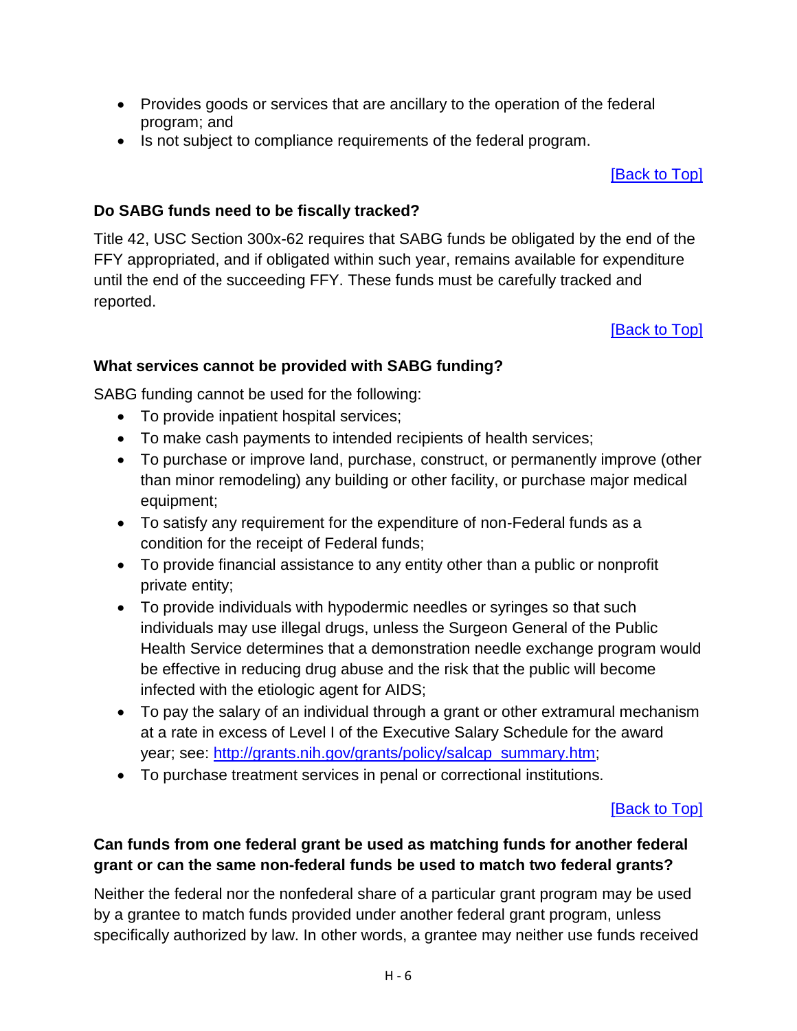- Provides goods or services that are ancillary to the operation of the federal program; and
- Is not subject to compliance requirements of the federal program.

[Back to Top]

**Do SABG funds need to be fiscally tracked?**

Title 42, USC Section 300x-62 requires that SABG funds be obligated by the end of the FFY appropriated, and if obligated within such year, remains available for expenditure until the end of the succeeding FFY. These funds must be carefully tracked and reported.

[Back to Top]

**What services cannot be provided with SABG funding?**

SABG funding cannot be used for the following:

- To provide inpatient hospital services;
- To make cash payments to intended recipients of health services;
- To purchase or improve land, purchase, construct, or permanently improve (other than minor remodeling) any building or other facility, or purchase major medical equipment;
- To satisfy any requirement for the expenditure of non-Federal funds as a condition for the receipt of Federal funds;
- To provide financial assistance to any entity other than a public or nonprofit private entity;
- To provide individuals with hypodermic needles or syringes so that such individuals may use illegal drugs, unless the Surgeon General of the Public Health Service determines that a demonstration needle exchange program would be effective in reducing drug abuse and the risk that the public will become infected with the etiologic agent for AIDS;
- To pay the salary of an individual through a grant or other extramural mechanism at a rate in excess of Level I of the Executive Salary Schedule for the award year; see: http://grants.nih.gov/grants/policy/salcap_summary.htm;
- To purchase treatment services in penal or correctional institutions.

[Back to Top]

**Can funds from one federal grant be used as matching funds for another federal grant or can the same non-federal funds be used to match two federal grants?**

Neither the federal nor the nonfederal share of a particular grant program may be used by a grantee to match funds provided under another federal grant program, unless specifically authorized by law. In other words, a grantee may neither use funds received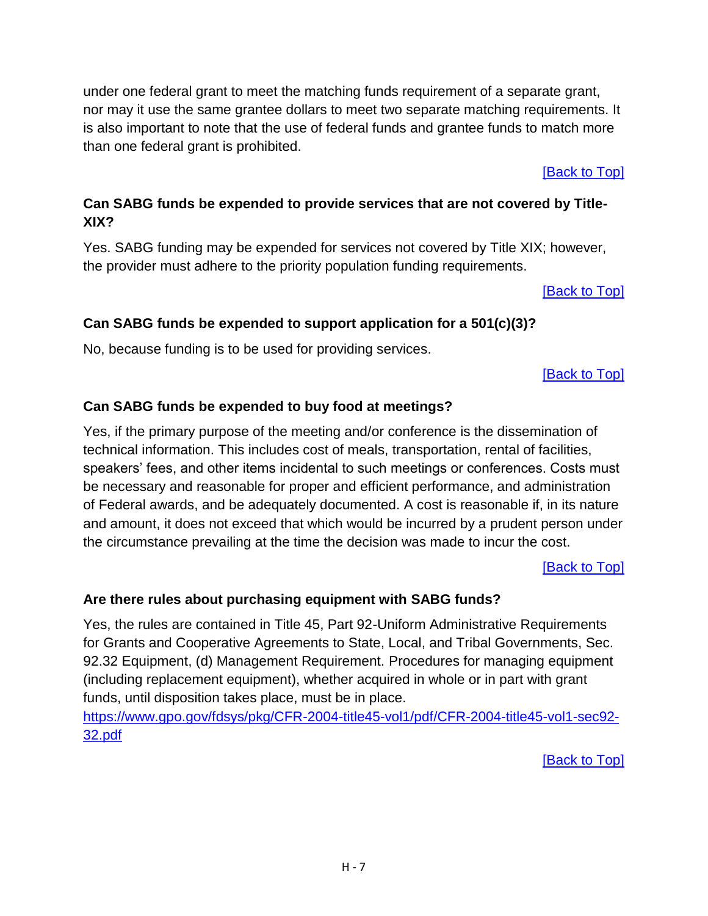under one federal grant to meet the matching funds requirement of a separate grant, nor may it use the same grantee dollars to meet two separate matching requirements. It is also important to note that the use of federal funds and grantee funds to match more than one federal grant is prohibited.

[Back to Top]

**Can SABG funds be expended to provide services that are not covered by Title-XIX?**

Yes. SABG funding may be expended for services not covered by Title XIX; however, the provider must adhere to the priority population funding requirements.

[Back to Top]

**Can SABG funds be expended to support application for a 501(c)(3)?**

No, because funding is to be used for providing services.

[Back to Top]

**Can SABG funds be expended to buy food at meetings?**

Yes, if the primary purpose of the meeting and/or conference is the dissemination of technical information. This includes cost of meals, transportation, rental of facilities, speakers' fees, and other items incidental to such meetings or conferences. Costs must be necessary and reasonable for proper and efficient performance, and administration of Federal awards, and be adequately documented. A cost is reasonable if, in its nature and amount, it does not exceed that which would be incurred by a prudent person under the circumstance prevailing at the time the decision was made to incur the cost.

[Back to Top]

**Are there rules about purchasing equipment with SABG funds?**

Yes, the rules are contained in Title 45, Part 92-Uniform Administrative Requirements for Grants and Cooperative Agreements to State, Local, and Tribal Governments, Sec. 92.32 Equipment, (d) Management Requirement. Procedures for managing equipment (including replacement equipment), whether acquired in whole or in part with grant funds, until disposition takes place, must be in place.
https://www.gpo.gov/fdsys/pkg/CFR-2004-title45-vol1/pdf/CFR-2004-title45-vol1-sec92-32.pdf

[Back to Top]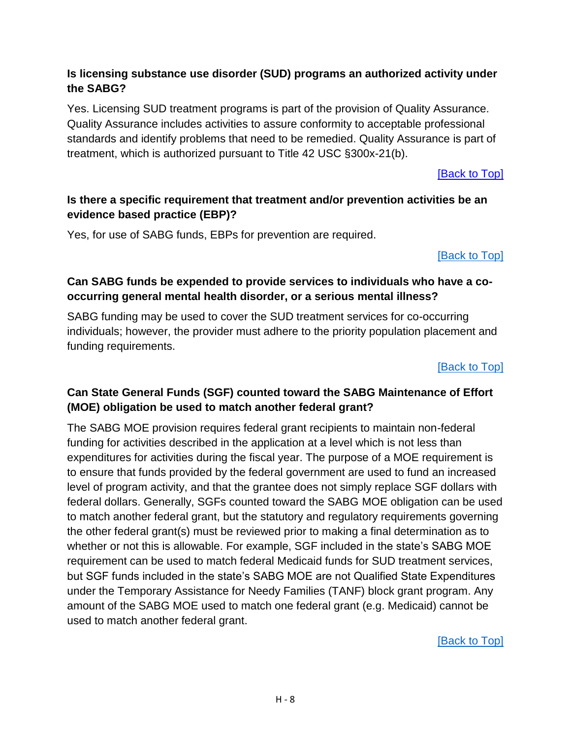### Is licensing substance use disorder (SUD) programs an authorized activity under the SABG?

Yes. Licensing SUD treatment programs is part of the provision of Quality Assurance. Quality Assurance includes activities to assure conformity to acceptable professional standards and identify problems that need to be remedied. Quality Assurance is part of treatment, which is authorized pursuant to Title 42 USC §300x-21(b).

[Back to Top]

### Is there a specific requirement that treatment and/or prevention activities be an evidence based practice (EBP)?

Yes, for use of SABG funds, EBPs for prevention are required.

[Back to Top]

### Can SABG funds be expended to provide services to individuals who have a co-occurring general mental health disorder, or a serious mental illness?

SABG funding may be used to cover the SUD treatment services for co-occurring individuals; however, the provider must adhere to the priority population placement and funding requirements.

[Back to Top]

### Can State General Funds (SGF) counted toward the SABG Maintenance of Effort (MOE) obligation be used to match another federal grant?

The SABG MOE provision requires federal grant recipients to maintain non-federal funding for activities described in the application at a level which is not less than expenditures for activities during the fiscal year. The purpose of a MOE requirement is to ensure that funds provided by the federal government are used to fund an increased level of program activity, and that the grantee does not simply replace SGF dollars with federal dollars. Generally, SGFs counted toward the SABG MOE obligation can be used to match another federal grant, but the statutory and regulatory requirements governing the other federal grant(s) must be reviewed prior to making a final determination as to whether or not this is allowable. For example, SGF included in the state's SABG MOE requirement can be used to match federal Medicaid funds for SUD treatment services, but SGF funds included in the state's SABG MOE are not Qualified State Expenditures under the Temporary Assistance for Needy Families (TANF) block grant program. Any amount of the SABG MOE used to match one federal grant (e.g. Medicaid) cannot be used to match another federal grant.

[Back to Top]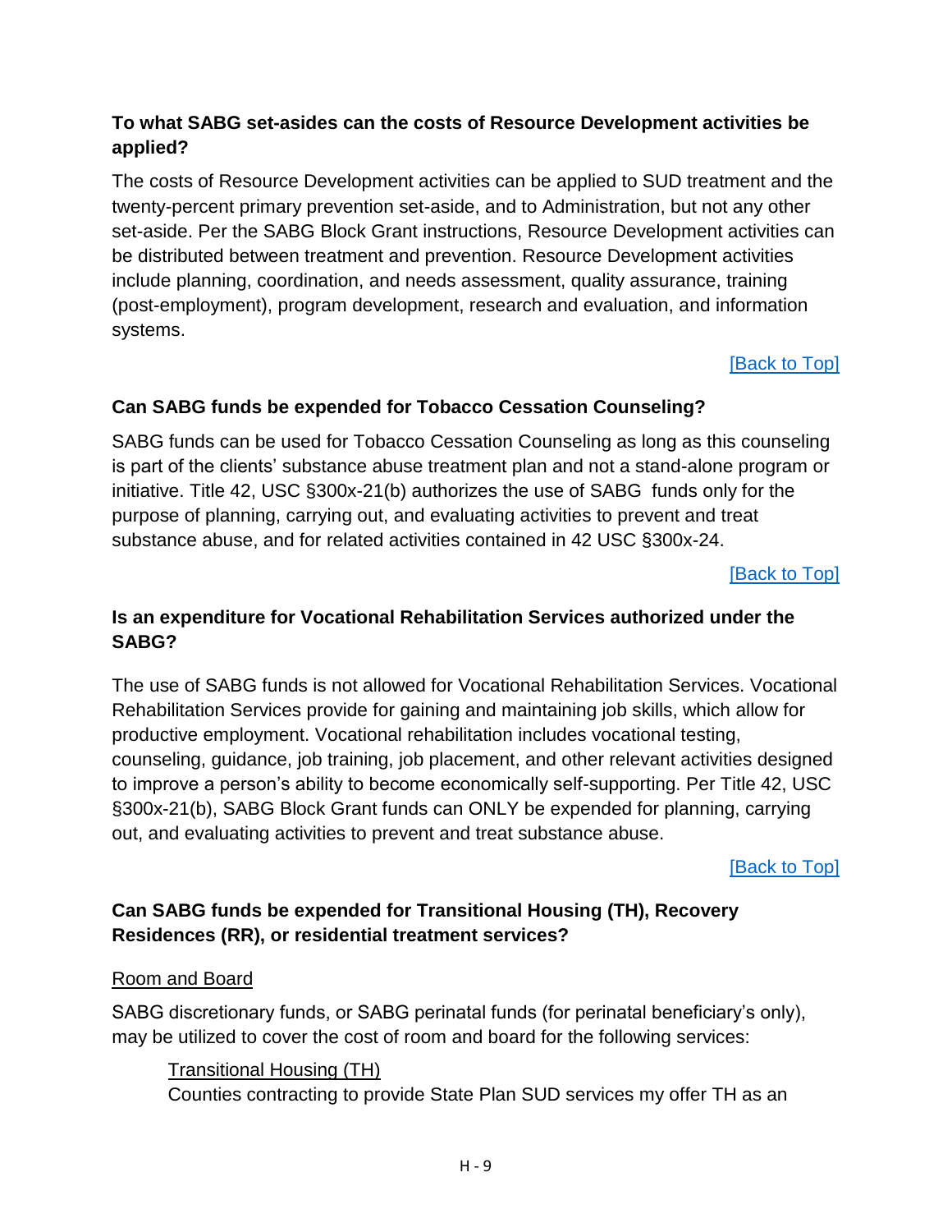**To what SABG set-asides can the costs of Resource Development activities be applied?**

The costs of Resource Development activities can be applied to SUD treatment and the twenty-percent primary prevention set-aside, and to Administration, but not any other set-aside. Per the SABG Block Grant instructions, Resource Development activities can be distributed between treatment and prevention. Resource Development activities include planning, coordination, and needs assessment, quality assurance, training (post-employment), program development, research and evaluation, and information systems.

[Back to Top]

**Can SABG funds be expended for Tobacco Cessation Counseling?**

SABG funds can be used for Tobacco Cessation Counseling as long as this counseling is part of the clients' substance abuse treatment plan and not a stand-alone program or initiative. Title 42, USC §300x-21(b) authorizes the use of SABG funds only for the purpose of planning, carrying out, and evaluating activities to prevent and treat substance abuse, and for related activities contained in 42 USC §300x-24.

[Back to Top]

**Is an expenditure for Vocational Rehabilitation Services authorized under the SABG?**

The use of SABG funds is not allowed for Vocational Rehabilitation Services. Vocational Rehabilitation Services provide for gaining and maintaining job skills, which allow for productive employment. Vocational rehabilitation includes vocational testing, counseling, guidance, job training, job placement, and other relevant activities designed to improve a person's ability to become economically self-supporting. Per Title 42, USC §300x-21(b), SABG Block Grant funds can ONLY be expended for planning, carrying out, and evaluating activities to prevent and treat substance abuse.

[Back to Top]

**Can SABG funds be expended for Transitional Housing (TH), Recovery Residences (RR), or residential treatment services?**

Room and Board

SABG discretionary funds, or SABG perinatal funds (for perinatal beneficiary's only), may be utilized to cover the cost of room and board for the following services:

Transitional Housing (TH)
Counties contracting to provide State Plan SUD services my offer TH as an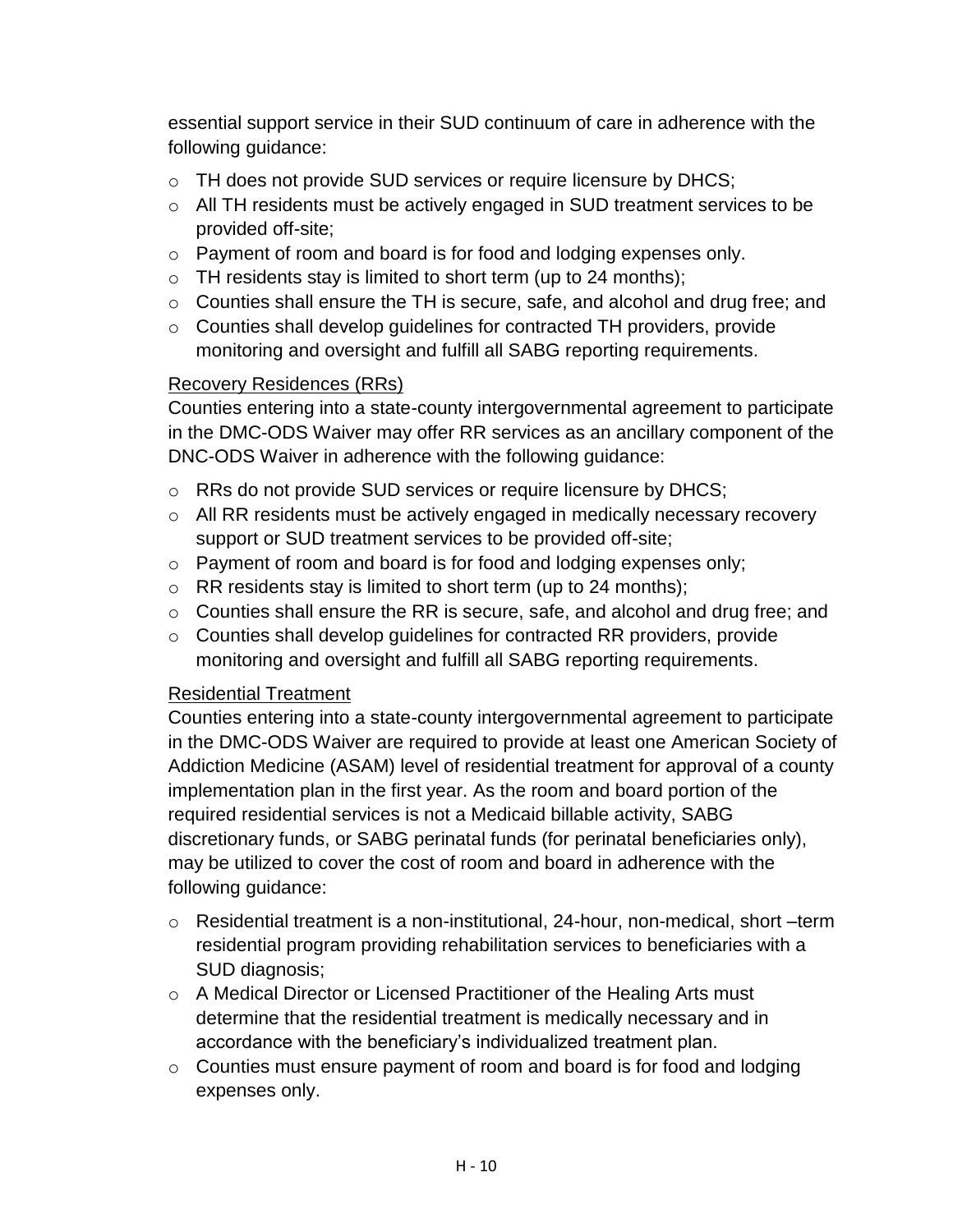essential support service in their SUD continuum of care in adherence with the following guidance:

- TH does not provide SUD services or require licensure by DHCS;
- All TH residents must be actively engaged in SUD treatment services to be provided off-site;
- Payment of room and board is for food and lodging expenses only.
- TH residents stay is limited to short term (up to 24 months);
- Counties shall ensure the TH is secure, safe, and alcohol and drug free; and
- Counties shall develop guidelines for contracted TH providers, provide monitoring and oversight and fulfill all SABG reporting requirements.

<u>Recovery Residences (RRs)</u>

Counties entering into a state-county intergovernmental agreement to participate in the DMC-ODS Waiver may offer RR services as an ancillary component of the DNC-ODS Waiver in adherence with the following guidance:

- RRs do not provide SUD services or require licensure by DHCS;
- All RR residents must be actively engaged in medically necessary recovery support or SUD treatment services to be provided off-site;
- Payment of room and board is for food and lodging expenses only;
- RR residents stay is limited to short term (up to 24 months);
- Counties shall ensure the RR is secure, safe, and alcohol and drug free; and
- Counties shall develop guidelines for contracted RR providers, provide monitoring and oversight and fulfill all SABG reporting requirements.

<u>Residential Treatment</u>

Counties entering into a state-county intergovernmental agreement to participate in the DMC-ODS Waiver are required to provide at least one American Society of Addiction Medicine (ASAM) level of residential treatment for approval of a county implementation plan in the first year. As the room and board portion of the required residential services is not a Medicaid billable activity, SABG discretionary funds, or SABG perinatal funds (for perinatal beneficiaries only), may be utilized to cover the cost of room and board in adherence with the following guidance:

- Residential treatment is a non-institutional, 24-hour, non-medical, short –term residential program providing rehabilitation services to beneficiaries with a SUD diagnosis;
- A Medical Director or Licensed Practitioner of the Healing Arts must determine that the residential treatment is medically necessary and in accordance with the beneficiary's individualized treatment plan.
- Counties must ensure payment of room and board is for food and lodging expenses only.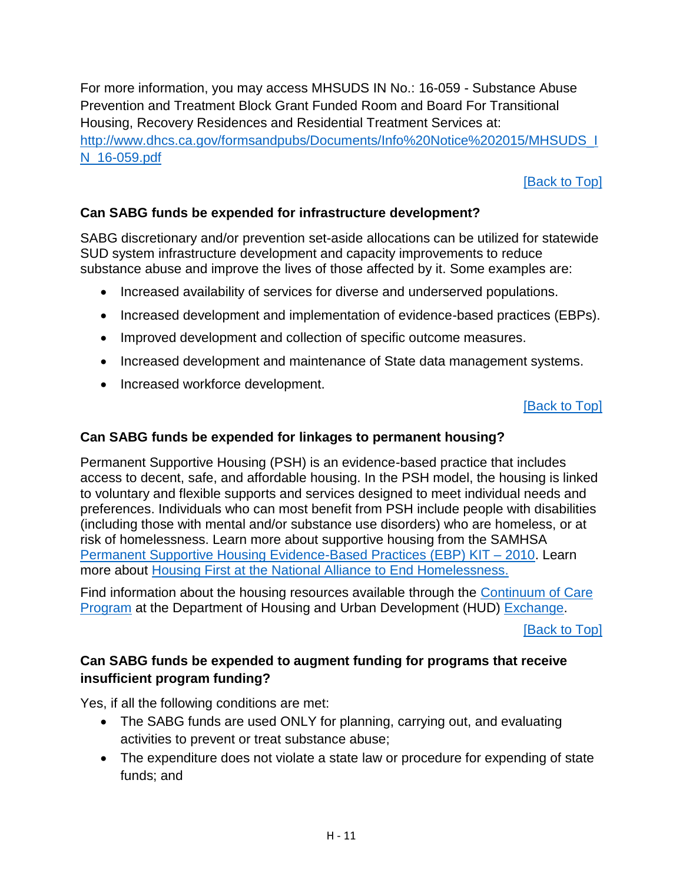For more information, you may access MHSUDS IN No.: 16-059 - Substance Abuse Prevention and Treatment Block Grant Funded Room and Board For Transitional Housing, Recovery Residences and Residential Treatment Services at: [http://www.dhcs.ca.gov/formsandpubs/Documents/Info%20Notice%202015/MHSUDS_IN_16-059.pdf](http://www.dhcs.ca.gov/formsandpubs/Documents/Info%20Notice%202015/MHSUDS_IN_16-059.pdf)

[Back to Top]

**Can SABG funds be expended for infrastructure development?**

SABG discretionary and/or prevention set-aside allocations can be utilized for statewide SUD system infrastructure development and capacity improvements to reduce substance abuse and improve the lives of those affected by it. Some examples are:

- Increased availability of services for diverse and underserved populations.
- Increased development and implementation of evidence-based practices (EBPs).
- Improved development and collection of specific outcome measures.
- Increased development and maintenance of State data management systems.
- Increased workforce development.

[Back to Top]

**Can SABG funds be expended for linkages to permanent housing?**

Permanent Supportive Housing (PSH) is an evidence-based practice that includes access to decent, safe, and affordable housing. In the PSH model, the housing is linked to voluntary and flexible supports and services designed to meet individual needs and preferences. Individuals who can most benefit from PSH include people with disabilities (including those with mental and/or substance use disorders) who are homeless, or at risk of homelessness. Learn more about supportive housing from the SAMHSA Permanent Supportive Housing Evidence-Based Practices (EBP) KIT – 2010. Learn more about Housing First at the National Alliance to End Homelessness.

Find information about the housing resources available through the Continuum of Care Program at the Department of Housing and Urban Development (HUD) Exchange.

[Back to Top]

**Can SABG funds be expended to augment funding for programs that receive insufficient program funding?**

Yes, if all the following conditions are met:

- The SABG funds are used ONLY for planning, carrying out, and evaluating activities to prevent or treat substance abuse;
- The expenditure does not violate a state law or procedure for expending of state funds; and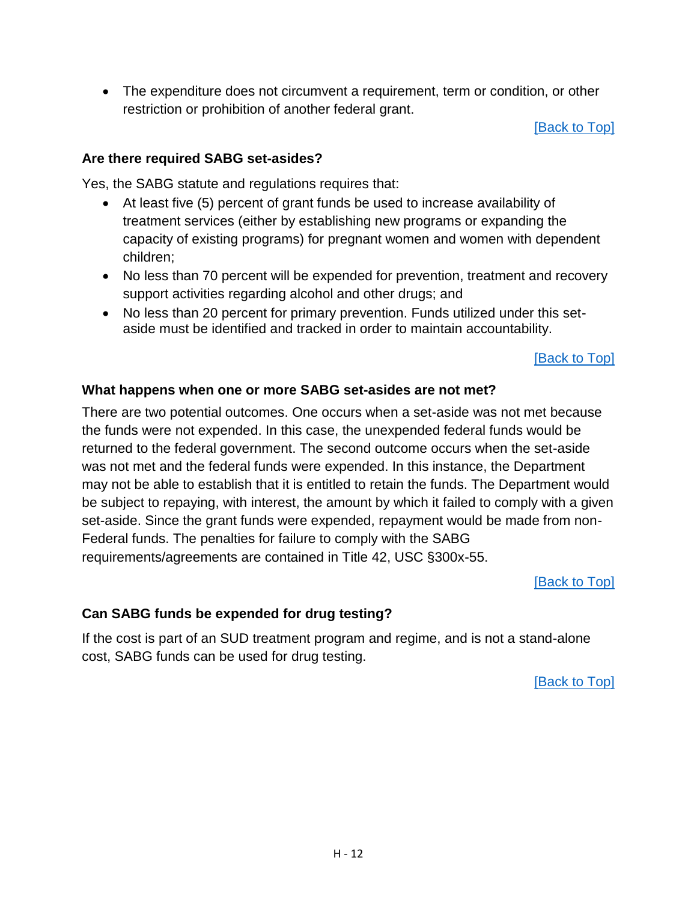- The expenditure does not circumvent a requirement, term or condition, or other restriction or prohibition of another federal grant.

[Back to Top]

### Are there required SABG set-asides?

Yes, the SABG statute and regulations requires that:

- At least five (5) percent of grant funds be used to increase availability of treatment services (either by establishing new programs or expanding the capacity of existing programs) for pregnant women and women with dependent children;
- No less than 70 percent will be expended for prevention, treatment and recovery support activities regarding alcohol and other drugs; and
- No less than 20 percent for primary prevention. Funds utilized under this set-aside must be identified and tracked in order to maintain accountability.

[Back to Top]

### What happens when one or more SABG set-asides are not met?

There are two potential outcomes. One occurs when a set-aside was not met because the funds were not expended. In this case, the unexpended federal funds would be returned to the federal government. The second outcome occurs when the set-aside was not met and the federal funds were expended. In this instance, the Department may not be able to establish that it is entitled to retain the funds. The Department would be subject to repaying, with interest, the amount by which it failed to comply with a given set-aside. Since the grant funds were expended, repayment would be made from non-Federal funds. The penalties for failure to comply with the SABG requirements/agreements are contained in Title 42, USC §300x-55.

[Back to Top]

### Can SABG funds be expended for drug testing?

If the cost is part of an SUD treatment program and regime, and is not a stand-alone cost, SABG funds can be used for drug testing.

[Back to Top]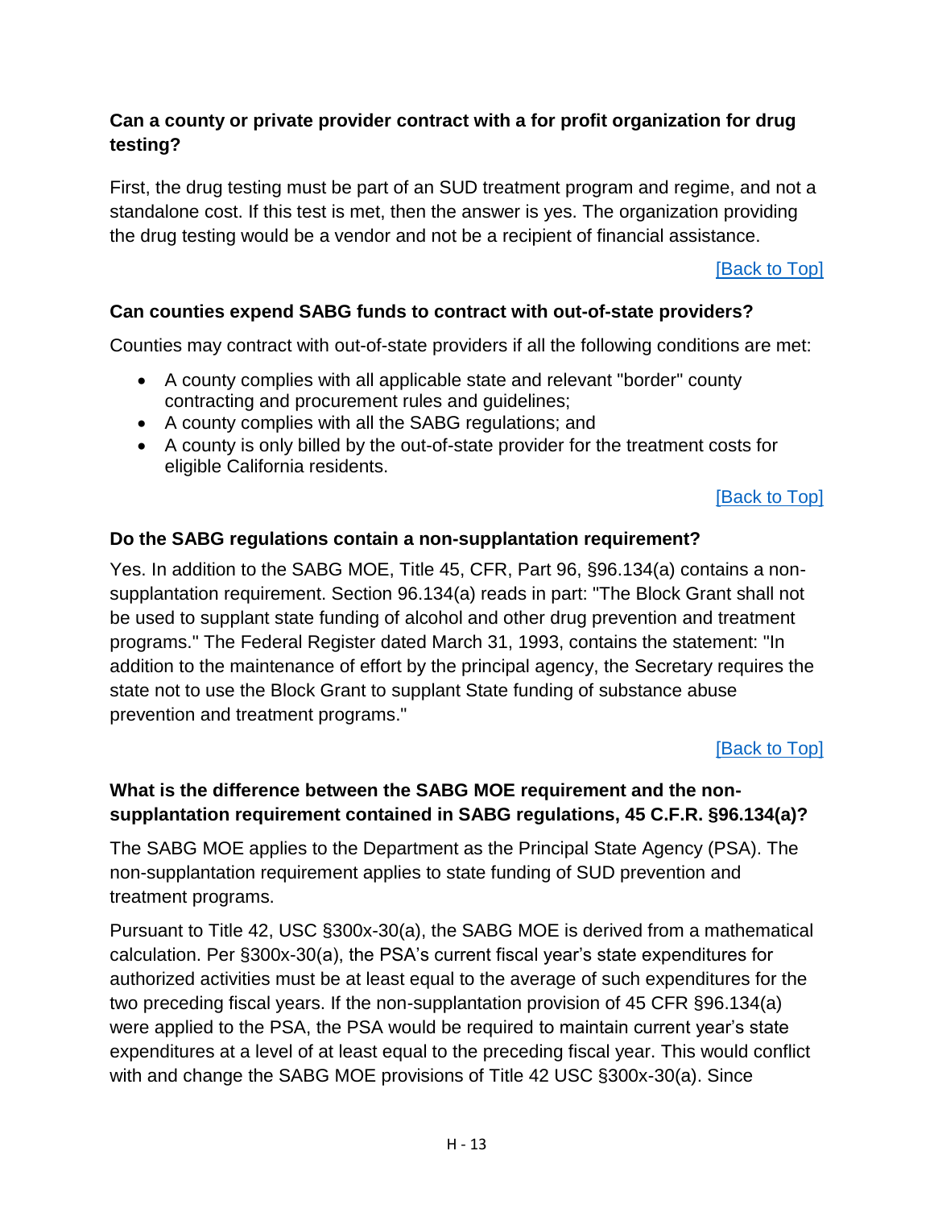### Can a county or private provider contract with a for profit organization for drug testing?

First, the drug testing must be part of an SUD treatment program and regime, and not a standalone cost. If this test is met, then the answer is yes. The organization providing the drug testing would be a vendor and not be a recipient of financial assistance.

[Back to Top]

### Can counties expend SABG funds to contract with out-of-state providers?

Counties may contract with out-of-state providers if all the following conditions are met:

- A county complies with all applicable state and relevant "border" county contracting and procurement rules and guidelines;
- A county complies with all the SABG regulations; and
- A county is only billed by the out-of-state provider for the treatment costs for eligible California residents.

[Back to Top]

### Do the SABG regulations contain a non-supplantation requirement?

Yes. In addition to the SABG MOE, Title 45, CFR, Part 96, §96.134(a) contains a non-supplantation requirement. Section 96.134(a) reads in part: "The Block Grant shall not be used to supplant state funding of alcohol and other drug prevention and treatment programs." The Federal Register dated March 31, 1993, contains the statement: "In addition to the maintenance of effort by the principal agency, the Secretary requires the state not to use the Block Grant to supplant State funding of substance abuse prevention and treatment programs."

[Back to Top]

### What is the difference between the SABG MOE requirement and the non-supplantation requirement contained in SABG regulations, 45 C.F.R. §96.134(a)?

The SABG MOE applies to the Department as the Principal State Agency (PSA). The non-supplantation requirement applies to state funding of SUD prevention and treatment programs.

Pursuant to Title 42, USC §300x-30(a), the SABG MOE is derived from a mathematical calculation. Per §300x-30(a), the PSA's current fiscal year's state expenditures for authorized activities must be at least equal to the average of such expenditures for the two preceding fiscal years. If the non-supplantation provision of 45 CFR §96.134(a) were applied to the PSA, the PSA would be required to maintain current year's state expenditures at a level of at least equal to the preceding fiscal year. This would conflict with and change the SABG MOE provisions of Title 42 USC §300x-30(a). Since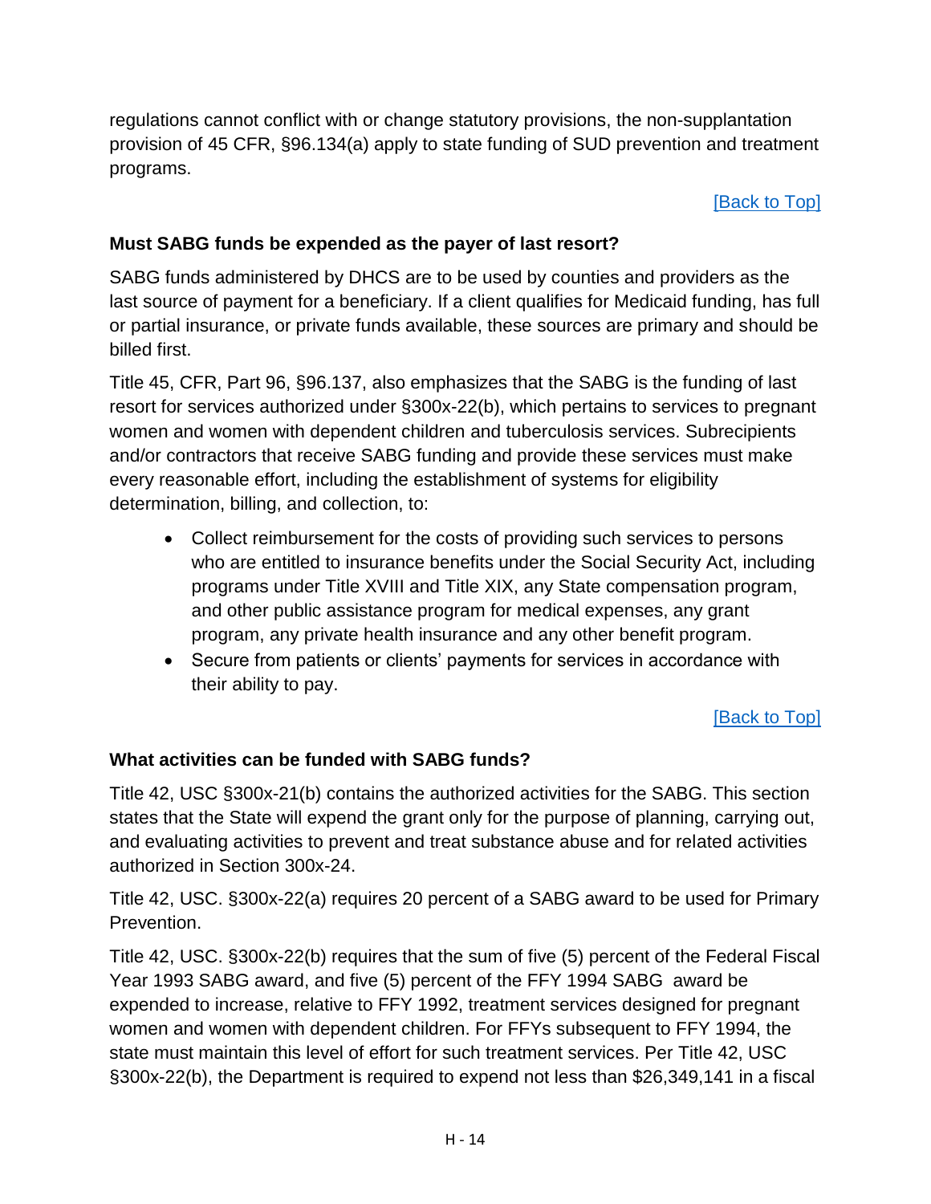regulations cannot conflict with or change statutory provisions, the non-supplantation provision of 45 CFR, §96.134(a) apply to state funding of SUD prevention and treatment programs.

[Back to Top]

**Must SABG funds be expended as the payer of last resort?**

SABG funds administered by DHCS are to be used by counties and providers as the last source of payment for a beneficiary. If a client qualifies for Medicaid funding, has full or partial insurance, or private funds available, these sources are primary and should be billed first.

Title 45, CFR, Part 96, §96.137, also emphasizes that the SABG is the funding of last resort for services authorized under §300x-22(b), which pertains to services to pregnant women and women with dependent children and tuberculosis services. Subrecipients and/or contractors that receive SABG funding and provide these services must make every reasonable effort, including the establishment of systems for eligibility determination, billing, and collection, to:

- Collect reimbursement for the costs of providing such services to persons who are entitled to insurance benefits under the Social Security Act, including programs under Title XVIII and Title XIX, any State compensation program, and other public assistance program for medical expenses, any grant program, any private health insurance and any other benefit program.
- Secure from patients or clients' payments for services in accordance with their ability to pay.

[Back to Top]

**What activities can be funded with SABG funds?**

Title 42, USC §300x-21(b) contains the authorized activities for the SABG. This section states that the State will expend the grant only for the purpose of planning, carrying out, and evaluating activities to prevent and treat substance abuse and for related activities authorized in Section 300x-24.

Title 42, USC. §300x-22(a) requires 20 percent of a SABG award to be used for Primary Prevention.

Title 42, USC. §300x-22(b) requires that the sum of five (5) percent of the Federal Fiscal Year 1993 SABG award, and five (5) percent of the FFY 1994 SABG award be expended to increase, relative to FFY 1992, treatment services designed for pregnant women and women with dependent children. For FFYs subsequent to FFY 1994, the state must maintain this level of effort for such treatment services. Per Title 42, USC §300x-22(b), the Department is required to expend not less than $26,349,141 in a fiscal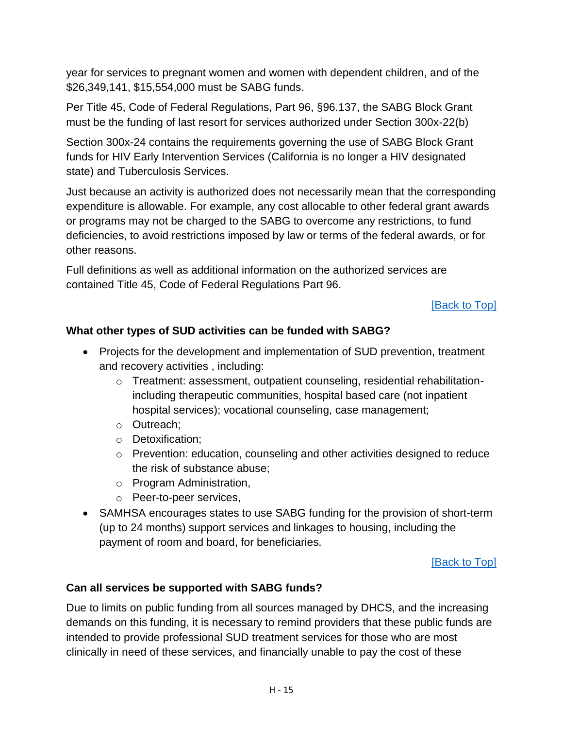year for services to pregnant women and women with dependent children, and of the $26,349,141, $15,554,000 must be SABG funds.

Per Title 45, Code of Federal Regulations, Part 96, §96.137, the SABG Block Grant must be the funding of last resort for services authorized under Section 300x-22(b)

Section 300x-24 contains the requirements governing the use of SABG Block Grant funds for HIV Early Intervention Services (California is no longer a HIV designated state) and Tuberculosis Services.

Just because an activity is authorized does not necessarily mean that the corresponding expenditure is allowable. For example, any cost allocable to other federal grant awards or programs may not be charged to the SABG to overcome any restrictions, to fund deficiencies, to avoid restrictions imposed by law or terms of the federal awards, or for other reasons.

Full definitions as well as additional information on the authorized services are contained Title 45, Code of Federal Regulations Part 96.

[Back to Top]

**What other types of SUD activities can be funded with SABG?**

- Projects for the development and implementation of SUD prevention, treatment and recovery activities , including:
    - Treatment: assessment, outpatient counseling, residential rehabilitation-including therapeutic communities, hospital based care (not inpatient hospital services); vocational counseling, case management;
    - Outreach;
    - Detoxification;
    - Prevention: education, counseling and other activities designed to reduce the risk of substance abuse;
    - Program Administration,
    - Peer-to-peer services,
- SAMHSA encourages states to use SABG funding for the provision of short-term (up to 24 months) support services and linkages to housing, including the payment of room and board, for beneficiaries.

[Back to Top]

**Can all services be supported with SABG funds?**

Due to limits on public funding from all sources managed by DHCS, and the increasing demands on this funding, it is necessary to remind providers that these public funds are intended to provide professional SUD treatment services for those who are most clinically in need of these services, and financially unable to pay the cost of these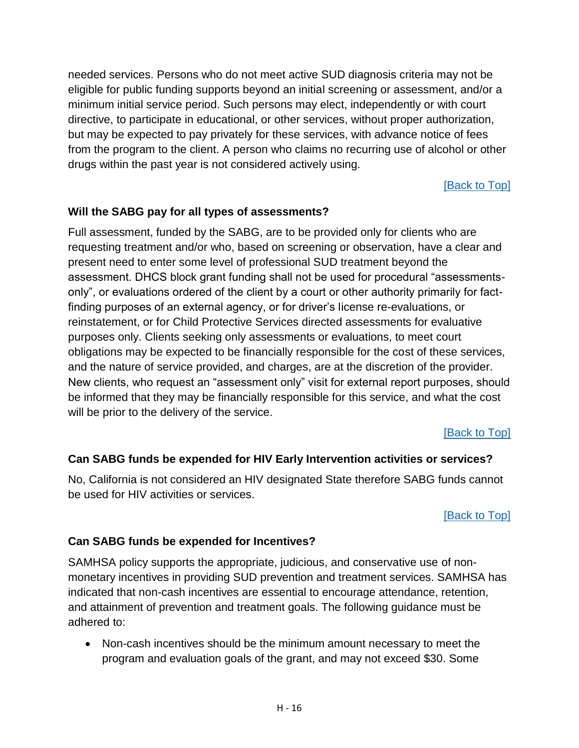needed services. Persons who do not meet active SUD diagnosis criteria may not be eligible for public funding supports beyond an initial screening or assessment, and/or a minimum initial service period. Such persons may elect, independently or with court directive, to participate in educational, or other services, without proper authorization, but may be expected to pay privately for these services, with advance notice of fees from the program to the client. A person who claims no recurring use of alcohol or other drugs within the past year is not considered actively using.

[Back to Top]

**Will the SABG pay for all types of assessments?**

Full assessment, funded by the SABG, are to be provided only for clients who are requesting treatment and/or who, based on screening or observation, have a clear and present need to enter some level of professional SUD treatment beyond the assessment. DHCS block grant funding shall not be used for procedural "assessments-only", or evaluations ordered of the client by a court or other authority primarily for fact-finding purposes of an external agency, or for driver's license re-evaluations, or reinstatement, or for Child Protective Services directed assessments for evaluative purposes only. Clients seeking only assessments or evaluations, to meet court obligations may be expected to be financially responsible for the cost of these services, and the nature of service provided, and charges, are at the discretion of the provider. New clients, who request an "assessment only" visit for external report purposes, should be informed that they may be financially responsible for this service, and what the cost will be prior to the delivery of the service.

[Back to Top]

**Can SABG funds be expended for HIV Early Intervention activities or services?**

No, California is not considered an HIV designated State therefore SABG funds cannot be used for HIV activities or services.

[Back to Top]

**Can SABG funds be expended for Incentives?**

SAMHSA policy supports the appropriate, judicious, and conservative use of non-monetary incentives in providing SUD prevention and treatment services. SAMHSA has indicated that non-cash incentives are essential to encourage attendance, retention, and attainment of prevention and treatment goals. The following guidance must be adhered to:

- Non-cash incentives should be the minimum amount necessary to meet the program and evaluation goals of the grant, and may not exceed $30. Some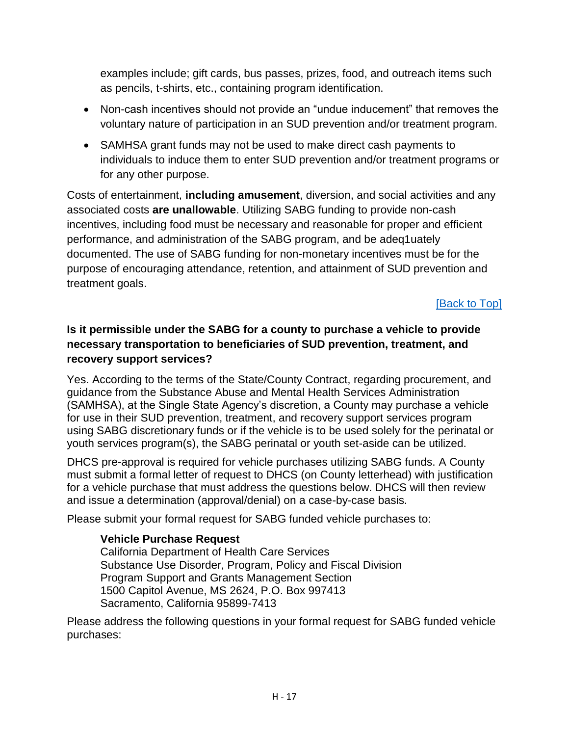examples include; gift cards, bus passes, prizes, food, and outreach items such as pencils, t-shirts, etc., containing program identification.

- Non-cash incentives should not provide an "undue inducement" that removes the voluntary nature of participation in an SUD prevention and/or treatment program.
- SAMHSA grant funds may not be used to make direct cash payments to individuals to induce them to enter SUD prevention and/or treatment programs or for any other purpose.

Costs of entertainment, **including amusement**, diversion, and social activities and any associated costs **are unallowable**. Utilizing SABG funding to provide non-cash incentives, including food must be necessary and reasonable for proper and efficient performance, and administration of the SABG program, and be adeq1uately documented. The use of SABG funding for non-monetary incentives must be for the purpose of encouraging attendance, retention, and attainment of SUD prevention and treatment goals.

[Back to Top]

**Is it permissible under the SABG for a county to purchase a vehicle to provide necessary transportation to beneficiaries of SUD prevention, treatment, and recovery support services?**

Yes. According to the terms of the State/County Contract, regarding procurement, and guidance from the Substance Abuse and Mental Health Services Administration (SAMHSA), at the Single State Agency's discretion, a County may purchase a vehicle for use in their SUD prevention, treatment, and recovery support services program using SABG discretionary funds or if the vehicle is to be used solely for the perinatal or youth services program(s), the SABG perinatal or youth set-aside can be utilized.

DHCS pre-approval is required for vehicle purchases utilizing SABG funds. A County must submit a formal letter of request to DHCS (on County letterhead) with justification for a vehicle purchase that must address the questions below. DHCS will then review and issue a determination (approval/denial) on a case-by-case basis.

Please submit your formal request for SABG funded vehicle purchases to:

**Vehicle Purchase Request**
California Department of Health Care Services
Substance Use Disorder, Program, Policy and Fiscal Division
Program Support and Grants Management Section
1500 Capitol Avenue, MS 2624, P.O. Box 997413
Sacramento, California 95899-7413

Please address the following questions in your formal request for SABG funded vehicle purchases: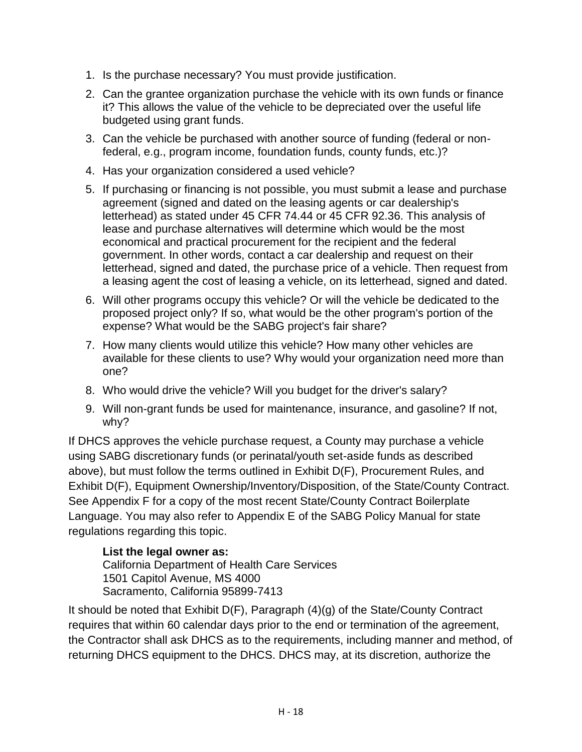1. Is the purchase necessary? You must provide justification.
2. Can the grantee organization purchase the vehicle with its own funds or finance it? This allows the value of the vehicle to be depreciated over the useful life budgeted using grant funds.
3. Can the vehicle be purchased with another source of funding (federal or non-federal, e.g., program income, foundation funds, county funds, etc.)?
4. Has your organization considered a used vehicle?
5. If purchasing or financing is not possible, you must submit a lease and purchase agreement (signed and dated on the leasing agents or car dealership's letterhead) as stated under 45 CFR 74.44 or 45 CFR 92.36. This analysis of lease and purchase alternatives will determine which would be the most economical and practical procurement for the recipient and the federal government. In other words, contact a car dealership and request on their letterhead, signed and dated, the purchase price of a vehicle. Then request from a leasing agent the cost of leasing a vehicle, on its letterhead, signed and dated.
6. Will other programs occupy this vehicle? Or will the vehicle be dedicated to the proposed project only? If so, what would be the other program's portion of the expense? What would be the SABG project's fair share?
7. How many clients would utilize this vehicle? How many other vehicles are available for these clients to use? Why would your organization need more than one?
8. Who would drive the vehicle? Will you budget for the driver's salary?
9. Will non-grant funds be used for maintenance, insurance, and gasoline? If not, why?

If DHCS approves the vehicle purchase request, a County may purchase a vehicle using SABG discretionary funds (or perinatal/youth set-aside funds as described above), but must follow the terms outlined in Exhibit D(F), Procurement Rules, and Exhibit D(F), Equipment Ownership/Inventory/Disposition, of the State/County Contract. See Appendix F for a copy of the most recent State/County Contract Boilerplate Language. You may also refer to Appendix E of the SABG Policy Manual for state regulations regarding this topic.

**List the legal owner as:**
California Department of Health Care Services
1501 Capitol Avenue, MS 4000
Sacramento, California 95899-7413

It should be noted that Exhibit D(F), Paragraph (4)(g) of the State/County Contract requires that within 60 calendar days prior to the end or termination of the agreement, the Contractor shall ask DHCS as to the requirements, including manner and method, of returning DHCS equipment to the DHCS. DHCS may, at its discretion, authorize the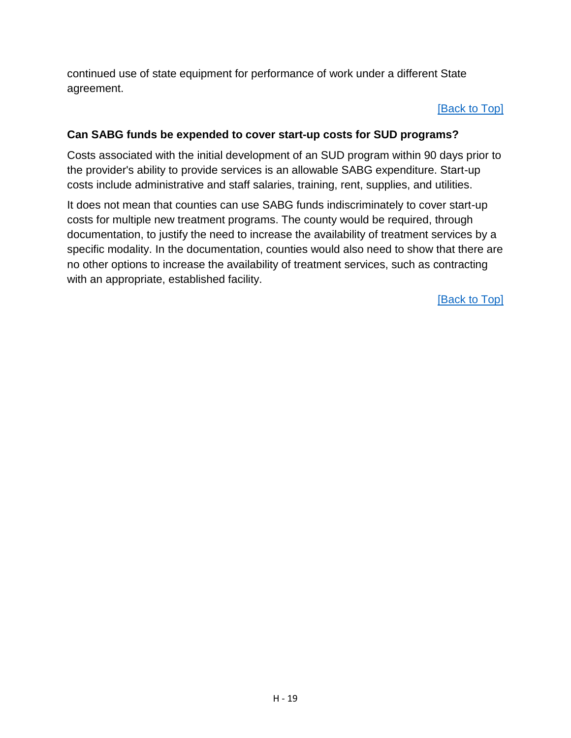continued use of state equipment for performance of work under a different State agreement.

[Back to Top]

**Can SABG funds be expended to cover start-up costs for SUD programs?**

Costs associated with the initial development of an SUD program within 90 days prior to the provider's ability to provide services is an allowable SABG expenditure. Start-up costs include administrative and staff salaries, training, rent, supplies, and utilities.

It does not mean that counties can use SABG funds indiscriminately to cover start-up costs for multiple new treatment programs. The county would be required, through documentation, to justify the need to increase the availability of treatment services by a specific modality. In the documentation, counties would also need to show that there are no other options to increase the availability of treatment services, such as contracting with an appropriate, established facility.

[Back to Top]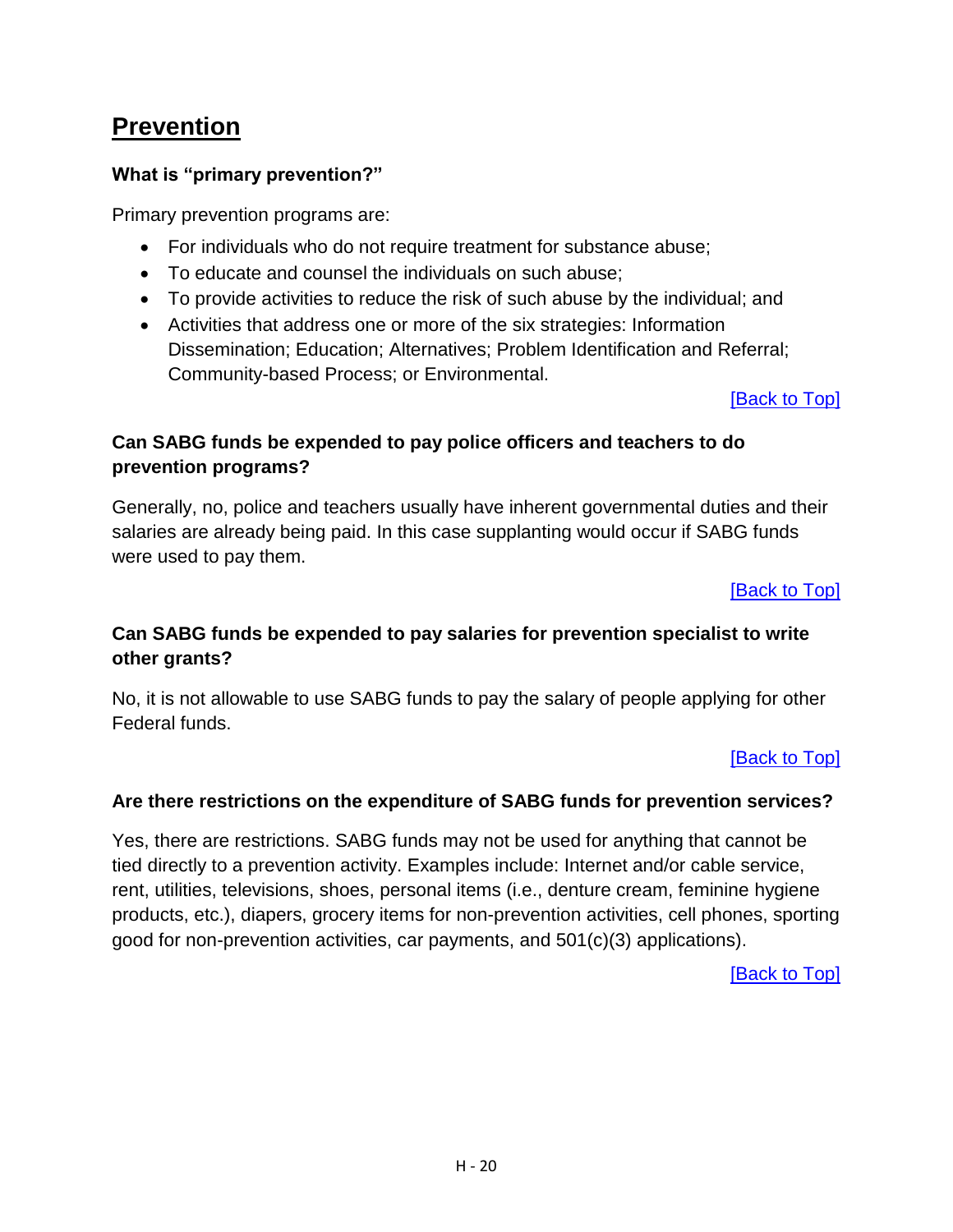## Prevention

### What is "primary prevention?"

Primary prevention programs are:

- For individuals who do not require treatment for substance abuse;
- To educate and counsel the individuals on such abuse;
- To provide activities to reduce the risk of such abuse by the individual; and
- Activities that address one or more of the six strategies: Information Dissemination; Education; Alternatives; Problem Identification and Referral; Community-based Process; or Environmental.

[Back to Top]

### Can SABG funds be expended to pay police officers and teachers to do prevention programs?

Generally, no, police and teachers usually have inherent governmental duties and their salaries are already being paid. In this case supplanting would occur if SABG funds were used to pay them.

[Back to Top]

### Can SABG funds be expended to pay salaries for prevention specialist to write other grants?

No, it is not allowable to use SABG funds to pay the salary of people applying for other Federal funds.

[Back to Top]

### Are there restrictions on the expenditure of SABG funds for prevention services?

Yes, there are restrictions. SABG funds may not be used for anything that cannot be tied directly to a prevention activity. Examples include: Internet and/or cable service, rent, utilities, televisions, shoes, personal items (i.e., denture cream, feminine hygiene products, etc.), diapers, grocery items for non-prevention activities, cell phones, sporting good for non-prevention activities, car payments, and 501(c)(3) applications).

[Back to Top]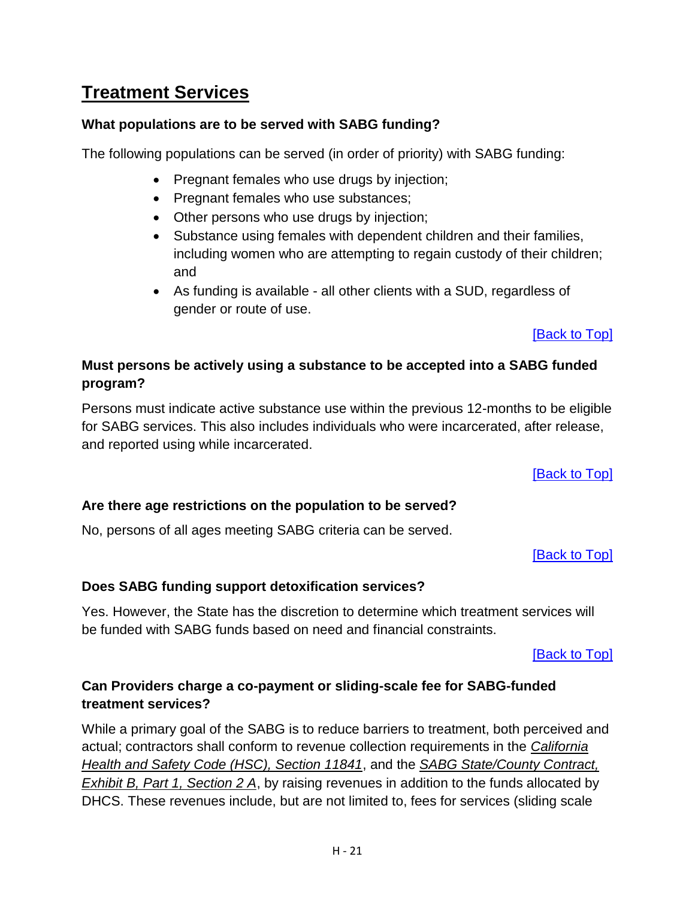## Treatment Services

**What populations are to be served with SABG funding?**

The following populations can be served (in order of priority) with SABG funding:

- Pregnant females who use drugs by injection;
- Pregnant females who use substances;
- Other persons who use drugs by injection;
- Substance using females with dependent children and their families, including women who are attempting to regain custody of their children; and
- As funding is available - all other clients with a SUD, regardless of gender or route of use.

[Back to Top]

**Must persons be actively using a substance to be accepted into a SABG funded program?**

Persons must indicate active substance use within the previous 12-months to be eligible for SABG services. This also includes individuals who were incarcerated, after release, and reported using while incarcerated.

[Back to Top]

**Are there age restrictions on the population to be served?**

No, persons of all ages meeting SABG criteria can be served.

[Back to Top]

**Does SABG funding support detoxification services?**

Yes. However, the State has the discretion to determine which treatment services will be funded with SABG funds based on need and financial constraints.

[Back to Top]

**Can Providers charge a co-payment or sliding-scale fee for SABG-funded treatment services?**

While a primary goal of the SABG is to reduce barriers to treatment, both perceived and actual; contractors shall conform to revenue collection requirements in the *California Health and Safety Code (HSC), Section 11841*, and the *SABG State/County Contract, Exhibit B, Part 1, Section 2 A*, by raising revenues in addition to the funds allocated by DHCS. These revenues include, but are not limited to, fees for services (sliding scale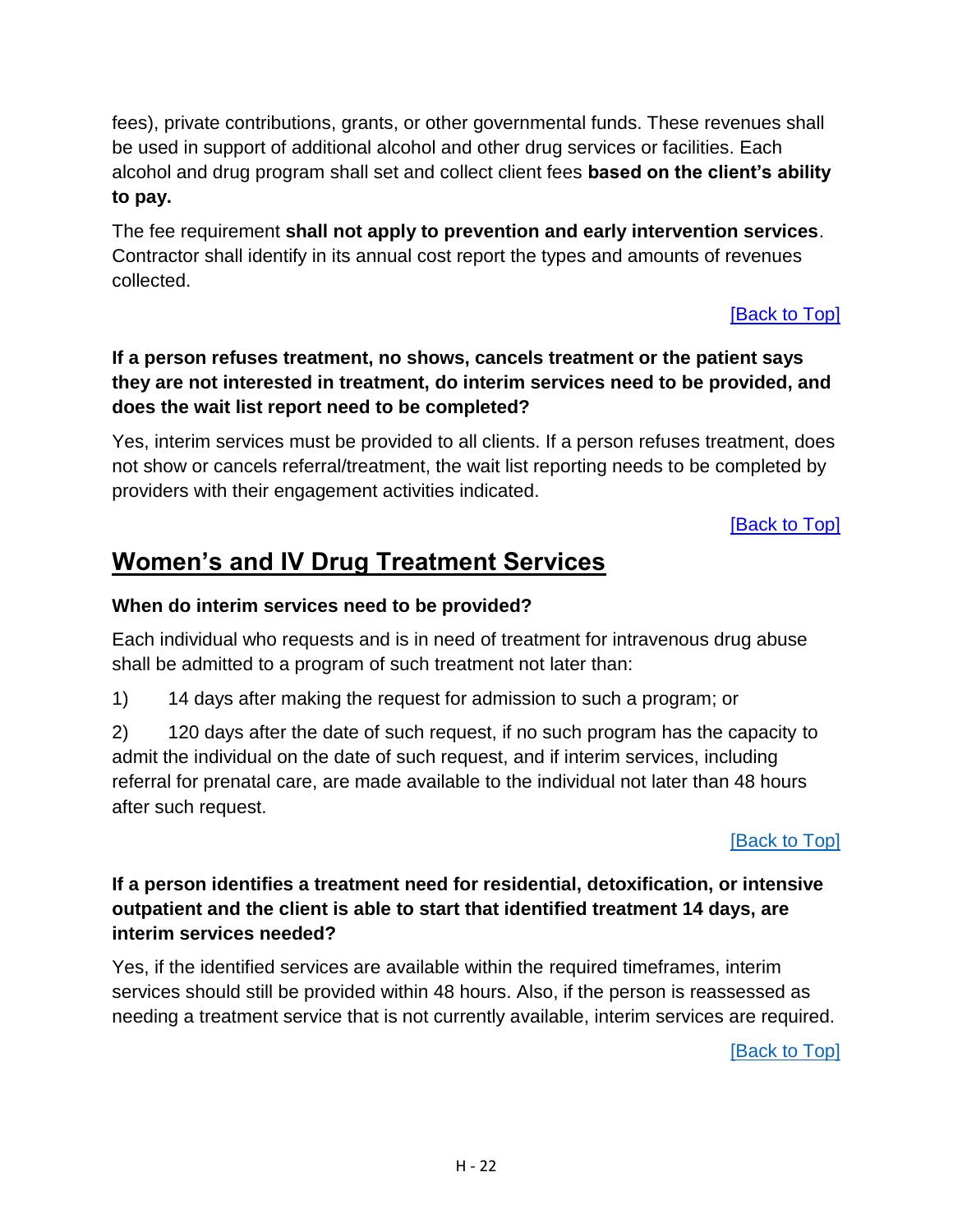fees), private contributions, grants, or other governmental funds. These revenues shall be used in support of additional alcohol and other drug services or facilities. Each alcohol and drug program shall set and collect client fees **based on the client's ability to pay.**

The fee requirement **shall not apply to prevention and early intervention services**. Contractor shall identify in its annual cost report the types and amounts of revenues collected.

[Back to Top]

**If a person refuses treatment, no shows, cancels treatment or the patient says they are not interested in treatment, do interim services need to be provided, and does the wait list report need to be completed?**

Yes, interim services must be provided to all clients. If a person refuses treatment, does not show or cancels referral/treatment, the wait list reporting needs to be completed by providers with their engagement activities indicated.

[Back to Top]

## Women's and IV Drug Treatment Services

**When do interim services need to be provided?**

Each individual who requests and is in need of treatment for intravenous drug abuse shall be admitted to a program of such treatment not later than:

1) 14 days after making the request for admission to such a program; or

2) 120 days after the date of such request, if no such program has the capacity to admit the individual on the date of such request, and if interim services, including referral for prenatal care, are made available to the individual not later than 48 hours after such request.

[Back to Top]

**If a person identifies a treatment need for residential, detoxification, or intensive outpatient and the client is able to start that identified treatment 14 days, are interim services needed?**

Yes, if the identified services are available within the required timeframes, interim services should still be provided within 48 hours. Also, if the person is reassessed as needing a treatment service that is not currently available, interim services are required.

[Back to Top]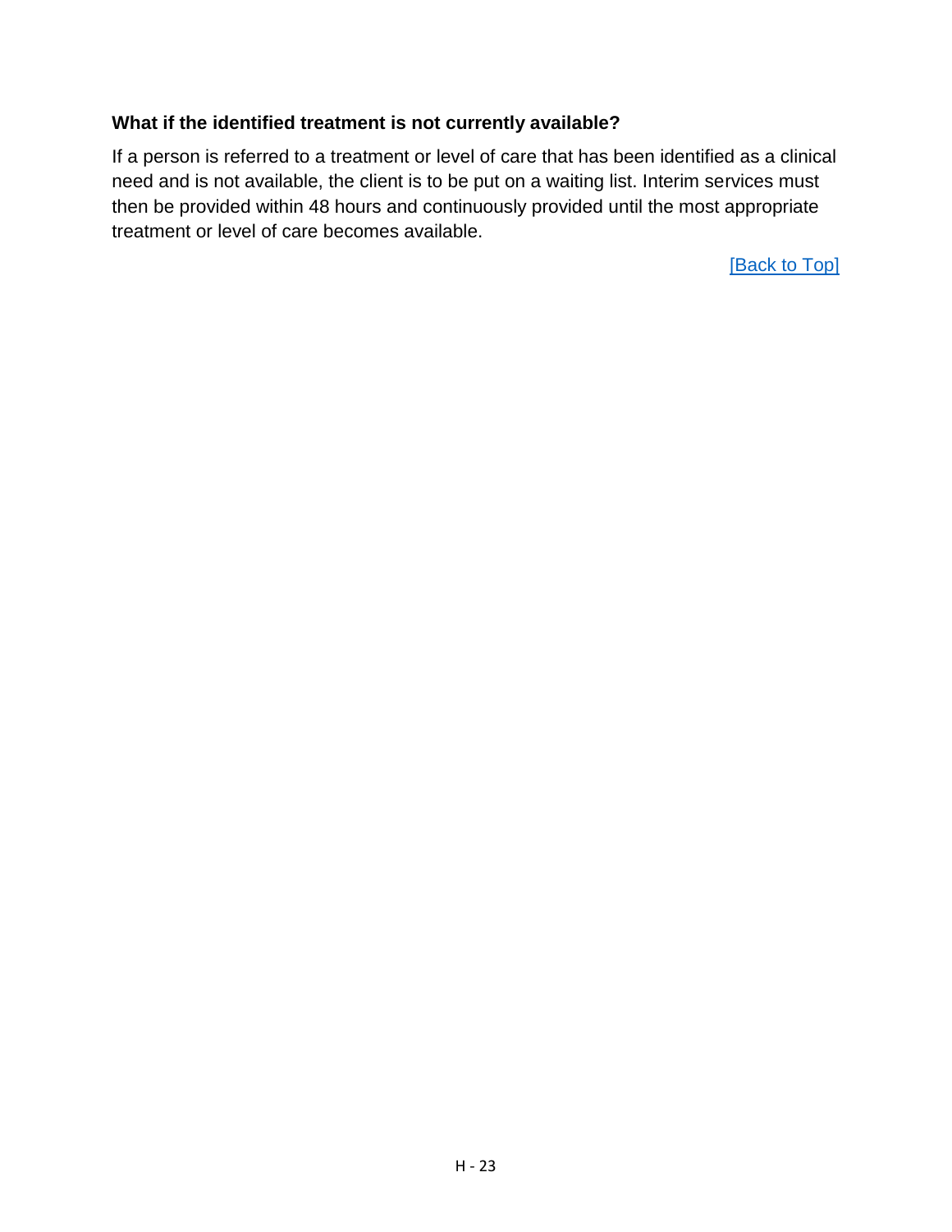### What if the identified treatment is not currently available?

If a person is referred to a treatment or level of care that has been identified as a clinical need and is not available, the client is to be put on a waiting list. Interim services must then be provided within 48 hours and continuously provided until the most appropriate treatment or level of care becomes available.

[Back to Top]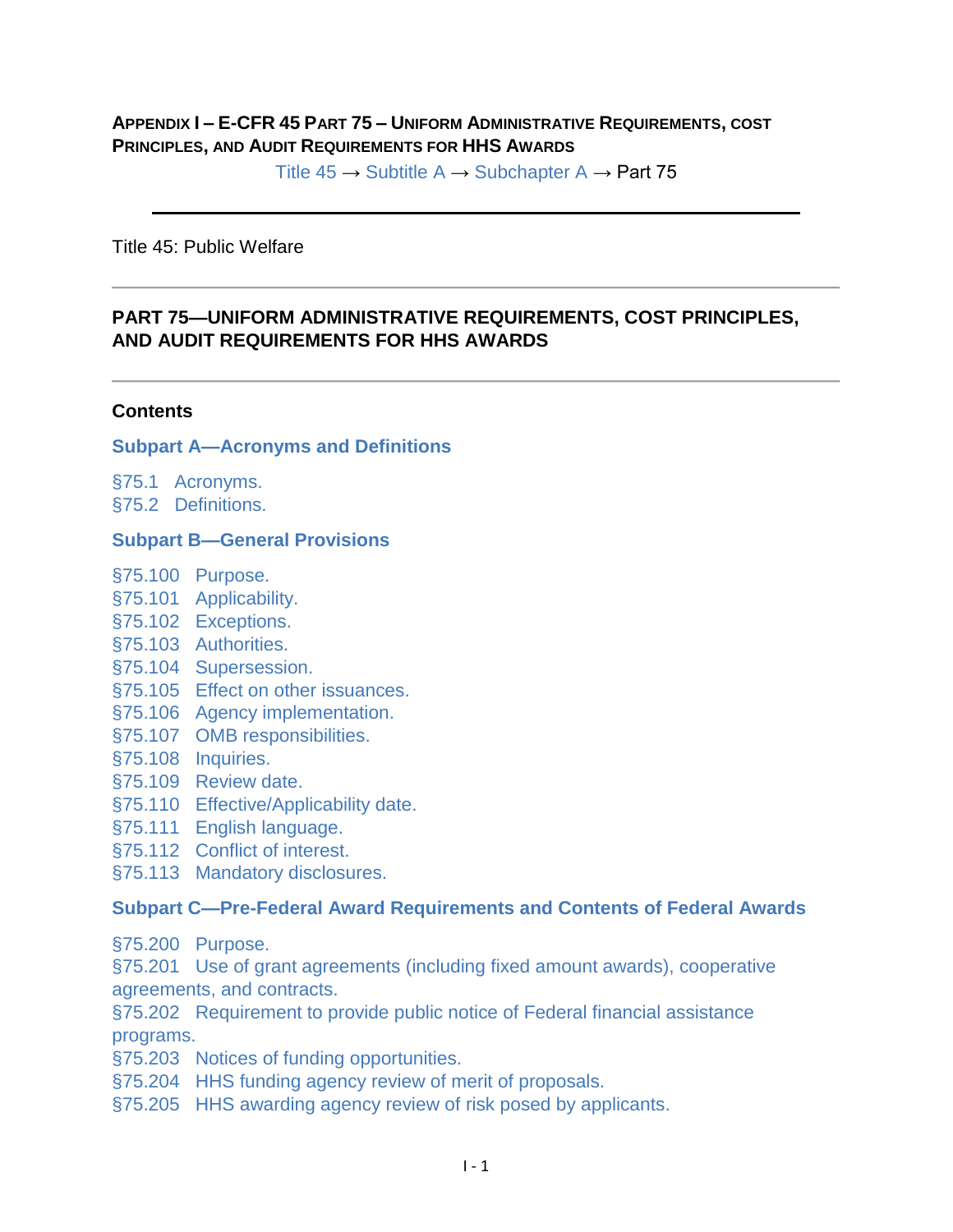**APPENDIX I – E-CFR 45 PART 75 – UNIFORM ADMINISTRATIVE REQUIREMENTS, COST PRINCIPLES, AND AUDIT REQUIREMENTS FOR HHS AWARDS**

Title 45 → Subtitle A → Subchapter A → Part 75

---

Title 45: Public Welfare

---

## PART 75—UNIFORM ADMINISTRATIVE REQUIREMENTS, COST PRINCIPLES, AND AUDIT REQUIREMENTS FOR HHS AWARDS

---

**Contents**

**Subpart A—Acronyms and Definitions**

§75.1 Acronyms.
§75.2 Definitions.

**Subpart B—General Provisions**

§75.100 Purpose.
§75.101 Applicability.
§75.102 Exceptions.
§75.103 Authorities.
§75.104 Supersession.
§75.105 Effect on other issuances.
§75.106 Agency implementation.
§75.107 OMB responsibilities.
§75.108 Inquiries.
§75.109 Review date.
§75.110 Effective/Applicability date.
§75.111 English language.
§75.112 Conflict of interest.
§75.113 Mandatory disclosures.

**Subpart C—Pre-Federal Award Requirements and Contents of Federal Awards**

§75.200 Purpose.
§75.201 Use of grant agreements (including fixed amount awards), cooperative agreements, and contracts.
§75.202 Requirement to provide public notice of Federal financial assistance programs.
§75.203 Notices of funding opportunities.
§75.204 HHS funding agency review of merit of proposals.
§75.205 HHS awarding agency review of risk posed by applicants.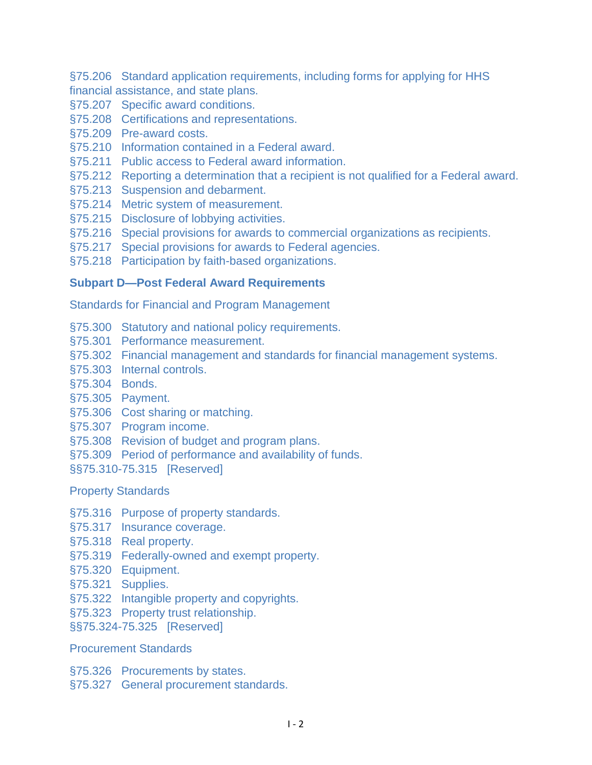§75.206 Standard application requirements, including forms for applying for HHS financial assistance, and state plans.
§75.207 Specific award conditions.
§75.208 Certifications and representations.
§75.209 Pre-award costs.
§75.210 Information contained in a Federal award.
§75.211 Public access to Federal award information.
§75.212 Reporting a determination that a recipient is not qualified for a Federal award.
§75.213 Suspension and debarment.
§75.214 Metric system of measurement.
§75.215 Disclosure of lobbying activities.
§75.216 Special provisions for awards to commercial organizations as recipients.
§75.217 Special provisions for awards to Federal agencies.
§75.218 Participation by faith-based organizations.

**Subpart D—Post Federal Award Requirements**

Standards for Financial and Program Management

§75.300 Statutory and national policy requirements.
§75.301 Performance measurement.
§75.302 Financial management and standards for financial management systems.
§75.303 Internal controls.
§75.304 Bonds.
§75.305 Payment.
§75.306 Cost sharing or matching.
§75.307 Program income.
§75.308 Revision of budget and program plans.
§75.309 Period of performance and availability of funds.
§§75.310-75.315 [Reserved]

Property Standards

§75.316 Purpose of property standards.
§75.317 Insurance coverage.
§75.318 Real property.
§75.319 Federally-owned and exempt property.
§75.320 Equipment.
§75.321 Supplies.
§75.322 Intangible property and copyrights.
§75.323 Property trust relationship.
§§75.324-75.325 [Reserved]

Procurement Standards

§75.326 Procurements by states.
§75.327 General procurement standards.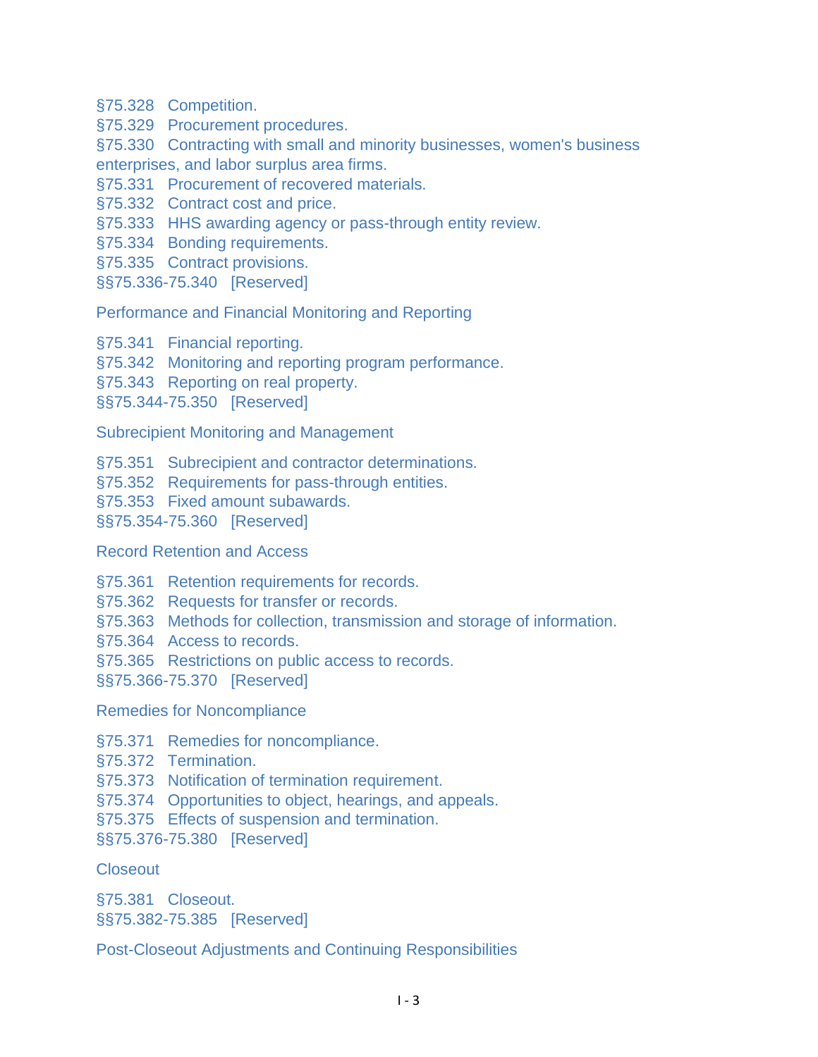§75.328 Competition.
§75.329 Procurement procedures.
§75.330 Contracting with small and minority businesses, women's business enterprises, and labor surplus area firms.
§75.331 Procurement of recovered materials.
§75.332 Contract cost and price.
§75.333 HHS awarding agency or pass-through entity review.
§75.334 Bonding requirements.
§75.335 Contract provisions.
§§75.336-75.340 [Reserved]

Performance and Financial Monitoring and Reporting

§75.341 Financial reporting.
§75.342 Monitoring and reporting program performance.
§75.343 Reporting on real property.
§§75.344-75.350 [Reserved]

Subrecipient Monitoring and Management

§75.351 Subrecipient and contractor determinations.
§75.352 Requirements for pass-through entities.
§75.353 Fixed amount subawards.
§§75.354-75.360 [Reserved]

Record Retention and Access

§75.361 Retention requirements for records.
§75.362 Requests for transfer or records.
§75.363 Methods for collection, transmission and storage of information.
§75.364 Access to records.
§75.365 Restrictions on public access to records.
§§75.366-75.370 [Reserved]

Remedies for Noncompliance

§75.371 Remedies for noncompliance.
§75.372 Termination.
§75.373 Notification of termination requirement.
§75.374 Opportunities to object, hearings, and appeals.
§75.375 Effects of suspension and termination.
§§75.376-75.380 [Reserved]

Closeout

§75.381 Closeout.
§§75.382-75.385 [Reserved]

Post-Closeout Adjustments and Continuing Responsibilities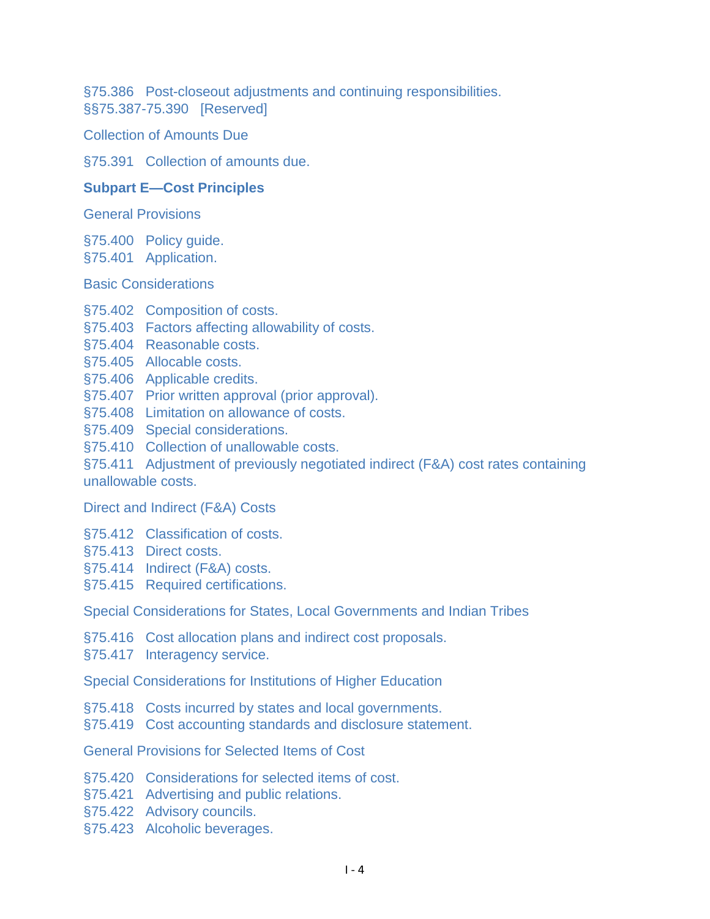§75.386 Post-closeout adjustments and continuing responsibilities.
§§75.387-75.390 [Reserved]

Collection of Amounts Due

§75.391 Collection of amounts due.

**Subpart E—Cost Principles**

General Provisions

§75.400 Policy guide.
§75.401 Application.

Basic Considerations

§75.402 Composition of costs.
§75.403 Factors affecting allowability of costs.
§75.404 Reasonable costs.
§75.405 Allocable costs.
§75.406 Applicable credits.
§75.407 Prior written approval (prior approval).
§75.408 Limitation on allowance of costs.
§75.409 Special considerations.
§75.410 Collection of unallowable costs.
§75.411 Adjustment of previously negotiated indirect (F&A) cost rates containing unallowable costs.

Direct and Indirect (F&A) Costs

§75.412 Classification of costs.
§75.413 Direct costs.
§75.414 Indirect (F&A) costs.
§75.415 Required certifications.

Special Considerations for States, Local Governments and Indian Tribes

§75.416 Cost allocation plans and indirect cost proposals.
§75.417 Interagency service.

Special Considerations for Institutions of Higher Education

§75.418 Costs incurred by states and local governments.
§75.419 Cost accounting standards and disclosure statement.

General Provisions for Selected Items of Cost

§75.420 Considerations for selected items of cost.
§75.421 Advertising and public relations.
§75.422 Advisory councils.
§75.423 Alcoholic beverages.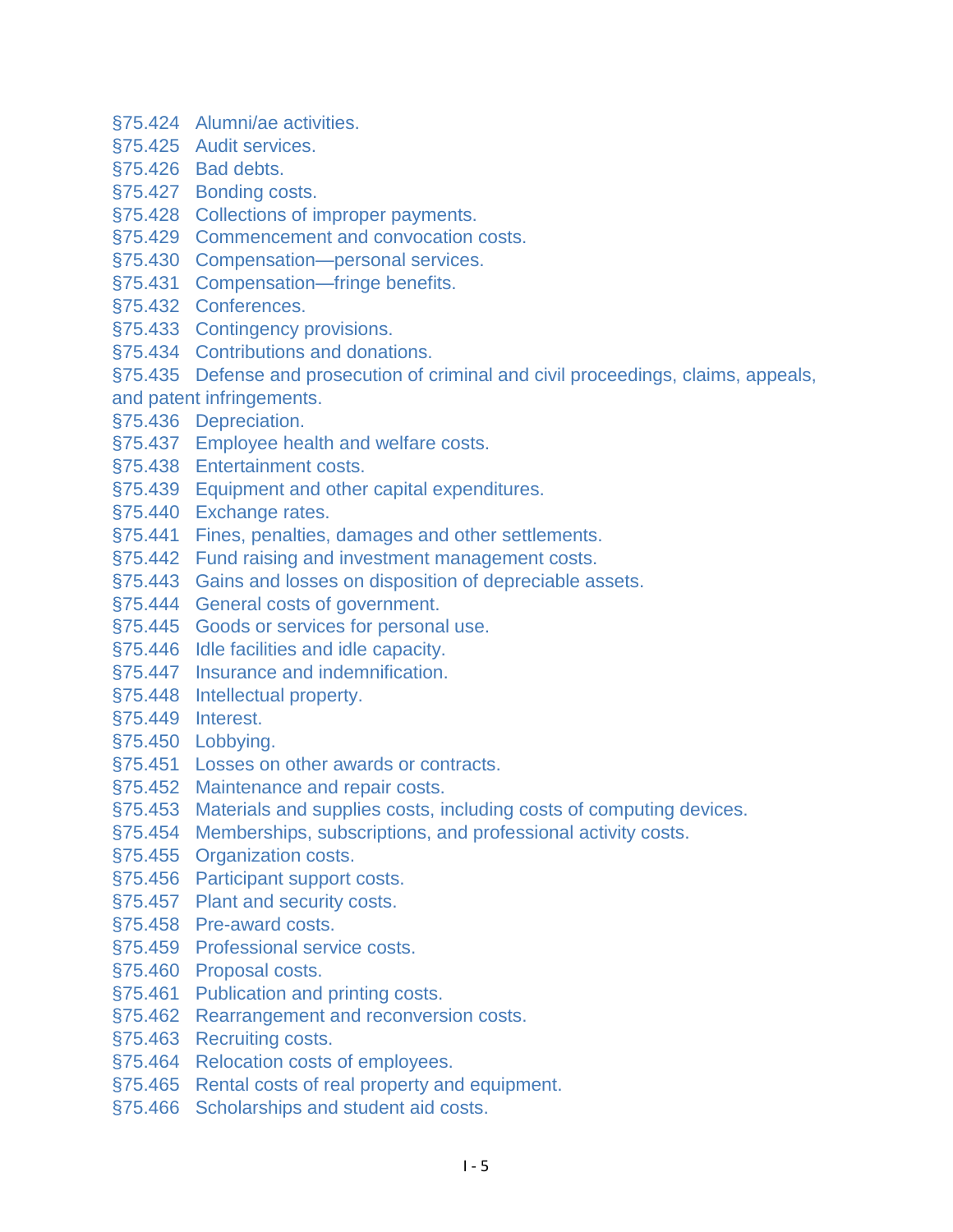§75.424 Alumni/ae activities.
§75.425 Audit services.
§75.426 Bad debts.
§75.427 Bonding costs.
§75.428 Collections of improper payments.
§75.429 Commencement and convocation costs.
§75.430 Compensation—personal services.
§75.431 Compensation—fringe benefits.
§75.432 Conferences.
§75.433 Contingency provisions.
§75.434 Contributions and donations.
§75.435 Defense and prosecution of criminal and civil proceedings, claims, appeals, and patent infringements.
§75.436 Depreciation.
§75.437 Employee health and welfare costs.
§75.438 Entertainment costs.
§75.439 Equipment and other capital expenditures.
§75.440 Exchange rates.
§75.441 Fines, penalties, damages and other settlements.
§75.442 Fund raising and investment management costs.
§75.443 Gains and losses on disposition of depreciable assets.
§75.444 General costs of government.
§75.445 Goods or services for personal use.
§75.446 Idle facilities and idle capacity.
§75.447 Insurance and indemnification.
§75.448 Intellectual property.
§75.449 Interest.
§75.450 Lobbying.
§75.451 Losses on other awards or contracts.
§75.452 Maintenance and repair costs.
§75.453 Materials and supplies costs, including costs of computing devices.
§75.454 Memberships, subscriptions, and professional activity costs.
§75.455 Organization costs.
§75.456 Participant support costs.
§75.457 Plant and security costs.
§75.458 Pre-award costs.
§75.459 Professional service costs.
§75.460 Proposal costs.
§75.461 Publication and printing costs.
§75.462 Rearrangement and reconversion costs.
§75.463 Recruiting costs.
§75.464 Relocation costs of employees.
§75.465 Rental costs of real property and equipment.
§75.466 Scholarships and student aid costs.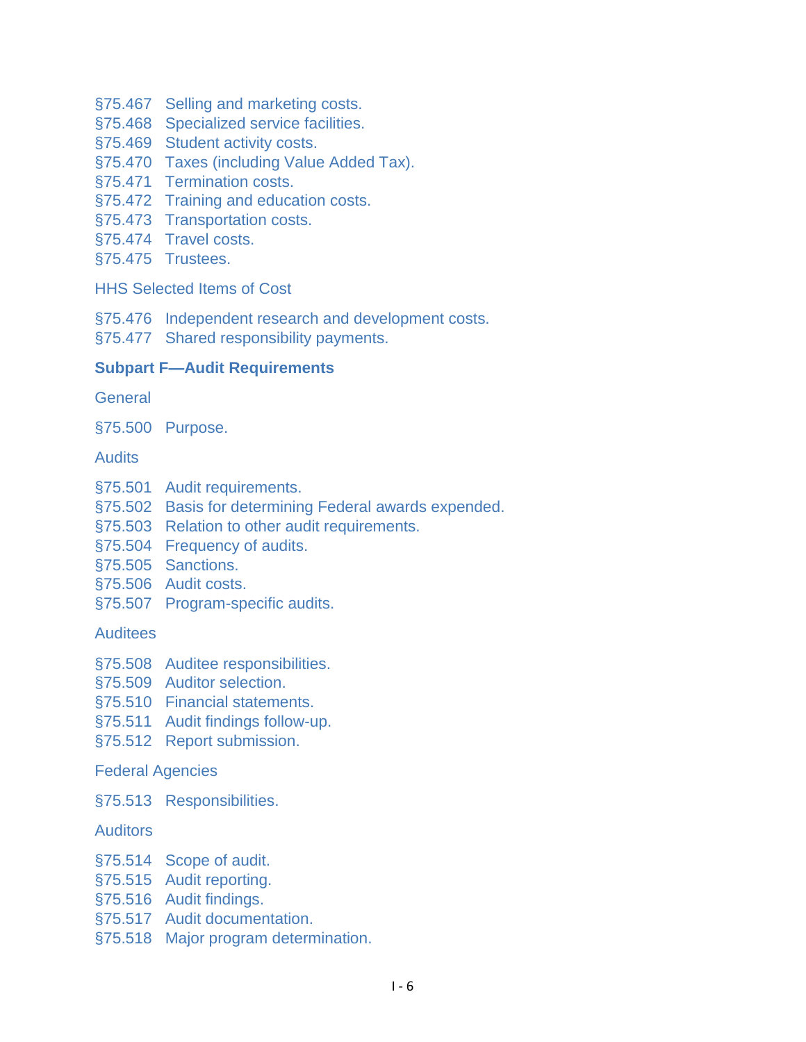§75.467 Selling and marketing costs.
§75.468 Specialized service facilities.
§75.469 Student activity costs.
§75.470 Taxes (including Value Added Tax).
§75.471 Termination costs.
§75.472 Training and education costs.
§75.473 Transportation costs.
§75.474 Travel costs.
§75.475 Trustees.

HHS Selected Items of Cost

§75.476 Independent research and development costs.
§75.477 Shared responsibility payments.

**Subpart F—Audit Requirements**

General

§75.500 Purpose.

Audits

§75.501 Audit requirements.
§75.502 Basis for determining Federal awards expended.
§75.503 Relation to other audit requirements.
§75.504 Frequency of audits.
§75.505 Sanctions.
§75.506 Audit costs.
§75.507 Program-specific audits.

Auditees

§75.508 Auditee responsibilities.
§75.509 Auditor selection.
§75.510 Financial statements.
§75.511 Audit findings follow-up.
§75.512 Report submission.

Federal Agencies

§75.513 Responsibilities.

Auditors

§75.514 Scope of audit.
§75.515 Audit reporting.
§75.516 Audit findings.
§75.517 Audit documentation.
§75.518 Major program determination.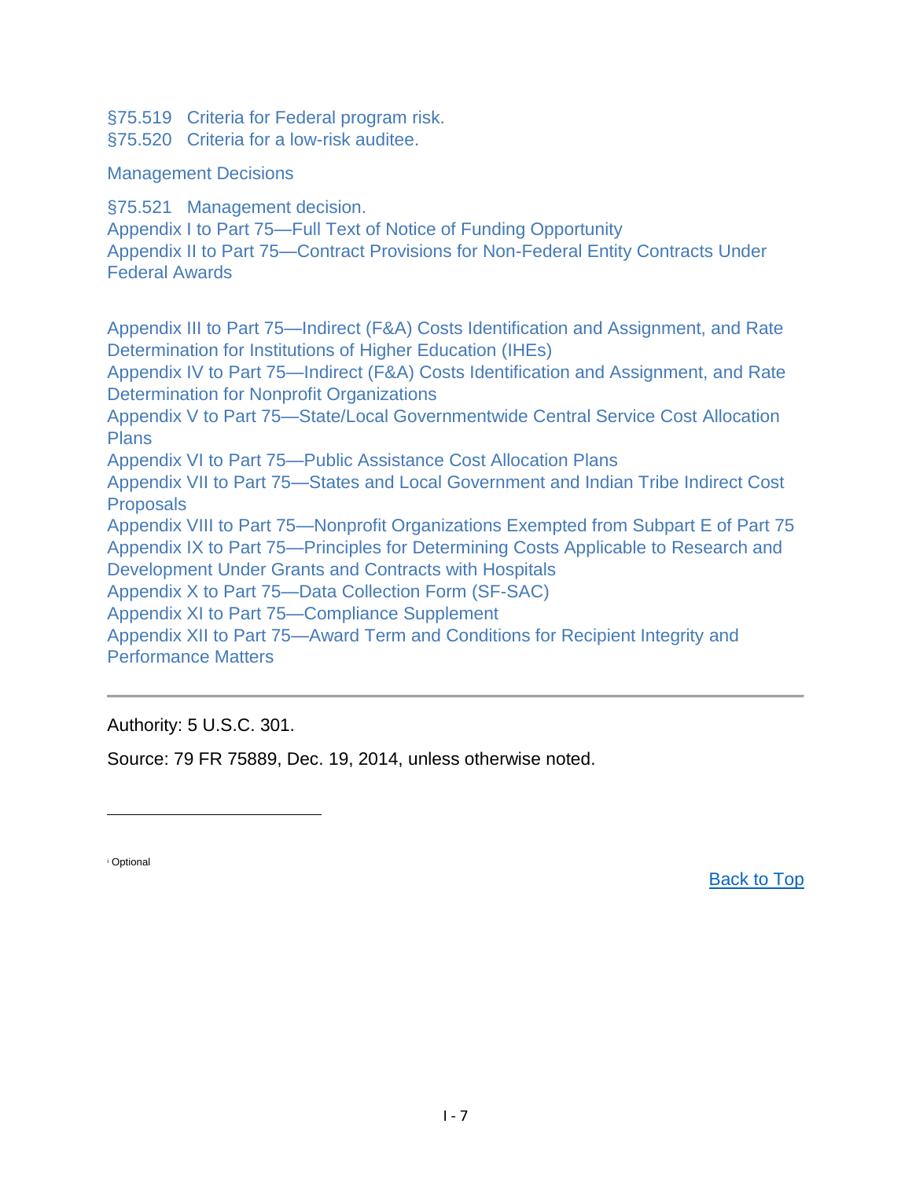§75.519 Criteria for Federal program risk.
§75.520 Criteria for a low-risk auditee.

Management Decisions

§75.521 Management decision.
Appendix I to Part 75—Full Text of Notice of Funding Opportunity
Appendix II to Part 75—Contract Provisions for Non-Federal Entity Contracts Under Federal Awards

Appendix III to Part 75—Indirect (F&A) Costs Identification and Assignment, and Rate Determination for Institutions of Higher Education (IHEs)
Appendix IV to Part 75—Indirect (F&A) Costs Identification and Assignment, and Rate Determination for Nonprofit Organizations
Appendix V to Part 75—State/Local Governmentwide Central Service Cost Allocation Plans
Appendix VI to Part 75—Public Assistance Cost Allocation Plans
Appendix VII to Part 75—States and Local Government and Indian Tribe Indirect Cost Proposals
Appendix VIII to Part 75—Nonprofit Organizations Exempted from Subpart E of Part 75
Appendix IX to Part 75—Principles for Determining Costs Applicable to Research and Development Under Grants and Contracts with Hospitals
Appendix X to Part 75—Data Collection Form (SF-SAC)
Appendix XI to Part 75—Compliance Supplement
Appendix XII to Part 75—Award Term and Conditions for Recipient Integrity and Performance Matters

---

Authority: 5 U.S.C. 301.

Source: 79 FR 75889, Dec. 19, 2014, unless otherwise noted.

[i] Optional

Back to Top